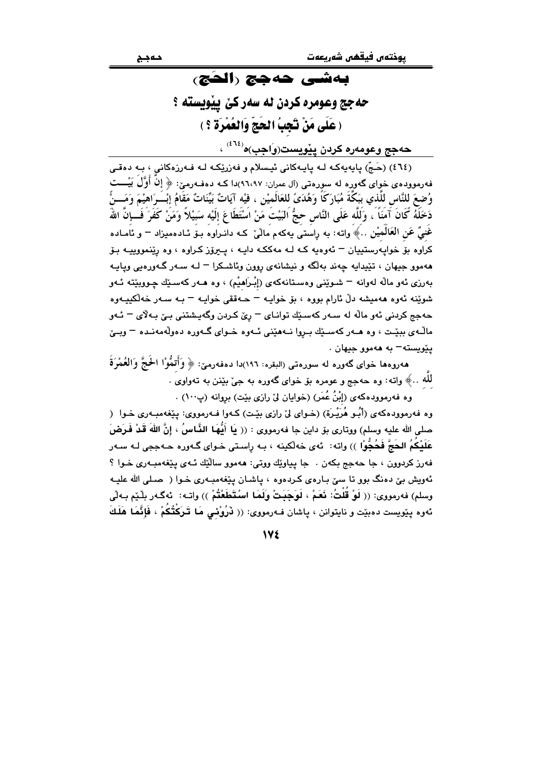# بەشی حەجج (الحَج)

## حەجج وعومرە كردن لە سەر كێ پێویستە ؟

## ( عَلَى مَنْ تَجِبُ الحَجّ وَالعُمْرَة ؟ )

### حەجج وعومەرە كردن پێویست(وَاجب)ە[(٤٦٤)] ،

(٤٦٤) (حَجّ) پایەیەكە لە پایەكانی ئیسلام و فەرزێكە لە فەرزەكانی ، بە دەقی فەرموودەی خوای گەورە لە سورەتی (آل عمران: ٩٦،٩٧)دا كە دەفەرمێ: ﴿ إِنَّ أَوَّلَ بَيْــتٍ وُضِعَ لِلنَّاسِ لَلَّذِي بِبَكَّةَ مُبَارَكاً وَهُدَىً لِلعَالَمِيْن ، فِيْه آيَاتٌ بَيِّنَاتٌ مَقَامُ إِبْــرَاهِيْمَ وَمَــنْ دَخَلَهُ كَانَ آمِنَاً ، وَلِلَّه عَلَى النَّاسِ حِجُّ البَيْتِ مَنْ اسْتَطَاعَ إِلَيْه سَبِيْلاً وَمَنْ كَفَرَ فَــإِنَّ اللهَ غَنِيٌّ عَنِ العَالَمِيْن ..﴾ واتە: بە ڕاستی یەكەم ماڵێ كە دانراوە بۆ ئادەمیزاد – و ئامادە كراوە بۆ خواپەرستییان – ئەوەیە كە لە مەككە دایە ، پیرۆز كراوە ، وە ڕێنموویییە بۆ هەموو جیهان ، تێیدایە چەند بەڵگە و نیشانەی ڕوون وئاشكرا – لە سەر گەورەیی وپایە بەرزی ئەو ماڵە لەوانە – شوێنی وەستانەكەی (إِبْرَاهِيْم) ، وە هەر كەسێك چووبێتە ئەو شوێنە ئەوە هەمیشە دڵ ئارام بووە ، بۆ خوایە – حەققی خوایە – بە سەر خەڵكییەوە حەجج كردنی ئەو ماڵە لە سەر كەسێك توانای – ڕێ كردن وگەیشتنی بێ بەلای – ئەو ماڵەی ببێت ، وە هەر كەسێك بڕوا نەهێنێ ئەوە خوای گەورە دەوڵەمەندە – وبێ پێویستە– بە هەموو جیهان .

هەروەها خوای گەورە لە سورەتی (البقره: ١٩٦)دا دەفەرمێ: ﴿ وَأَتِمُّوْا الحَجَّ وَالعُمْرَةَ لِلَّه ..﴾ واتە: وە حەجج و عومرە بۆ خوای گەورە بە جێ بێنن بە تەواوی .

وە فەرموودەكەی (إِبْنُ عُمَر) (خوایان لێ ڕازی بێت) بڕوانە (پ١٠٠) .

وە فەرموودەكەی (أَبُو هُرَيْرَة) (خوای لێ ڕازی بێت) كەوا فەرمووی: پێغەمبەری خوا ( صلى الله عليه وسلم) ووتاری بۆ داین جا فەرمووی : (( **يَا أَيُّهَا النَّاسُ ، إِنَّ اللهَ قَدْ فَرَضَ عَلَيْكُمُ الحَجَّ فَحُجُّوْا** )) واتە: ئەی خەڵكینە ، بە ڕاستی خوای گەورە حەججی لە سەر فەرز كردوون ، جا حەجج بكەن . جا پیاوێك ووتی: هەموو ساڵێك ئەی پێغەمبەری خوا ؟ ئەویش بێ دەنگ بوو تا سێ بارەی كردەوە ، پاشان پێغەمبەری خوا ( صلى الله عليه وسلم) فەرمووی: (( **لَوْ قُلْتُ: نَعَمْ ، لَوَجَبَتْ وَلَمَا اسْتَطَعْتُمْ** )) واتە: ئەگەر بڵێم بەڵێ ئەوە پێویست دەبێت و نایتوانن ، پاشان فەرمووی: (( **ذَرُوْنِي مَا تَرَكْتُكُمْ ، فَإِنَّمَا هَلَكَ**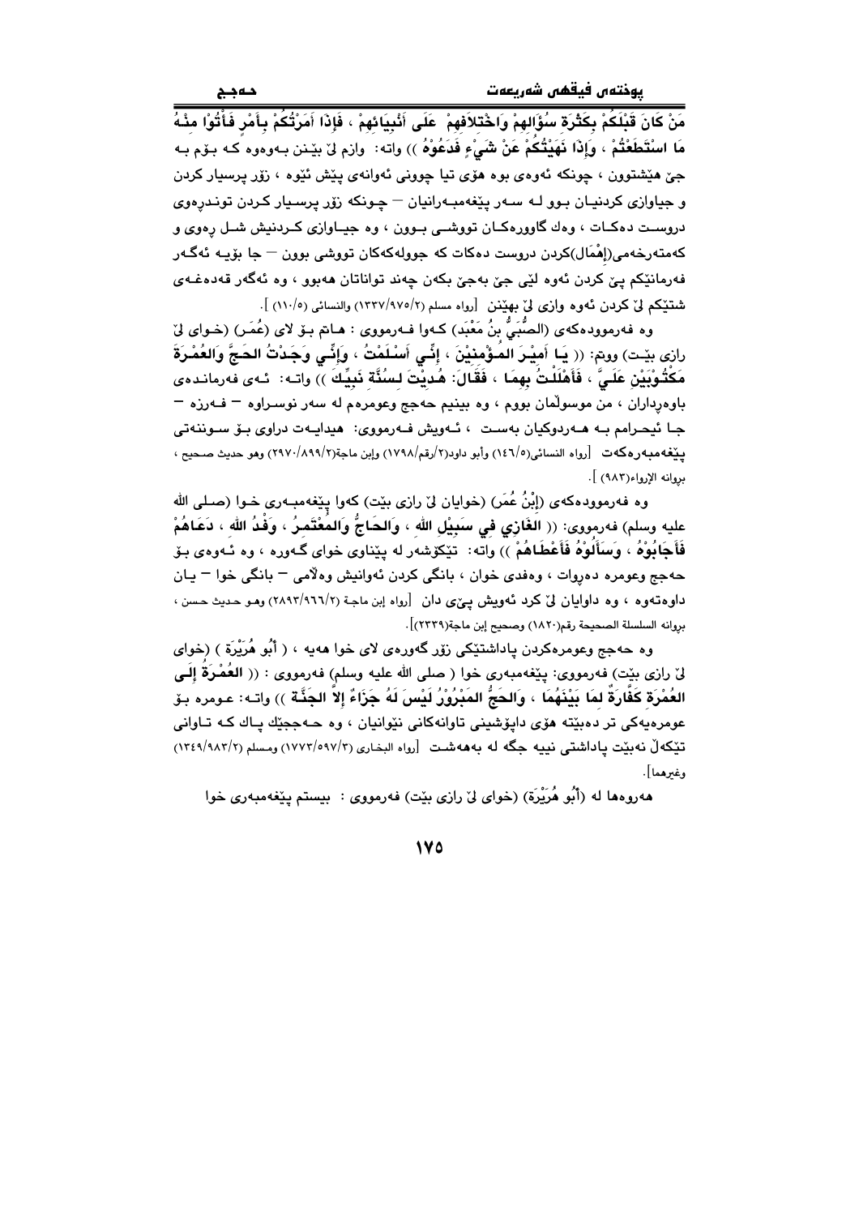**مَنْ كَانَ قَبْلَكُمْ بِكَثْرَةِ سُؤَالِهِمْ وَاخْتِلاَفِهِمْ عَلَى أَنْبِيَائِهِمْ ، فَإِذَا أَمَرْتُكُمْ بِأَمْرٍ فَأْتُوا مِنْهُ مَا اسْتَطَعْتُمْ ، وَإِذَا نَهَيْتُكُمْ عَنْ شَيْءٍ فَدَعُوهُ ))** واته: وازم لێ بێنن بەوەوە کە بۆم بە جێ هێشتوون ، چونکە ئەوەی بوە هۆی تیا چوونی ئەوانەی پێش ئێوە ، زۆر پرسیار کردن و جیاوازی کردنیان بوو لە سەر پێغەمبەرانیان – چونکە زۆر پرسیار کردن توندڕەوی دروست دەکات ، وەك گاورەکان تووشی بوون ، وە جیاوازی کردنیش شل ڕەوی و کەمتەرخەمی(إهْمَال)کردن دروست دەکات کە جوولەکەکان تووشی بوون – جا بۆیە ئەگەر فەرمانێکم پێ کردن ئەوە لێی جێ بەجێ بکەن چەند تواناتان هەبوو ، وە ئەگەر قەدەغەی شتێکم لێ کردن ئەوە وازی لێ بهێنن [رواه مسلم (١٣٣٧/٩٧٥/٢) والنسائي (١١٠/٥) ].

وە فەرموودەکەی (الصُّبَيُّ بنُ مَعْبَد) کەوا فەرمووی : هاتم بۆ لای (عُمَر) (خوای لێ ڕازی بێت) ووتم: (( **يَا أَمِيْرَ المُؤْمِنِيْنَ ، إِنِّي أَسْلَمْتُ ، وَإِنِّي وَجَدْتُ الحَجَّ وَالعُمْرَةَ مَكْتُوْبَيْنِ عَلَيَّ ، فَأَهْلَلْتُ بِهِمَا ، فَقَالَ: هُدِيْتَ لِسُنَّةِ نَبِيِّكَ** )) واتە: ئەی فەرمانڕەوای باوەڕداران ، من موسوڵمان بووم ، وە بینیم حەجج وعومرەم لە سەر نوسراوە – فەرزە – جا ئیحرامم بە هەردوکیان بەست ، ئەویش فەرمووی: هیدایەت دراوی بۆ سوننەتی پێغەمبەرەکەت [رواه النسائي(١٤٦/٥) وأبو داود(٢/رقم/١٧٩٨) وإبن ماجة(٢٩٧٠/٨٩٩/٢) وهو حديث صحيح ، بروانە الإرواء(٩٨٣) ].

وە فەرموودەکەی (إِبْنُ عُمَر) (خوایان لێ ڕازی بێت) کەوا پێغەمبەری خوا (صلی الله علیه وسلم) فەرمووی: (( **الغَازِي فِي سَبِيْلِ الله ، وَالحَاجُّ وَالمُعْتَمِرُ ، وَفْدُ الله ، دَعَاهُمْ فَأَجَابُوهُ ، وَسَأَلُوهُ فَأَعْطَاهُمْ** )) واتە: تێکۆشەر لە پێناوی خوای گەورە ، وە ئەوەی بۆ حەجج وعومرە دەڕوات ، وەفدی خوان ، بانگی کردن ئەوانیش وەڵامی – بانگی خوا – یان داوەتەوە ، وە داوایان لێ کرد ئەویش پێی دان [رواه إبن ماجة (٢٨٩٣/٩٦٦/٢) وهو حديث حسن ، بروانە السلسلة الصحيحة رقم(١٨٢٠) وصحيح إبن ماجة(٢٣٣٩)].

وە حەجج وعومرەکردن پاداشتێکی زۆر گەورەی لای خوا هەیە ، ( أَبُو هُرَيْرَة ) (خوای لێ ڕازی بێت) فەرمووی: پێغەمبەری خوا ( صلی الله علیه وسلم) فەرمووی : (( **العُمْرَةُ إِلَى العُمْرَةِ كَفَّارَةٌ لِمَا بَيْنَهُمَا ، وَالحَجُّ المَبْرُوْرُ لَيْسَ لَهُ جَزَاءٌ إِلاَّ الجَنَّةُ** )) واتە: عومرە بۆ عومرەیەکی تر دەبێتە هۆی داپۆشینی تاوانەکانی نێوانیان ، وە حەججێك پاك کە تاوانی تێکەڵ نەبێت پاداشتی نییە جگە لە بەهەشت [رواه البخاري (١٧٧٣/٥٩٧/٣) ومسلم (١٣٤٩/٩٨٣/٢) وغيرهما].

هەروەها لە (أَبُو هُرَيْرَة) (خوای لێ ڕازی بێت) فەرمووی : بیستم پێغەمبەری خوا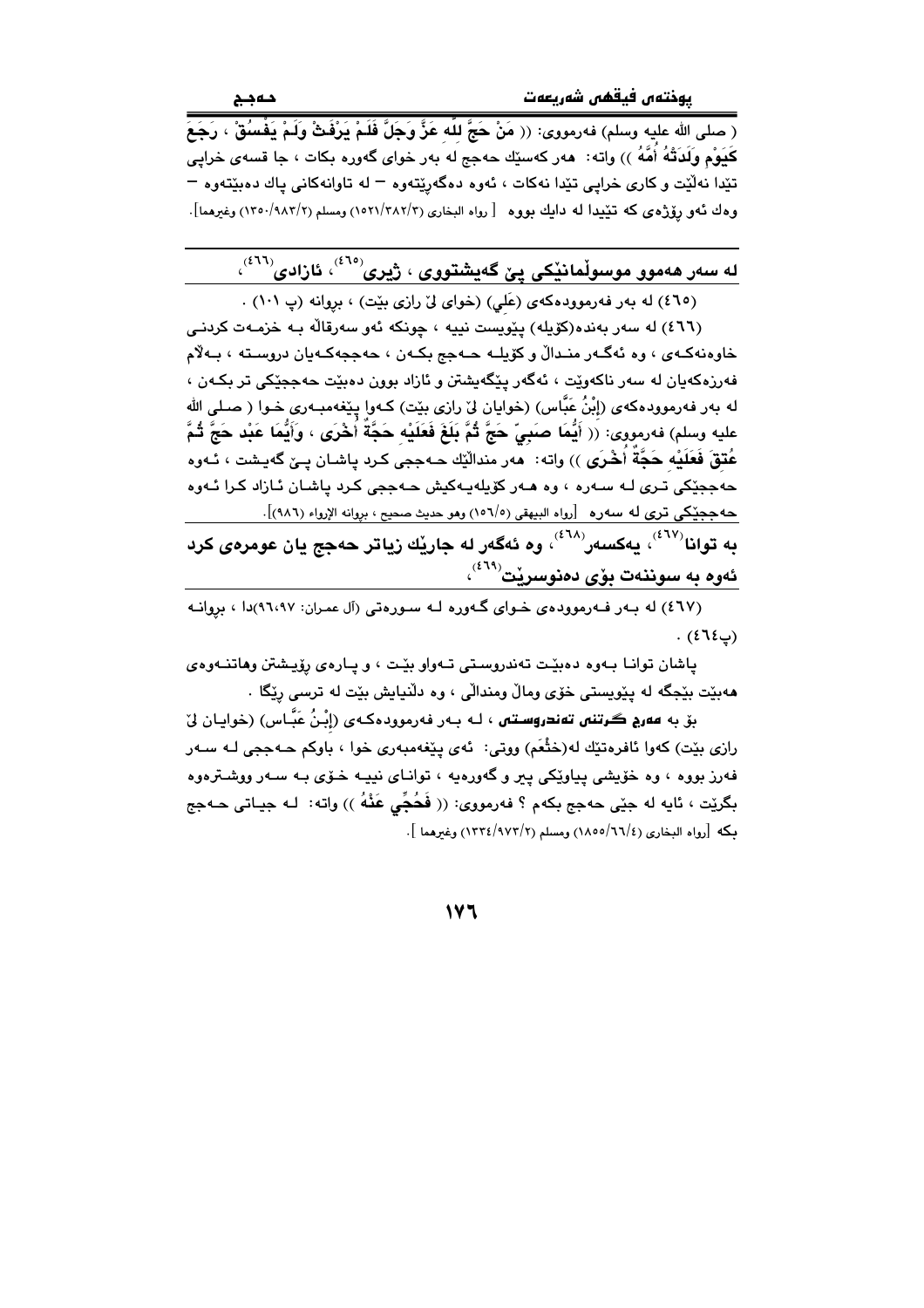( صلى الله عليه وسلم) فەرمووی: (( مَنْ حَجَّ للَّه عَزَّ وَجَلَّ فَلَمْ يَرْفُثْ وَلَمْ يَفْسُقْ ، رَجَعَ كَيَوْمِ وَلَدَتْهُ أُمُّهُ )) واته: هەر كەسێك حەجج لە بەر خوای گەورە بكات ، جا قسەی خراپی تێدا نەڵێت و كاری خراپی تێدا نەكات ، ئەوە دەگەڕێتەوە – لە تاوانەكانی پاك دەبێتەوە – وەك ئەو ڕۆژەی كە تێیدا لە دایك بووە [ رواه البخاری (١٥٢١/٣٨٢/٣) ومسلم (١٣٥٠/٩٨٣/٢) وغیرهما].

## لە سەر هەموو موسوڵمانێكی پێ گەیشتووی ، ژیری[٤٦٥] ، ئازادی[٤٦٦] ،

(٤٦٥) لە بەر فەرموودەكەی (عَلِي) (خوای لێ رازی بێت) ، بڕوانە (پ ١٠١) .

(٤٦٦) لە سەر بەندە(كۆیلە) پێویست نییە ، چونكە ئەو سەرقاڵە بـە خزمـەت كردنـی خاوەنەكـەی ، وە ئەگـەر منـداڵ و كۆیلـە حـەجج بكـەن ، حەججەكـەیان دروسـتە ، بـەڵام فەرزەكەیان لە سەر ناكەوێت ، ئەگەر پێگەیشتن و ئازاد بوون دەبێت حەججێكی تر بكـەن ، لە بەر فەرموودەكەی (إِبْنُ عَبَّاس) (خوایان لێ رازی بێت) كـەوا پێغەمبـەری خـوا ( صـلى الله عليه وسلم) فەرمووی: (( أَيُّمَا صَبِيٍّ حَجَّ ثُمَّ بَلَغَ فَعَلَيْهِ حَجَّةٌ أُخْرَى ، وَأَيُّمَا عَبْد حَجَّ ثُمَّ عُتِقَ فَعَلَيْهِ حَجَّةٌ أُخْرَى )) واته: هەر منداڵێك حـەججی كـرد پاشـان پـێ گەیـشت ، ئـەوە حەججێكی تـری لـە سـەرە ، وە هـەر كۆیلەیـەكیش حـەججی كـرد پاشـان ئـازاد كـرا ئـەوە حەججێكی تری لە سەرە [رواه البیهقی (١٥٦/٥) وهو حدیث صحیح ، بروانە الإرواء (٩٨٦)].

## بە توانا[٤٦٧]، یەكسەر[٤٦٨]، وە ئەگەر لە جارێك زیاتر حەجج یان عومرەی كرد ئەوە بە سوننەت بۆی دەنوسرێت[٤٦٩]،

(٤٦٧) لە بـەر فـەرموودەی خـوای گـەورە لـە سـورەتی (آل عمران: ٩٦،٩٧)دا ، بڕوانـە (پ٤٦٤) .

پاشان توانـا بـەوە دەبێـت تەندروسـتی تـەواو بێـت ، و پـارەی ڕۆیـشتن وهاتنـەوەی هەبێت بێجگە لە پێویستی خۆی ومالّ ومنداڵی ، وە دڵنیایش بێت لە ترسی ڕێگا .

بۆ بە **مەرج گـرتنی تەندروسـتی** ، لـە بـەر فەرموودەكـەی (إِبْنُ عَبَّـاس) (خوایـان لێ رازی بێت) كەوا ئافرەتێك لە(خَثْعَم) ووتی: ئەی پێغەمبەری خوا ، باوكم حـەججی لـە سـەر فەرز بووە ، وە خۆیشی پیاوێكی پیر و گەورەیە ، توانـای نییـە خـۆی بـە سـەر ووشـترەوە بگرێت ، ئایە لە جێی حەجج بكەم ؟ فەرمووی: (( فَحُجِّي عَنْهُ )) واته: لـە جیـاتی حـەجج بكە [رواه البخاری (١٨٥٥/٦٦/٤) ومسلم (١٣٣٤/٩٧٣/٢) وغیرهما ].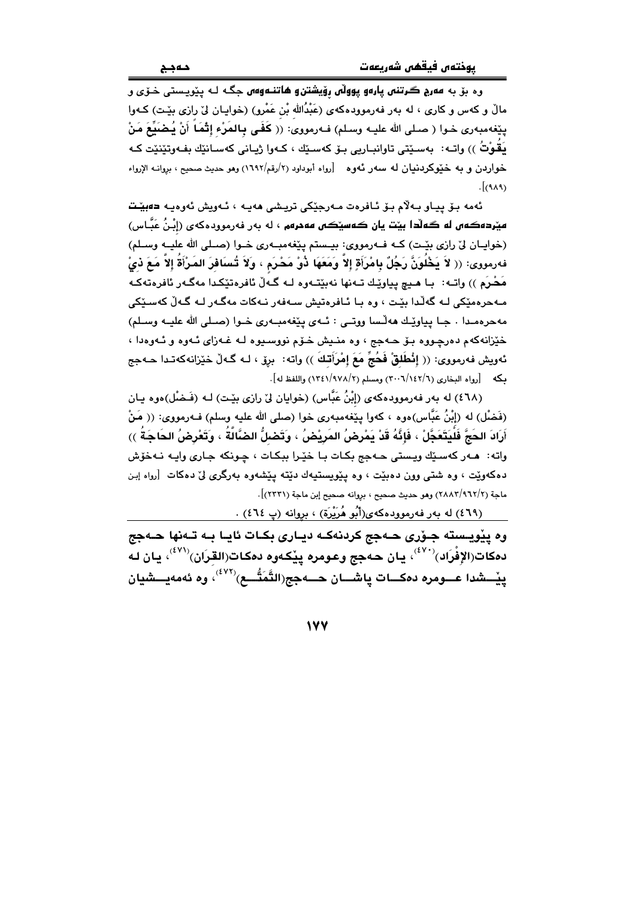وه بۆ به **مەرج گرتنی پارەو پووڵی ڕۆیشتن و هاتنەوەی** جگە لە پێویستی خۆی و ماڵ و کەس و کاری ، لە بەر فەرموودەکەی (عَبْدُاللهِ بْن عَمْرو) (خوایان لێ ڕازی بێت) کەوا پێغەمبەری خوا ( صلى الله عليه وسلم) فەرمووی: (( **كَفَى بِالمَرْءِ إِثْمَاً أَنْ يُضَيِّعَ مَنْ يَقُوْتُ** )) واتە: بەسێتی تاوانبارێی بۆ کەسێك ، کەوا ژیانی کەسانێك بفەوتێنێت کە خواردن و بە خێوکردنیان لە سەر ئەوە [رواه أبوداود (٢/رقم/١٦٩٢) وهو حديث صحيح ، بروانە الإرواء (٩٨٩)].

ئەمە بۆ پیاو بەڵام بۆ ئافرەت مەرجێکی تریشی هەیە ، ئەویش ئەوەیە **دەبێت مێردەکەی لە گەڵدا بێت یان کەسێکی مەحرەم** ، لە بەر فەرموودەکەی (إِبْنُ عَبَّاس) (خوایان لێ ڕازی بێت) کە فەرمووی: بیستم پێغەمبەری خوا (صلى الله عليه وسلم) فەرمووی: (( **لاَ يَخْلُوَنَّ رَجُلٌ بِامْرَأَةٍ إِلاَّ وَمَعَهَا ذُوْ مَحْرَمٍ ، وَلاَ تُسَافِرَ المَرْأَةُ إِلاَّ مَعَ ذِيْ مَحْرَمٍ** )) واتە: با هیچ پیاوێك تەنها نەبێتەوە لە گەڵ ئافرەتێکدا مەگەر ئافرەتەکە مەحرەمێکی لە گەڵدا بێت ، وە با ئافرەتیش سەفەر نەکات مەگەر لە گەڵ کەسێکی مەحرەمدا . جا پیاوێك هەڵسا ووتی : ئەی پێغەمبەری خوا (صلى الله عليه وسلم) خێزانەکەم دەرچووە بۆ حەجج ، وە منیش خۆم نووسیوە لە غەزای ئەوە و ئەوەدا ، ئەویش فەرمووی: (( **إِنْطَلِقْ فَحُجَّ مَعَ إِمْرَأَتِكَ** )) واتە: برۆ ، لە گەڵ خێزانەکەتدا حەجج بکە [رواه البخاري (٦/١٤٢/٣٠٠٦) ومسلم (٢/٩٧٨/١٣٤١) واللفظ له].

(٤٦٨) لە بەر فەرموودەکەی (إِبْنُ عَبَّاس) (خوایان لێ ڕازی بێت) لە (فَضْل)ەوە یان (فَضْل) لە (إِبْنُ عَبَّاس)ەوە ، کەوا پێغەمبەری خوا (صلى الله عليه وسلم) فەرمووی: (( **مَنْ أَرَادَ الحَجَّ فَلْيَتَعَجَّلْ ، فَإِنَّهُ قَدْ يَمْرِضُ المَرِيْضُ ، وَتَضِلُّ الضَّالَّةُ ، وَتَعْرِضُ الحَاجَةُ** )) واتە: هەر کەسێك ویستی حەجج بکات با خێرا بیکات ، چونکە جاری وایە نەخۆش دەکەوێت ، وە شتی وون دەبێت ، وە پێویستیەك دێتە پێشەوە بەرگری لێ دەکات [رواه إبن ماجة (٢/٩٦٢/٢٨٨٣) وهو حديث صحيح ، بروانە صحيح إبن ماجة (٢٣٣١)].

(٤٦٩) لە بەر فەرموودەکەی(أَبُو هُرَيْرَة) ، بروانە (پ ٤٦٤) .

**وە پێویستە جۆری حەجج کردنەکە دیاری بکات ئایا بە تەنها حەجج دەکات(الإِفْرَاد)[٤٧٠]، یان حەجج وعومرە پێکەوە دەکات(القِرَان)[٤٧١]، یان لە پێشدا عومرە دەکات پاشان حەجج(التَّمَتُّع)[٤٧٢]، وە ئەمەیشیان**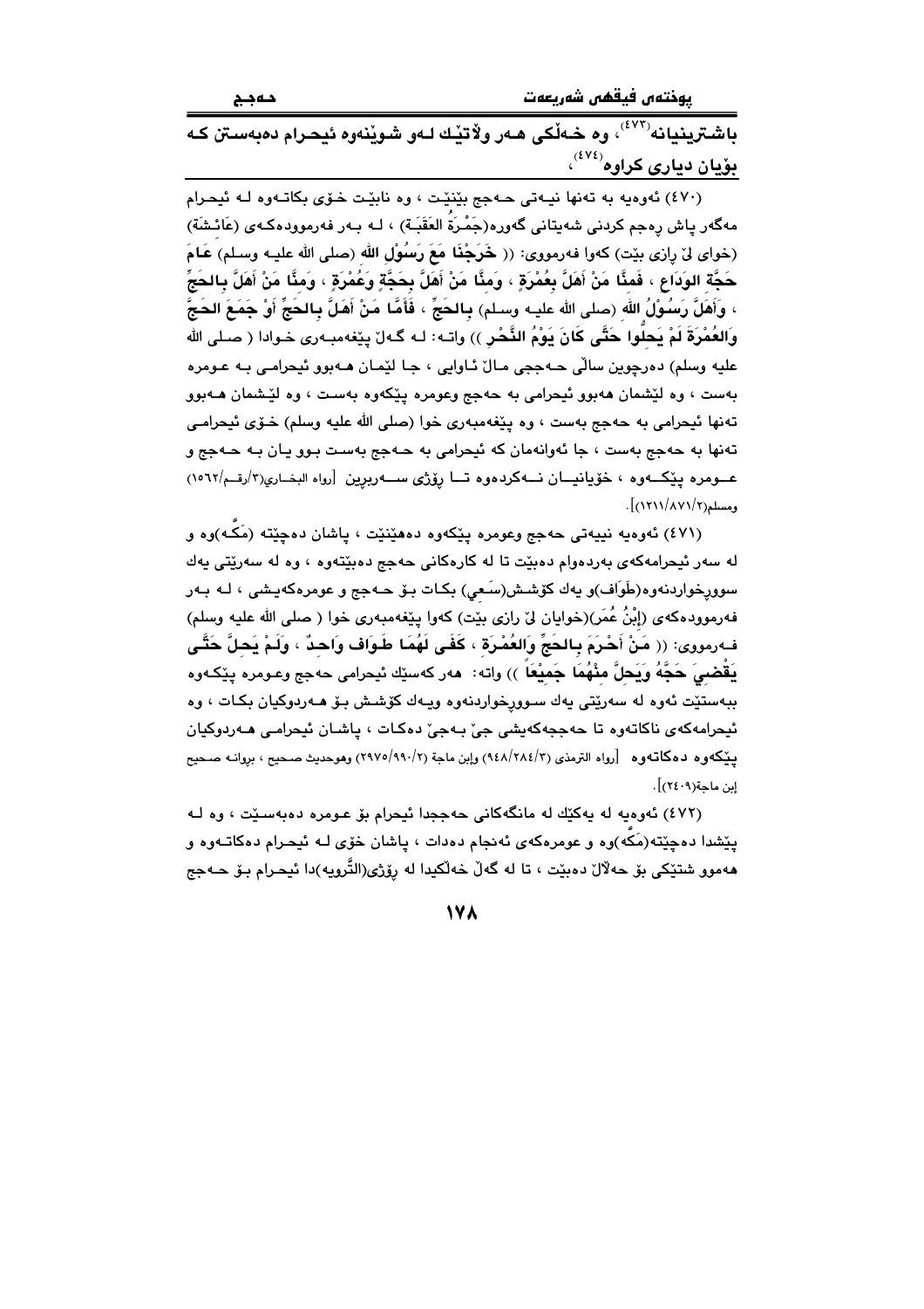**باشترینیانه[٤٧٣]، وە خەڵکی هەر وڵاتێك لەو شوێنەوە ئیحرام دەبەستن کە بۆیان دیاری کراوە[٤٧٤]،**

(٤٧٠) ئەوەیە بە تەنها نیەتی حەجج بێنێت ، وە نابێت خۆی بکاتەوە لە ئیحرام مەگەر پاش ڕەجم کردنی شەیتانی گەورە(جَمْرَةُ العَقَبَة) ، لە بەر فەرموودەکەی (عَائِشَة) (خوای لێ ڕازی بێت) کەوا فەرمووی: (( **خَرَجْنَا مَعَ رَسُوْلِ الله** (صلى الله عليه وسلم) **عَامَ حَجَّةِ الوَدَاعِ ، فَمِنَّا مَنْ أَهَلَّ بِعُمْرَةٍ ، وَمِنَّا مَنْ أَهَلَّ بِحَجَّةٍ وَعُمْرَةٍ ، وَمِنَّا مَنْ أَهَلَّ بِالحَجِّ ، وَأَهَلَّ رَسُوْلُ الله** (صلى الله عليه وسلم) **بِالحَجِّ ، فَأَمَّا مَنْ أَهَلَّ بِالحَجِّ أَوْ جَمَعَ الحَجَّ وَالعُمْرَةَ لَمْ يَحِلُّوا حَتَّى كَانَ يَوْمُ النَّحْرِ** )) واتە: لە گەڵ پێغەمبەری خوادا ( صلى الله عليه وسلم) دەرچوین ساڵی حەججی ماڵ ئاوایی ، جا لێمان هەبوو ئیحرامی بە عومرە بەست ، وە لێشمان هەبوو ئیحرامی بە حەجج وعومرە پێکەوە بەست ، وە لێشمان هەبوو تەنها ئیحرامی بە حەجج بەست ، وە پێغەمبەری خوا (صلى الله عليه وسلم) خۆی ئیحرامی تەنها بە حەجج بەست ، جا ئەوانەمان کە ئیحرامی بە حەجج بەست بوو یان بە حەجج و عومرە پێکەوە ، خۆیانیان نەکردەوە تا ڕۆژی سەربڕین [رواه البخاري(٣/رقم/١٥٦٢) ومسلم(٢/٨٧١/١٢١١)].

(٤٧١) ئەوەیە نیەتی حەجج وعومرە پێکەوە دەهێنێت ، پاشان دەچێتە (مَكَّە)وە و لە سەر ئیحرامەکەی بەردەوام دەبێت تا لە کارەکانی حەجج دەبێتەوە ، وە لە سەرێتی یەك سووڕخواردنەوە(طَوَاف)و یەك کۆشش(سَعي) بکات بۆ حەجج و عومرەکەیشی ، لە بەر فەرموودەکەی (إبْنُ عُمَر)(خوایان لێ ڕازی بێت) کەوا پێغەمبەری خوا ( صلى الله عليه وسلم) فەرمووی: (( **مَنْ أَحْرَمَ بِالحَجِّ وَالعُمْرَةِ ، كَفَى لَهُمَا طَوَافٌ وَاحِدٌ ، وَلَمْ يَحِلَّ حَتَّى يَقْضِيَ حَجَّهُ وَيَحِلَّ مِنْهُمَا جَمِيْعاً** )) واتە: هەر کەسێك ئیحرامی حەجج وعومرە پێکەوە ببەستێت ئەوە لە سەرێتی یەك سووڕخواردنەوە ویەك کۆشش بۆ هەردوکیان بکات ، وە ئیحرامەکەی ناکاتەوە تا حەججەکەیشی جێ بەجێ دەکات ، پاشان ئیحرامی هەردوکیان پێکەوە دەکاتەوە [رواه الترمذي (٣/٢٨٤/٩٤٨) وإبن ماجة (٢/٩٩٠/٢٩٧٥) وهوحديث صحيح ، بروانە صحيح إبن ماجة(٢٤٠٩)].

(٤٧٢) ئەوەیە لە یەکێك لە مانگەکانی حەججدا ئیحرام بۆ عومرە دەبەستێت ، وە لە پێشدا دەچێتە(مَكَّە)وە و عومرەکەی ئەنجام دەدات ، پاشان خۆی لە ئیحرام دەکاتەوە و هەموو شتێکی بۆ حەڵاڵ دەبێت ، تا لە گەڵ خەڵکیدا لە ڕۆژی(التَّرويه)دا ئیحرام بۆ حەجج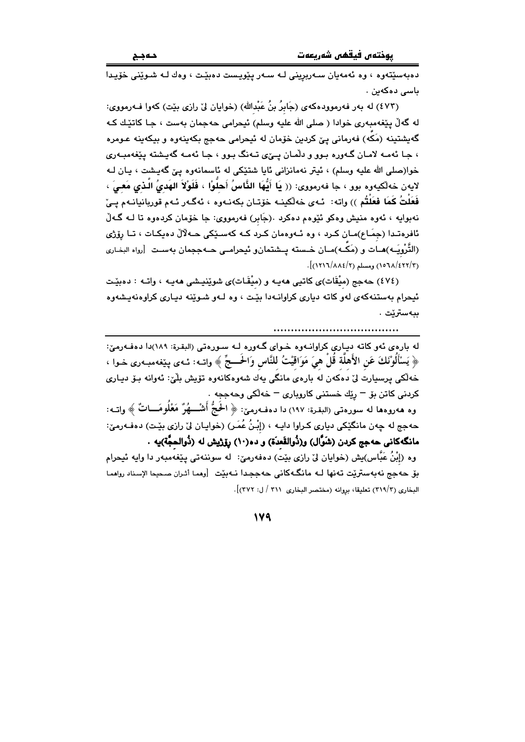دەبەسێتەوە ، وە ئەمەیان سەربڕینی لە سەر پێویست دەبێت ، وەك لە شوێنی خۆیدا باسی دەكەین .

(٤٧٣) لە بەر فەرموودەكەی (جَابِرُ بنُ عَبْدالله) (خوایان لێ رازی بێت) كەوا فەرمووی: لە گەڵ پێغەمبەری خوادا ( صلى الله عليه وسلم) ئیحرامی حەجمان بەست ، جا كاتێك كە گەیشتینە (مَكّە) فەرمانی پێ كردین خۆمان لە ئیحرامی حەجج بكەینەوە و بیكەینە عومرە ، جا ئەمە لامان گەورە بوو و دڵمان پێی تەنگ بوو ، جا ئەمە گەیشتە پێغەمبەری خوا(صلى الله عليه وسلم) ، ئیتر نەمانزانی ئایا شتێكی لە ئاسمانەوە پێ گەیشت ، یان لە لایەن خەڵكیەوە بوو ، جا فەرمووی: (( **يَا أَيُّهَا النَّاسُ أَحِلُّوْا ، فَلَوْلاَ الهَدِيُ الَّذِي مَعِيَ ، فَعَلْتُ كَمَا فَعَلْتُم** )) واتە: ئەی خەڵكینە خۆتان بكەنەوە ، ئەگەر ئەم قوربانیانەم پێ نەبوایە ، ئەوە منیش وەكو ئێوەم دەكرد .(جَابِر) فەرمووی: جا خۆمان كردەوە تا لە گەڵ ئافرەتدا (جِمَاع)مان كرد ، وە ئەوەمان كرد كە كەسێكی حەلاڵ دەیكات ، تا رۆژی (التَّرْوِيَـە)هات و (مَكّـە)مان خستە پشتمان و ئیحرامی حەججمان بەست [رواه البخاري (١٥٦٨/٤٢٢/٣) ومسلم (١٢١٦/٨٨٤/٢)].

(٤٧٤) حەجج (مِيْقَات)ی كاتیی هەیە و (مِيْقَات)ی شوێنیشی هەیە ، واتە : دەبێت ئیحرام بەستنەكەی لەو كاتە دیاری كراوانەدا بێت ، وە لەو شوێنە دیاری كراوەنەیشەوە ببەسترێت .

.....................................

لە بارەی ئەو كاتە دیاری كراوانەوە خوای گەورە لە سورەتی (البقرة: ١٨٩)دا دەفەرمێ: ﴿ يَسْأَلُونَكَ عَنِ الأَهِلَّة قُلْ هِيَ مَوَاقِيْتُ لِلنَّاسِ وَالحَـجِّ ﴾ واتە: ئەی پێغەمبەری خوا ، خەڵكی پرسیارت لێ دەكەن لە بارەی مانگی یەك شەوەكانەوە تۆیش بڵێ: ئەوانە بۆ دیاری كردنی كاتن بۆ – رێك خستنی كاروباری – خەڵكی وحەججە .

وە هەروەها لە سورەتی (البقرة: ١٩٧) دا دەفەرمێ: ﴿ الحَجُّ أَشْـهُرٌ مَعْلُومَـاتٌ ﴾ واتە: حەجج لە چەن مانگێكی دیاری كراوا دایە ، (إِبْنُ عُمَر) (خوایان لێ رازی بێت) دەفەرمێ: **مانگەكانی حەجج كردن (شَوَّال) و(ذُوالقَعدَة) و دە(١٠) رۆژیش لە (ذُوالحِجَّة)یە .**

وە (إِبْنُ عَبَّاس)یش (خوایان لێ رازی بێت) دەفەرمێ: لە سوننەتی پێغەمبەر دا وایە ئیحرام بۆ حەجج نەبەسترێت تەنها لە مانگەكانی حەججدا نەبێت [وهما أثران صحيحا الإسناد رواهما البخاري (٣١٩/٣) تعليقا، بروانە (مختصر البخاري ٣١١ / ل: ٣٧٢)].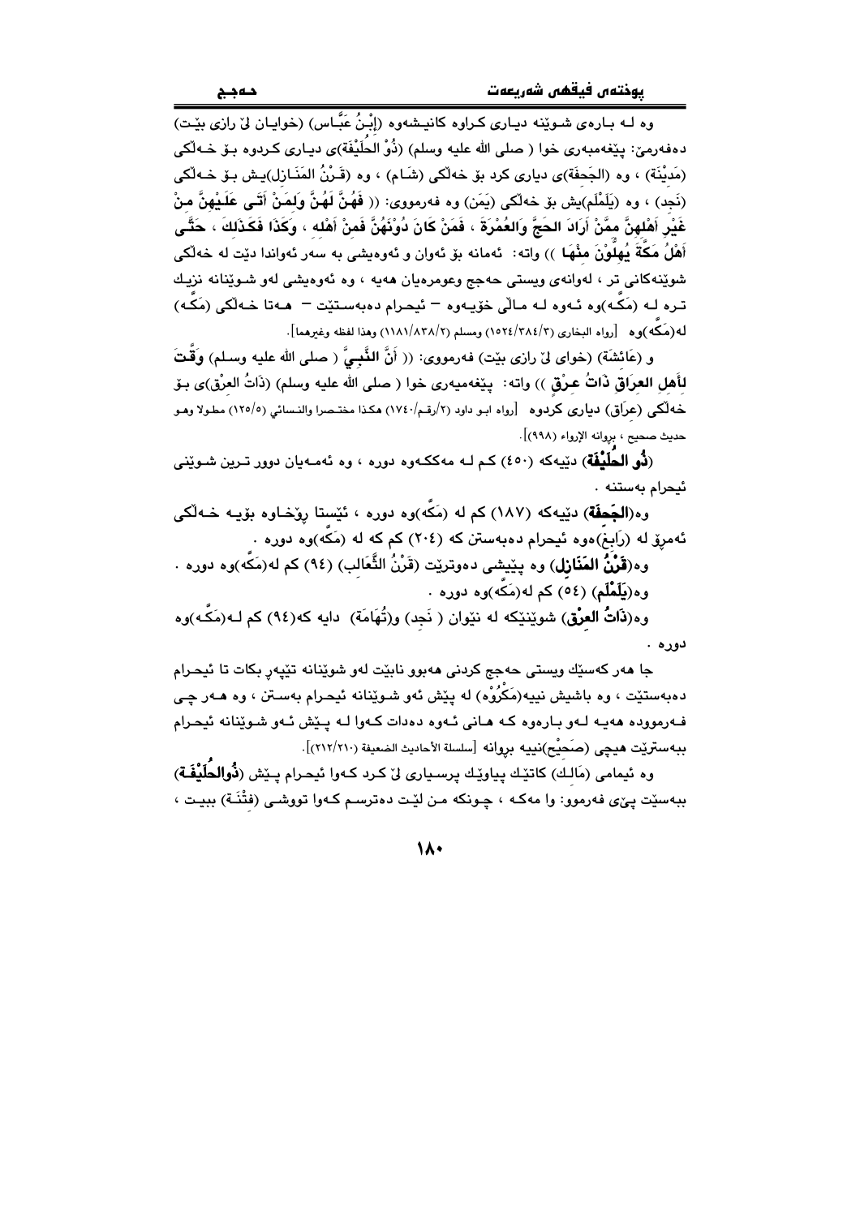وە لە بارەی شوێنە دیاری کراوە کانیشەوە (إِبْنُ عَبَّاس) (خوایان لێ رازی بێت) دەفەرمێ: پێغەمبەری خوا ( صلى الله عليه وسلم) (ذُوْ الحُلَيْفَة)ی دیاری کردوە بۆ خەڵکی (مَدِيْنَة) ، وە (الجَحفَة)ی دیاری کرد بۆ خەڵکی (شَام) ، وە (قَرْنُ المَنَازِل)یش بۆ خەڵکی (نَجد) ، وە (يَلَمْلَم)یش بۆ خەڵکی (يَمَن) وە فەرمووی: (( **فَهُنَّ لَهُنَّ وَلِمَنْ أَتَى عَلَيْهِنَّ مِنْ غَيْرِ أَهْلِهِنَّ مِمَّنْ أَرَادَ الحَجَّ وَالعُمْرَةَ ، فَمَنْ كَانَ دُوْنَهُنَّ فَمِنْ أَهْلِهِ ، وَكَذَا فَكَذَلِكَ ، حَتَّى أَهْلُ مَكَّةَ يُهِلُّوْنَ مِنْهَا** )) واتە: ئەمانە بۆ ئەوان و ئەوەیشی بە سەر ئەواندا دێت لە خەڵکی شوێنەکانی تر ، لەوانەی ویستی حەجج وعومرەیان هەیە ، وە ئەوەیشی لەو شوێنانە نزیك ترە لە (مَكَّە)وە ئەوە لە ماڵی خۆیەوە – ئیحرام دەبەستێت – هەتا خەڵکی (مَكَّە) لە(مَكَّە)وە [رواه البخاري (٣/٣٨٤/١٥٢٤) ومسلم (٢/٨٣٨/١١٨١) وهذا لفظه وغيرهما].

و (عَائِشَة) (خوای لێ رازی بێت) فەرمووی: (( **أَنَّ النَّبِيَّ** ( صلى الله عليه وسلم) **وَقَّتَ لِأَهْلِ العِرَاقِ ذَاتُ عِرْقٍ** )) واتە: پێغەمبەری خوا ( صلى الله عليه وسلم) (ذَاتُ العِرْق)ی بۆ خەڵکی (عِرَاق) دیاری کردوە [رواه ابو داود (٢/رقم/١٧٤٠) هكذا مختصرا والنسائي (١٢٥/٥) مطولا وهو حديث صحيح ، بروانە الإرواء (٩٩٨)].

(**ذُو الحُلَيْفَة**) دێیەکە (٤٥٠) کم لە مەککەوە دورە ، وە ئەمەیان دوور ترین شوێنی ئیحرام بەستنە .

وە(**الجُحفَة**) دێیەکە (١٨٧) کم لە (مَكَّە)وە دورە ، ئێستا رۆخاوە بۆیە خەڵکی ئەمڕۆ لە (رَابِغ)ەوە ئیحرام دەبەستن کە (٢٠٤) کم کە لە (مَكَّە)وە دورە .

وە(**قَرْنُ المَنَازِل**) وە پێیشی دەوترێت (قَرْنُ الثَّعَالِب) (٩٤) کم لە(مَكَّە)وە دورە .

وە(**يَلَمْلَم**) (٥٤) کم لە(مَكَّە)وە دورە .

وە(**ذَاتُ العِرْق**) شوێنێکە لە نێوان ( نَجد) و(تُهَامَة) دایە کە(٩٤) کم لە(مَكَّە)وە دورە .

جا هەر کەسێك ویستی حەجج کردنی هەبوو نابێت لەو شوێنانە تێپەڕ بکات تا ئیحرام دەبەستێت ، وە باشیش نییە(مَكْرُوْه) لە پێش ئەو شوێنانە ئیحرام بەستن ، وە هەر چی فەرموودە هەیە لەو بارەوە کە هانی ئەوە دەدات کەوا لە پێش ئەو شوێنانە ئیحرام ببەسترێت هیچی (صَحِيْح)نییە بروانە [سلسلة الأحاديث الضعيفة (٢١٠/٢١٢)].

وە ئیمامی (مَالِك) کاتێك پیاوێك پرسیاری لێ کرد کەوا ئیحرام پێش (**ذُوالحُلَيْفَة**) ببەستێت پێی فەرموو: وا مەکە ، چونکە من لێت دەترسم کەوا تووشی (فِتْنَة) ببیت ،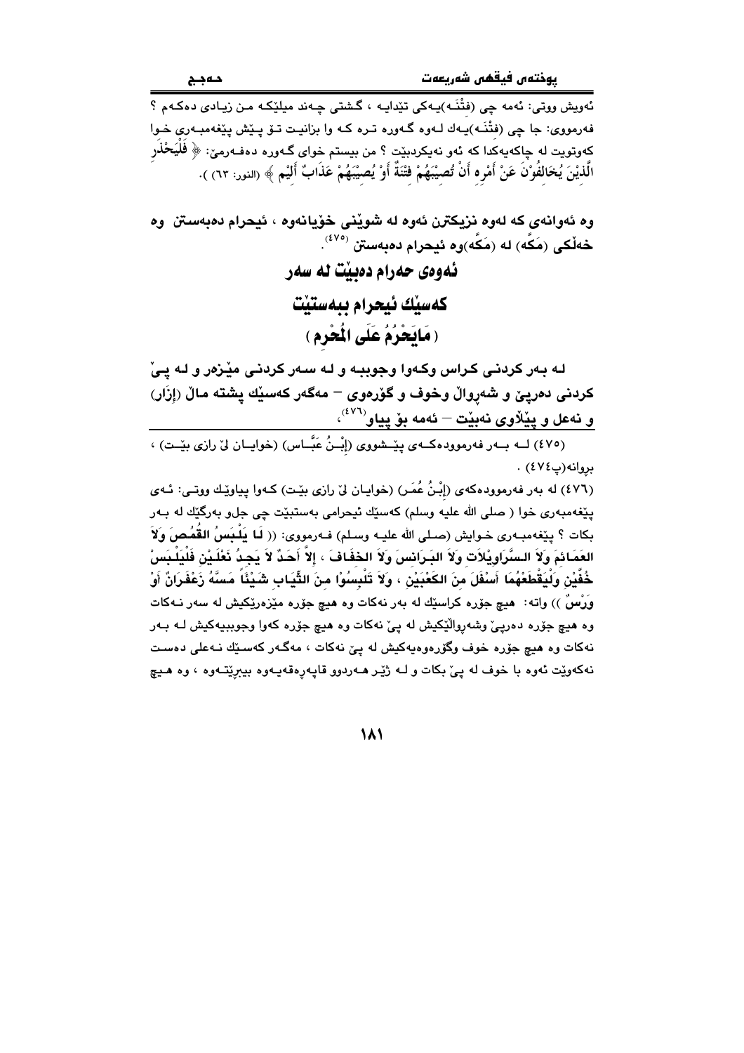ئەویش ووتی: ئەمە چی (فِتْنَـە)یـەکی تێدایـە ، گشتی چـەند میلێکـە مـن زیـادی دەکـەم ؟ فەرمووی: جا چی (فِتْنَـە)یـەك لـەوە گـەورە تـرە کـە وا بزانیـت تـۆ پـێش پێغەمبـەری خـوا کەوتویت لە چاکەیەکدا کە ئەو نەیکردبێت ؟ من بیستم خوای گـەورە دەفـەرمێ: ﴿ فَلْيَحْذَرِ الَّذِيْنَ يُخَالِفُوْنَ عَنْ أَمْرِهِ أَنْ تُصِيْبَهُمْ فِتْنَةٌ أَوْ يُصِيْبَهُمْ عَذَابٌ أَلِيْم ﴾ (النور: ٦٣) ).

**وە ئەوانەی کە لەوە نزیکترن ئەوە لە شوێنی خۆیانەوە ، ئیحرام دەبەستن وە خەڵکی (مَكَّە) لە (مَكَّە)وە ئیحرام دەبەستن** [٤٧٥].

## ئەوەی حەرام دەبێت لە سەر کەسێك ئیحرام ببەستێت ( مَايَحْرُمُ عَلَى المُحْرِم )

**لە بەر کردنی کراس وکەوا وجوببە و لە سەر کردنی مێزەر و لە پێ کردنی دەرپێ و شەرواڵ وخوف و گۆرەوی – مەگەر کەسێك پشتە ماڵ (إِزَار) و نەعل و پێڵاوی نەبێت – ئەمە بۆ پیاو** [٤٧٦]،

---

(٤٧٥) لـە بـەر فەرموودەکـەی پێـشووی (إِبْـنُ عَبَّـاس) (خوایـان لێ رازی بێـت) ، بڕوانە(پ٤٧٤) .

(٤٧٦) لە بەر فەرموودەکەی (إِبْـنُ عُمَـر) (خوایان لێ رازی بێت) کـەوا پیاوێـك ووتـی: ئـەی پێغەمبەری خوا ( صلى الله عليه وسلم) کەسێك ئیحرامی بەستبێت چی جلو بەرگێك لە بـەر بکات ؟ پێغەمبـەری خـوایش (صـلى الله عليـه وسـلم) فـەرمووی: (( لَا يَلْبَسُ القُمُصَ وَلاَ العَمَائِمَ وَلاَ السَّرَاوِيْلاَت وَلاَ البَرَانِسَ وَلاَ الخِفَافَ ، إِلاَّ أَحَدٌ لاَ يَجِدُ نَعْلَيْنِ فَلْيَلْبَسْ خُفَّيْنِ وَلْيَقْطَعْهُمَا أَسْفَلَ مِنَ الكَعْبَيْنِ ، وَلاَ تَلْبِسُوْا مِنَ الثِّيَابِ شَيْئًا مَسَّهُ زَعْفَرَانٌ أَوْ وَرْسٌ )) واتە: هیچ جۆرە کراسێك لە بەر نەکات وە هیچ جۆرە مێزەرێکیش لە سەر نـەکات وە هیچ جۆرە دەرپێ وشەرواڵێکیش لە پێ نەکات وە هیچ جۆرە کەوا وجوببەیەکیش لـە بـەر نەکات وە هیچ جۆرە خوف وگۆرەوەیەکیش لە پێ نەکات ، مەگـەر کەسـێك نـەعلی دەسـت نەکەوێت ئەوە با خوف لە پێ بکات و لـە ژێـر هـەردوو قاپەڕەقەیـەوە بیبڕێتـەوە ، وە هـیچ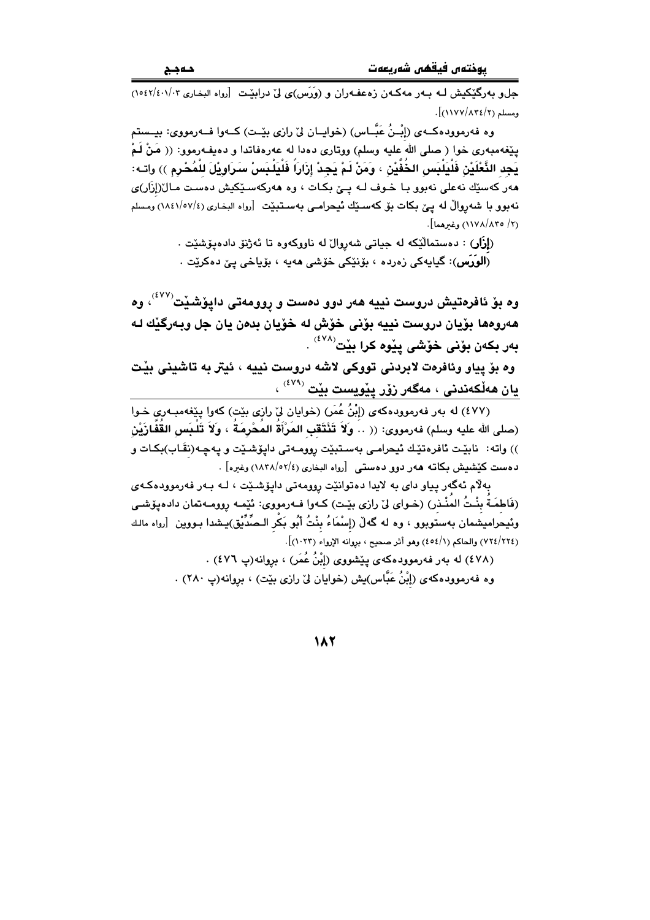جلو بەرگێكیش لـە بـەر مەكـەن زەعفـەران و (وَرَس)ی لێ درابێـت [رواه البخـاری ٣/٤٠١/١٥٤٢) ومسلم (٢/٨٣٤/١١٧٧)].

وە فەرموودەكـەی (إِبْـنُ عَبَّـاس) (خوایـان لێ رازی بێـت) كـەوا فـەرمووی: بیـستم پێغەمبەری خوا ( صلی الله علیه وسلم) ووتاری دەدا لە عەرەفاتدا و دەیفـەرموو: (( مَنْ لَمْ یَجِدِ النَّعْلَیْنِ فَلْیَلْبَسِ الخُفَّیْنِ ، وَمَنْ لَمْ یَجِدْ إِزَاراً فَلْیَلْبَسْ سَرَاوِیْلَ لِلْمُحْرِمِ )) واتـە: هەر كەسێك نەعلی نەبوو بـا خـوف لـە پـێ بكـات ، وە هەركەسـێكیش دەسـت مـاڵ(إزار)ی نەبوو با شەرواڵ لە پێ بكات بۆ كەسـێك ئیحرامـی بەسـتبێت [رواه البخاری (٤/٥٧/١٨٤١) ومسلم (٢/ ٨٣٥/١١٧٨) وغیرهما].

**(إِزَار)** : دەستماڵێكە لە جیاتی شەرواڵ لە ناووكەوە تا ئەژنۆ دادەپۆشێت .

**(الوَرَس)**: گیایەكی زەردە ، بۆنێكی خۆشی هەیە ، بۆیاخی پێ دەكرێت .

**وە بۆ ئافرەتیش دروست نییە هەر دوو دەست و رووومەتی داپۆشێت[٤٧٧]، وە هەروەها بۆیان دروست نییە بۆنی خۆش لە خۆیان بدەن یان جل وبـەرگێك لـە بەر بكەن بۆنی خۆشی پێوە كرا بێت[٤٧٨] .**

**وە بۆ پیاو وئافرەت لابردنی تووكی لاشە دروست نییە ، ئیتر بە تاشینی بێت یان هەڵكەندنی ، مەگەر زۆر پێویست بێت [٤٧٩] ،**

(٤٧٧) لە بەر فەرموودەكەی (إِبْنُ عُمَر) (خوایان لێ رازی بێت) كەوا پێغەمبـەری خـوا (صلی الله علیه وسلم) فەرمووی: (( .. وَلاَ تَنْتَقِبِ المَرْأَةُ المُحْرِمَةُ ، وَلاَ تَلْبَسِ القُفَّازَیْنِ )) واتە: نابێت ئافرەتێك ئیحرامـی بەسـتبێت رووومـەتی داپۆشـێت و پەچـە(نقَـاب)بكـات و دەست كێشیش بكاتە هەر دوو دەستی [رواه البخاری (٤/٥٢/١٨٣٨) وغیره] .

بەڵام ئەگەر پیاو دای بە لایدا دەتوانێت رووومەتی داپۆشـێت ، لـە بـەر فەرموودەكـەی (فَاطِمَـةُ بِنْـتُ المُنْـذِر) (خـوای لێ رازی بێـت) كـەوا فـەرمووی: ئێمـە رووومـەتمان دادەپۆشـی وئیحرامیشمان بەستوبوو ، وە لە گەڵ (إِسْمَاءُ بِنْتُ أُبُو بَكْرِ الـصِّدِّیْق)یشدا بـووین [رواه مالك (٢٢٤/٧٢٤) والحاكم (١/٤٥٤) وهو أثر صحیح ، بروانە الإرواء (١٠٢٣)].

(٤٧٨) لە بەر فەرموودەكەی پێشووی (إِبْنُ عُمَر) ، بروانە(پ ٤٧٦) .

وە فەرموودەكەی (إِبْنُ عَبَّاس)یش (خوایان لێ رازی بێت) ، بروانە(پ ٢٨٠) .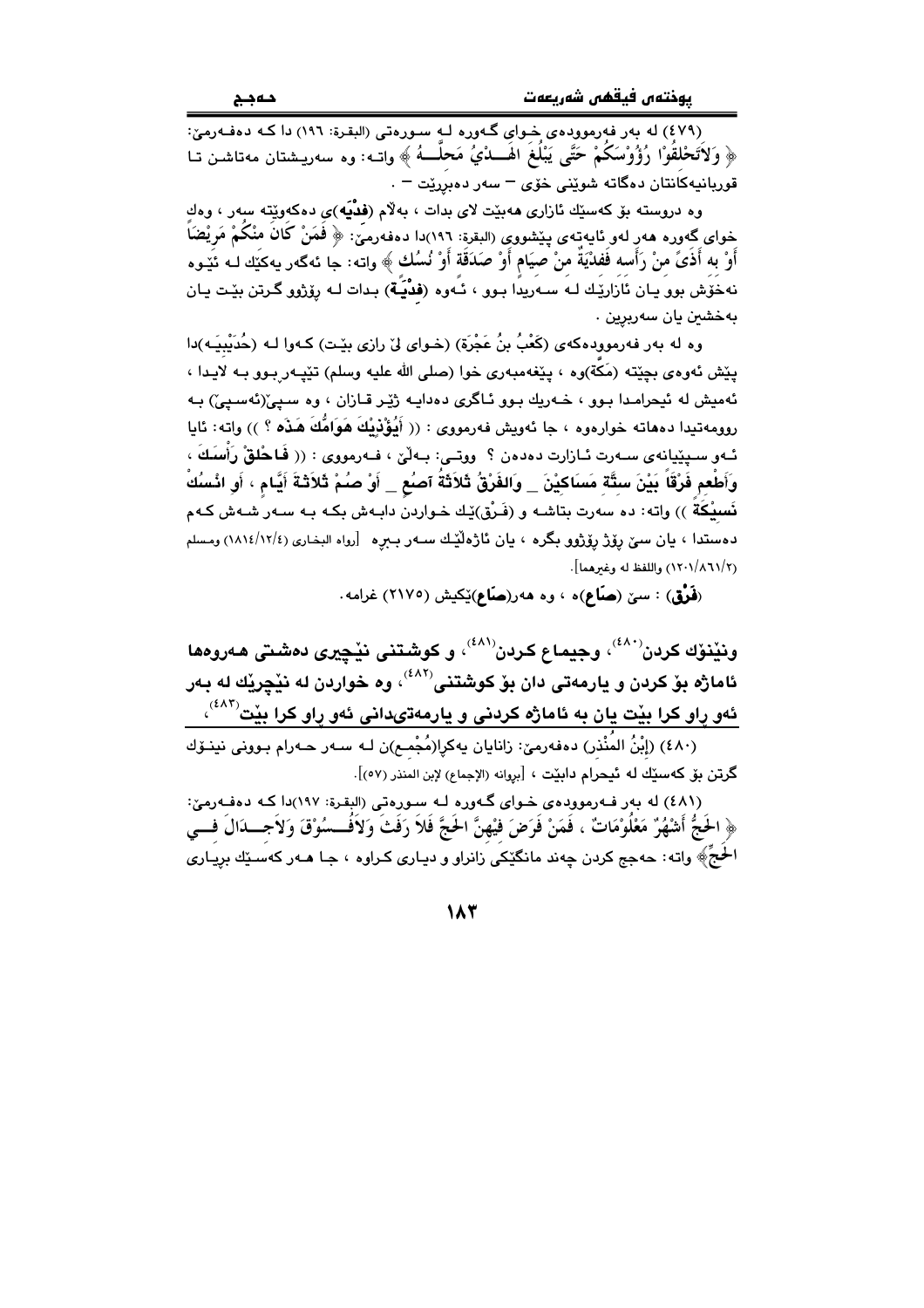(٤٧٩) له بەر فەرموودەی خوای گەورە لە سورەتی (البقرة: ١٩٦) دا کە دەفەرمێ: ﴿ وَلاَتَحْلِقُوْا رُؤُوْسَكُمْ حَتَّى يَبْلُغَ الهَـــدْيُ مَحِلَّـــهُ ﴾ واتـە: وە سەریـشتان مەتاشـن تـا قوربانیەکانتان دەگاتە شوێنی خۆی – سەر دەبڕرێت – .

وە دروستە بۆ کەسێك ئازاری هەبێت لای بدات ، بەڵام (**فدْيَە**)ی دەکەوێتە سەر ، وەك خوای گەورە هەر لەو ئایەتەی پێشووی (البقرة: ١٩٦)دا دەفەرمێ: ﴿ فَمَنْ كَانَ مِنْكُمْ مَرِيْضَاً أَوْ بِهِ أَذَىً مِنْ رَأْسِهِ فَفِدْيَةٌ مِنْ صِيَامٍ أَوْ صَدَقَةٍ أَوْ نُسُكٍ ﴾ واتە: جا ئەگەر یەکێك لـە ئێـوە نەخۆش بوو یـان ئازارێـك لـە سـەریدا بـوو ، ئـەوە (**فدْيَـة**) بـدات لـە ڕۆژوو گـرتن بێـت یـان بەخشین یان سەربڕین .

وە لە بەر فەرموودەکەی (كَعْبُ بنُ عَجْرَة) (خـوای لێ رازی بێـت) کـەوا لـە (حُدَيْبِيَـه)دا پێش ئەوەی بچێتە (مَكّة)وە ، پێغەمبەری خوا (صلى الله عليه وسلم) تێپـەڕ بـوو بـە لایدا ، ئەمیش لە ئیحرامدا بوو ، خـەریك بـوو ئـاگری دەدایـە ژێـر قـازان ، وە سـپێ(ئەسـپێ) بـە ڕوومەتیدا دەهاتە خوارەوە ، جا ئەویش فەرمووی : (( أَيُؤْذِيْكَ هَوَامُكَ هَذِهِ ؟ )) واتە: ئایا ئـەو سـپێیانەی سـەرت ئـازارت دەدەن ؟ ووتـی: بـەڵێ ، فـەرمووی : (( **فَاحْلِقْ رَأْسَكَ ، وَأَطْعِمْ فَرْقَاً بَيْنَ سِتَّةِ مَسَاكِيْنَ _ وَالفَرْقُ ثَلاَثَةُ آصُعٍ _ أَوْ صُمْ ثَلاَثَةَ أَيَّامٍ ، أَوِ انْسُكْ نَسِيْكَةً** )) واتە: دە سەرت بتاشـە و (فَـرْق)ێك خـواردن دابـەش بكـە بـە سـەر شـەش كـەم دەستدا ، یان سێ ڕۆژ ڕۆژوو بگرە ، یان ئاژەڵێك سەر ببڕە [رواه البخاري (١٨١٤/١٢/٤) ومسلم (١٢٠١/٨٦١/٢) واللفظ له وغيرهما].

(**فَرْق**) : سێ (**صَاع**)ە ، وە هەر(**صَاع**)ێکیش (٢١٧٥) غرامە.

## ونێنۆك كردن[٤٨٠]، وجیماع كردن[٤٨١]، و كوشتنی نێچیری دەشتی هەروەها ئاماژە بۆ كردن و یارمەتی دان بۆ كوشتنی[٤٨٢]، وە خواردن لە نێچرێك لە بەر ئەو ڕاو كرا بێت یان بە ئاماژە كردنی و یارمەتیدانی ئەو ڕاو كرا بێت[٤٨٣]،

(٤٨٠) (إِبْنُ المُنْذِر) دەفەرمێ: زانایان یەکڕا(مُجْمِع)ن لـە سـەر حـەرام بـوونی نینـۆك گرتن بۆ کەسێك لە ئیحرام دابێت ، [بڕوانە (الإجماع) لإبن المنذر (٥٧)].

(٤٨١) لە بەر فـەرموودەی خـوای گـەورە لـە سـورەتی (البقـرة: ١٩٧)دا كـە دەفـەرمێ: ﴿ الحَجُّ أَشْهُرٌ مَعْلُوْمَاتٌ ، فَمَنْ فَرَضَ فِيْهِنَّ الحَجَّ فَلاَ رَفَثَ وَلاَفُــسُوْقَ وَلاَجِــدَالَ فِــي الحَجِّ ﴾ واتە: حەجج كردن چەند مانگێكی زانراو و دیـاری كـراوە ، جـا هـەر كەسـێك بڕیـاری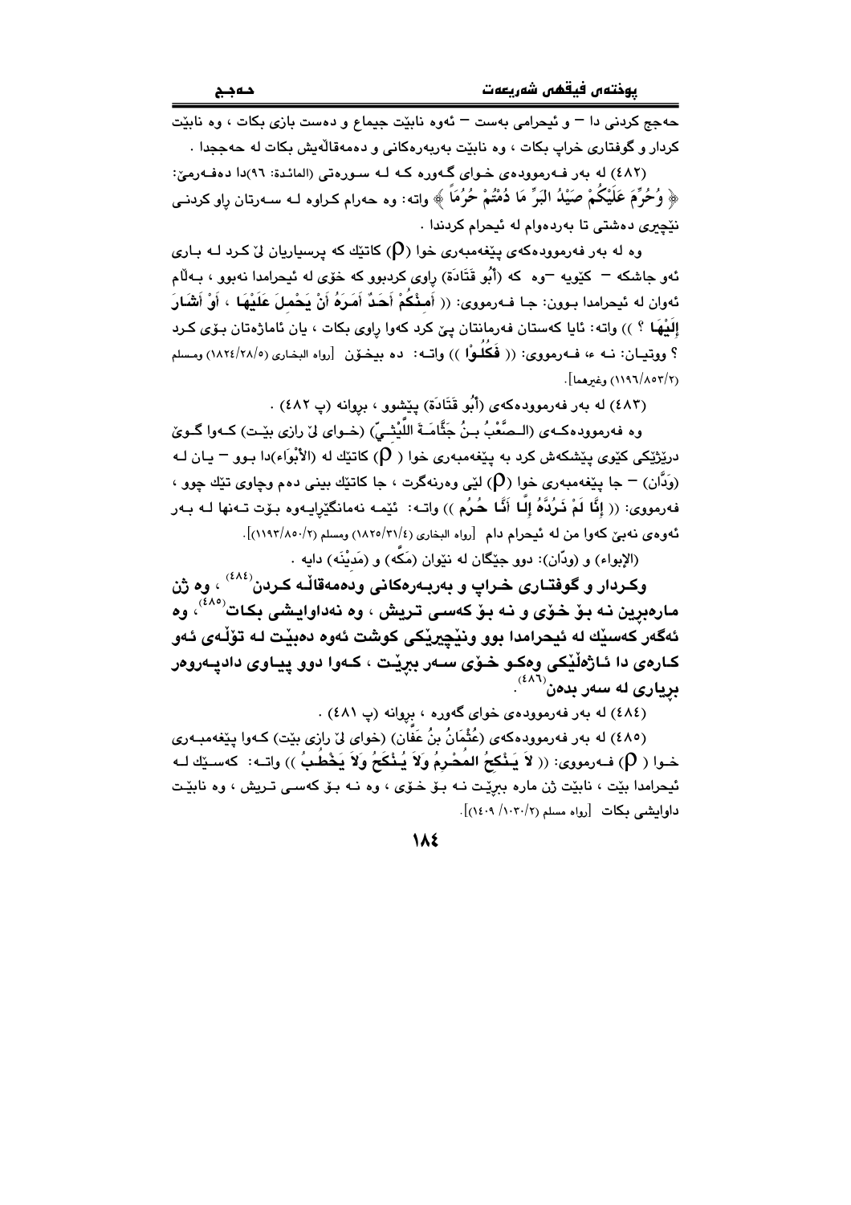حەجج کردنی دا – و ئیحرامی بەست – ئەوە نابێت جیماع و دەست بازی بکات ، وە نابێت کردار و گوفتاری خراپ بکات ، وە نابێت بەربەرەکانی و دەمەقاڵێیش بکات لە حەججدا .

(٤٨٢) لە بەر فـەرموودەی خـوای گـەورە کـە لـە سـورەتی (المائدة: ٩٦)دا دەفـەرمێ: ﴿ وَحُرِّمَ عَلَيْكُمْ صَيْدُ الْبَرِّ مَا دُمْتُمْ حُرُمًا ﴾ واتە: وە حەرام کـراوە لـە سـەرتان ڕاو کردنـی نێچیری دەشتی تا بەردەوام لە ئیحرام کردندا .

وە لە بەر فەرموودەکەی پێغەمبەری خوا (ρ) کاتێك کە پرسیاریان لێ کـرد لـە بـاری ئەو جاشکە – کێویە –وە کە (أَبُو قَتَادَة) ڕاوی کردبوو کە خۆی لە ئیحرامدا نەبوو ، بـەڵام ئەوان لە ئیحرامدا بـوون: جـا فـەرمووی: (( أَمِنْكُمْ أَحَدٌ أَمَرَهُ أَنْ يَحْمِلَ عَلَيْهَا ، أَوْ أَشَارَ إِلَيْهَا ؟ )) واتە: ئایا کەستان فەرمانتان پێ کرد کەوا ڕاوی بکات ، یان ئاماژەتان بـۆی کـرد ؟ ووتیـان: نـە ، فـەرمووی: (( فَكُلُوْا )) واتـە: دە بیخـۆن [رواه البخاري (١٨٢٤/٢٨/٥) ومسلم (١١٩٦/٨٥٣/٢) وغيرهما].

(٤٨٣) لە بەر فەرموودەکەی (أَبُو قَتَادَة) پێشوو ، بڕوانە (پ ٤٨٢) .

وە فەرموودەکـەی (الـصَّعْبُ بـنُ جَثَّامَـةَ اللَّيْثِـيّ) (خـوای لێ ڕازی بێـت) کـەوا گـوێ درێژێکی کێوی پێشکەش کرد بە پێغەمبەری خوا ( ρ ) کاتێك لە (الأَبْوَاء)دا بـوو – یـان لـە (وَدَّان) – جا پێغەمبەری خوا (ρ) لێی وەرنەگرت ، جا کاتێك بینی دەم وچاوی تێك چوو ، فەرمووی: (( إِنَّا لَمْ نَرُدَّهُ إِلَّا أَنَّا حُرُم )) واتـە: ئێمـە نەمانگێڕایـەوە بـۆت تـەنها لـە بـەر ئەوەی نەبێ کەوا من لە ئیحرام دام [رواه البخاري (١٨٢٥/٣١/٤) ومسلم (١١٩٣/٨٥٠/٢)].

(الإبواء) و (ودّان): دوو جێگان لە نێوان (مَكَّه) و (مَدِيْنَه) دایە .

**وکـردار و گوفتـاری خـراپ و بەربـەرەکانی ودەمەقاڵـە کـردن[٤٨٤] ، وە ژن مارەبڕین نـە بـۆ خـۆی و نـە بـۆ کەسـی تـریش ، وە نەداوایشی بکـات[٤٨٥] ، وە ئەگەر کەسێك لە ئیحرامدا بوو ونێچیرێکی کوشت ئەوە دەبێت لـە تۆڵـەی ئـەو کـارەی دا ئـاژەڵێکی وەکـو خـۆی سـەر ببڕێـت ، کـەوا دوو پیـاوی دادپـەروەر بڕیاری لە سەر بدەن[٤٨٦] .**

(٤٨٤) لە بەر فەرموودەی خوای گەورە ، بڕوانە (پ ٤٨١) .

(٤٨٥) لە بەر فەرموودەکەی (عُثْمَانُ بنُ عَفَّان) (خوای لێ ڕازی بێت) کـەوا پێغەمبـەری خـوا ( ρ ) فـەرمووی: (( لاَ يَنْكِحُ المُحْرِمُ وَلاَ يُنْكَحُ وَلاَ يَخْطُبُ )) واتـە: کەسـێك لـە ئیحرامدا بێت ، نابێت ژن مارە بڕێـت نـە بـۆ خـۆی ، وە نـە بـۆ کەسـی تـریش ، وە نابێـت داوایشی بکات [رواه مسلم (١٤٠٩/١٠٣٠/٢)].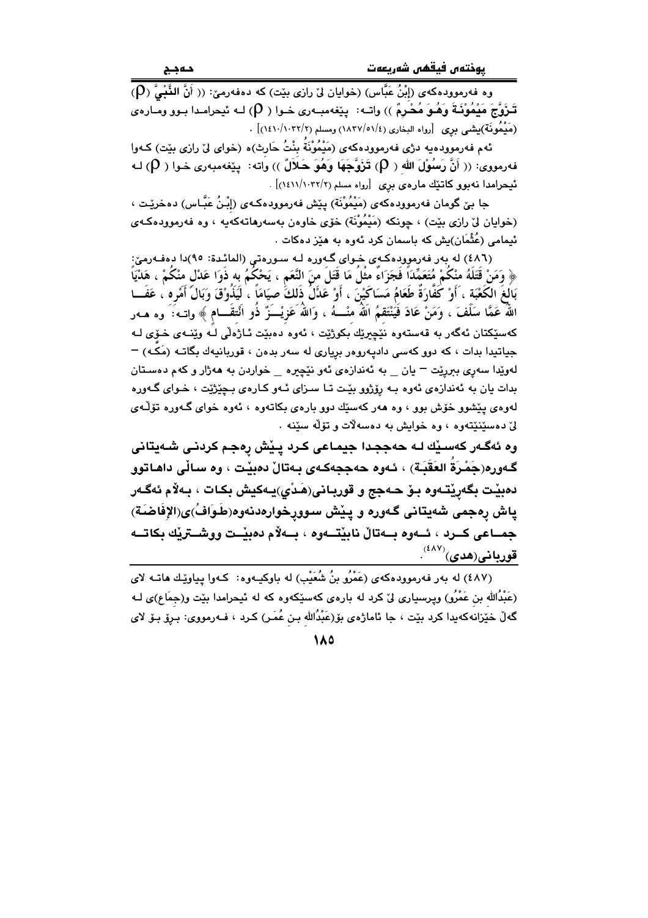وە فەرموودەکەی (إِبْنُ عَبَّاس) (خوایان لێ ڕازی بێت) کە دەفەرمێ: (( أَنَّ النَّبِيَّ (ρ) تَزَوَّجَ مَيْمُوْنَةَ وَهُوَ مُحْرِمٌ )) واتـە: پێغەمبـەری خـوا ( ρ) لـە ئیحرامـدا بـوو ومـارەی (مَيْمُونَة)یشی بڕی [رواه البخاري (١٨٣٧/٥١/٤) ومسلم (١٤١٠/١٠٣٢/٢)] .

ئەم فەرموودەیە دژی فەرموودەکەی (مَيْمُوْنَةُ بِنْتُ حَارِث)ە (خوای لێ ڕازی بێت) کـەوا فەرمووی: (( أَنَّ رَسُوْلَ اللهِ ( ρ) تَزَوَّجَهَا وَهُوَ حَلَالٌ )) واتە: پێغەمبەری خوا ( ρ) لـە ئیحرامدا نەبوو کاتێك مارەی بڕی [رواه مسلم (١٤١١/١٠٣٢/٢)] .

جا بێ گومان فەرموودەکەی (مَيْمُوْنَة) پێش فەرموودەکـەی (إِبْـنُ عَبَّـاس) دەخرێـت ، (خوایان لێ ڕازی بێت) ، چونکە (مَيْمُوْنَة) خۆی خاوەن بەسەرهاتەکەیە ، وە فەرموودەکـەی ئیمامی (عُثْمَان)یش کە باسمان کرد ئەوە بە هێز دەکات .

(٤٨٦) لە بەر فەرموودەکـەی خـوای گـەورە لـە سـورەتی (المائدة: ٩٥)دا دەفـەرمێ: ﴿ وَمَنْ قَتَلَهُ مِنْكُمْ مُتَعَمِّداً فَجَزَاءٌ مِثْلُ مَا قَتَلَ مِنَ النَّعَمِ ، يَحْكُمُ بِهِ ذَوَا عَدْلٍ مِنْكُمْ ، هَدْيًا بَالِغَ الكَعْبَةِ ، أَوْ كَفَّارَةٌ طَعَامُ مَسَاكِيْنَ ، أَوْ عَدْلُ ذَلِكَ صِيَاماً ، لِيَذُوْقَ وَبَالَ أَمْرِهِ ، عَفَـا اللهُ عَمَّا سَلَفَ ، وَمَنْ عَادَ فَيَنْتَقِمُ اللهُ مِنْـهُ ، وَاللهُ عَزِيْـزٌ ذُو انْتِقَـامٍ ﴾ واتـە: وە هـەر کەسێکتان ئەگەر بە قەستەوە نێچیرێك بکوژێت ، ئەوە دەبێت ئـاژەڵی لـە وێنـەی خـۆی لـە جیاتیدا بدات ، کە دوو کەسی دادپەروەر بڕیاری لە سەر بدەن ، قوربانیەك بگاتـە (مَکـە) – لەوێدا سەری ببڕێت – یان _ بە ئەندازەی ئەو نێچیرە _ خواردن بە هەژار و کەم دەسـتان بدات یان بە ئەندازەی ئەوە بـە ڕۆژوو بێـت تـا سـزای ئـەو کـارەی بـچێژێت ، خـوای گـەورە لەوەی پێشوو خۆش بوو ، وە هەر کەسێك دوو بارەی بکاتەوە ، ئەوە خوای گـەورە تۆڵـەی لێ دەسێنێتەوە ، وە خوایش بە دەسەڵات و تۆڵە سێنە .

**وە ئەگـەر کەسـێك لـە حەججـدا جیمـاعی کـرد پـێش ڕەجـم کردنـی شـەیتانی گـەورە(جَمْـرَةُ العَقَبَـة) ، ئـەوە حەججەکـەی بـەتاڵ دەبێـت ، وە ساڵی داهـاتوو دەبێـت بگەڕێتـەوە بـۆ حـەجج و قوربـانی(هَـدْي)یـەکیش بکـات ، بـەڵام ئەگـەر پاش ڕەجمی شەیتانی گـەورە و پـێش سـوورخواردنەوە(طَـوَافُ)ی(الإِفَاضَـة) جمـاعی کـرد ، ئـەوە بـەتاڵ نابێتـەوە ، بـەڵام دەبێـت ووشـترێك بکاتـە قوربانی(هدی)[(٤٨٧)].**

(٤٨٧) لە بەر فەرموودەکەی (عَمْرُو بنُ شُعَيْب) لە باوکیـەوە: کـەوا پیاوێـك هاتـە لای (عَبْدُاللهِ بن عَمْرُو) وپرسیاری لێ کرد لە بارەی کەسێکەوە کە لە ئیحرامدا بێت و(جِمَاع)ی لـە گەڵ خێزانەکەیدا کرد بێت ، جا ئاماژەی بۆ(عَبْدُاللهِ بـن عُمَـر) کـرد ، فـەرمووی: بـڕۆ بـۆ لای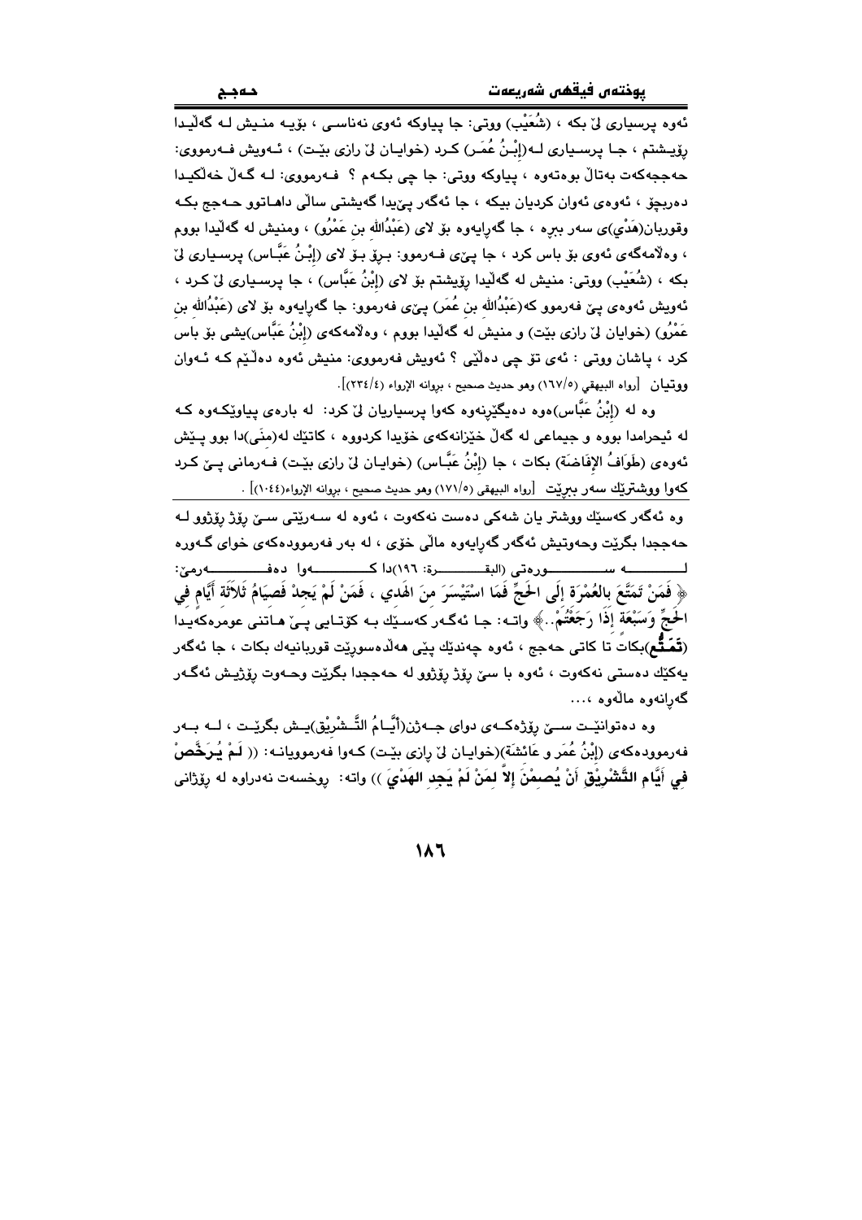ئەوە پرسیاری لێ بکە ، (شُعَيْب) ووتی: جا پیاوکە ئەوی نەناسی ، بۆیە منیش لە گەڵیدا ڕۆیشتم ، جا پرسیاری لە(إِبْنُ عُمَر) کرد (خوایان لێ ڕازی بێت) ، ئەویش فەرمووی: حەجەکەت بەتاڵ بوەتەوە ، پیاوکە ووتی: جا چی بکەم ؟ فەرمووی: لە گەڵ خەڵکیدا دەربچۆ ، ئەوەی ئەوان کردیان بیکە ، جا ئەگەر پێیدا گەیشتی ساڵی داهاتوو حەجج بکە وقوربان(هَدْي)ی سەر ببڕە ، جا گەڕایەوە بۆ لای (عَبْدُالله بن عَمْرُو) ، ومنیش لە گەڵیدا بووم ، وەڵامەکەی ئەوی بۆ باس کرد ، جا پێی فەرموو: بڕۆ بۆ لای (إِبْنُ عَبَّاس) پرسیاری لێ بکە ، (شُعَيْب) ووتی: منیش لە گەڵیدا ڕۆیشتم بۆ لای (إِبْنُ عَبَّاس) ، جا پرسیاری لێ کرد ، ئەویش ئەوەی پێ فەرموو کە(عَبْدُالله بن عُمَر) پێی فەرموو: جا گەڕایەوە بۆ لای (عَبْدُالله بن عَمْرُو) (خوایان لێ ڕازی بێت) و منیش لە گەڵیدا بووم ، وەڵامەکەی (إِبْنُ عَبَّاس)یشی بۆ باس کرد ، پاشان ووتی : ئەی تۆ چی دەڵێی ؟ ئەویش فەرمووی: منیش ئەوە دەڵێم کە ئەوان ووتیان [رواه البيهقي (١٦٧/٥) وهو حديث صحيح ، بروانە الإرواء (٢٣٤/٤)].

وە لە (إِبْنُ عَبَّاس)ەوە دەیگێڕنەوە کەوا پرسیاریان لێ کرد: لە بارەی پیاوێکەوە کە لە ئیحرامدا بووە و جیماعی لە گەڵ خێزانەکەی خۆیدا کردووە ، کاتێك لە(مِنَى)دا بوو پێش ئەوەی (طَوَافُ الإِفَاضَة) بکات ، جا (إِبْنُ عَبَّاس) (خوایان لێ ڕازی بێت) فەرمانی پێ کرد کەوا ووشترێك سەر ببڕێت [رواه البيهقي (١٧١/٥) وهو حديث صحيح ، بروانە الإرواء(١٠٤٤)] .

وە ئەگەر کەسێك ووشتر یان شەکی دەست نەکەوت ، ئەوە لە سەرێتی سێ ڕۆژ ڕۆژوو لە حەججدا بگرێت وحەوتیش ئەگەر گەڕایەوە ماڵی خۆی ، لە بەر فەرموودەکەی خوای گەورە لە سورەتی (البقرة: ١٩٦)دا کەوا دەفەرمێ: ﴿ فَمَنْ تَمَتَّعَ بالعُمْرَةِ إِلَى الحَجِّ فَمَا اسْتَيْسَرَ منَ الهَدي ، فَمَنْ لَمْ يَجِدْ فَصِيَامُ ثَلاثَةِ أَيَّامٍ في الحَجِّ وَسَبْعَةٍ إِذَا رَجَعْتُمْ..﴾ واتە: جا ئەگەر کەسێك بە کۆتایی پێ هاتنی عومرەکەیدا (**تَمَتُّع**)بکات تا کاتی حەجج ، ئەوە چەندێك پێی هەڵدەسورێت قوربانیەك بکات ، جا ئەگەر یەکێك دەستی نەکەوت ، ئەوە با سێ ڕۆژ ڕۆژوو لە حەججدا بگرێت وحەوت ڕۆژیش ئەگەر گەڕانەوە ماڵەوە ،...

وە دەتوانێت سێ ڕۆژەکەی دوای جەژن(أَيَّامُ التَّشْرِيْق)یش بگرێت ، لە بەر فەرموودەکەی (إِبْنُ عُمَر و عَائِشَة)(خوایان لێ ڕازی بێت) کەوا فەرموویانە: (( **لَمْ يُرَخَّصْ فِي أَيَّامِ التَّشْرِيْقِ أَنْ يُصمْنَ إلاَّ لمَنْ لَمْ يَجِدِ الهَدْيَ** )) واتە: ڕوخسەت نەدراوە لە ڕۆژانی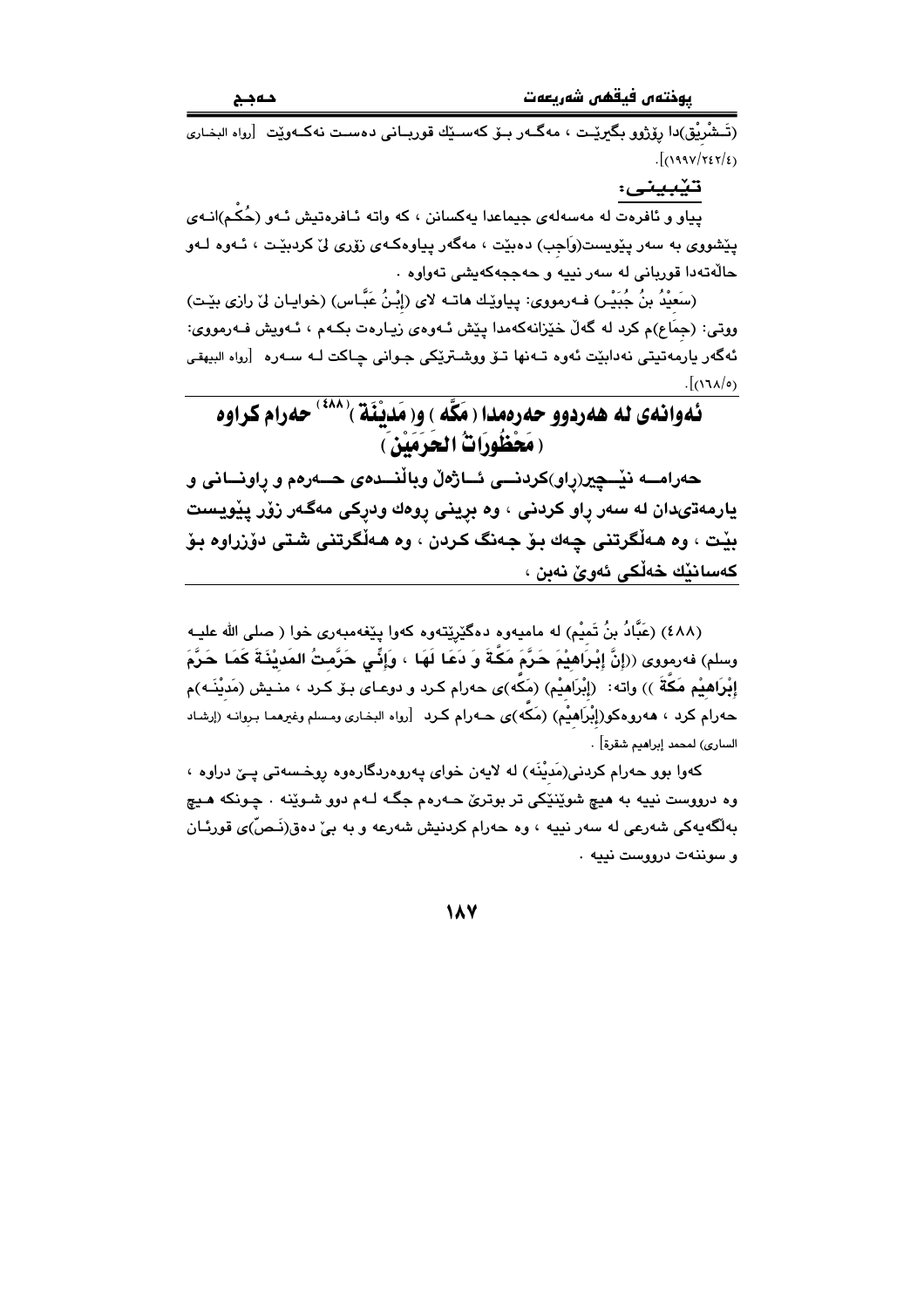(تَـشْرِيْق)دا ڕۆژوو بگیرێـت ، مەگـەر بـۆ كەسـێك قوربـانی دەسـت نەكـەوێت [رواه البخـاری (١٩٩٧/٢٤٢/٤)].

**تێبینی:**

پیاو و ئافرەت لە مەسەلەی جیماعدا یەكسانن ، كە واتە ئـافرەتیش ئـەو (حُكْم)انـەی پێشووی بە سەر پێویست(وَاجِب) دەبێت ، مەگەر پیاوەكـەی زۆری لێ كردبێـت ، ئـەوە لـەو حاڵەتەدا قوربانی لە سەر نییە و حەججەكەیشی تەواوە .

(سَعِیْدُ بنُ جُبَیْـر) فـەرمووی: پیاوێك هاتـە لای (اِبْـنُ عَبَّـاس) (خوایـان لێ ڕازی بێـت) ووتی: (جِمَاع)م كرد لە گەڵ خێزانەكەمدا پێش ئـەوەی زیـارەت بكـەم ، ئـەویش فـەرمووی: ئەگەر یارمەتیتی نەدابێت ئەوە تـەنها تـۆ ووشـترێكی جـوانی چـاكت لـە سـەرە [رواه البیهقی (١٦٨/٥)].

## ئەوانەی لە هەردوو حەرەمدا ( مَكَّه ) و( مَدِیْنَة )[٤٨٨] حەرام كراوە ( مَحْظُورَاتُ الحَرَمَیْن )

**حەرامــە نێــچیر(ڕاو)كردنــی ئــاژەڵ وباڵنــدەی حــەرەم و ڕاونــانی و یارمەتیدان لە سەر ڕاو كردنی ، وە بڕینی ڕوەك ودركی مەگەر زۆر پێویست بێت ، وە هـەڵگرتنی چـەك بـۆ جـەنگ كـردن ، وە هـەڵگرتنی شـتی دۆزراوە بـۆ كەسانێك خەڵكی ئەوێ نەبن ،**

---

(٤٨٨) (عَبَّادُ بنُ تَمِیْم) لە مامیەوە دەگێڕێتەوە كەوا پێغەمبەری خوا ( صلی الله علیـه وسلم) فەرمووی (( **إنَّ إِبْـرَاهِیْمَ حَـرَّمَ مَكَّـةَ وَ دَعَـا لَهَـا ، وَإِنِّـي حَرَّمْـتُ المَدِیْنَـةَ كَمَـا حَـرَّمَ إِبْرَاهِیْم مَكَّةَ** )) واتە: (إِبْرَاهِیْم) (مَكَّه)ی حەرام كـرد و دوعـای بـۆ كـرد ، منـیش (مَدِیْنَـه)م حەرام كرد ، هەروەكو(إِبْرَاهِیْم) (مَكَّه)ی حـەرام كـرد [رواه البخاری ومسلم وغیرهما بـروانـه (إرشـاد الساری) لمحمد إبراهیم شقرة] .

كەوا بوو حەرام كردنی(مَدِیْنَه) لە لایەن خوای پەروەردگارەوە ڕوخـسەتی پـێ دراوە ، وە درووست نییە بە هیچ شوێنێكی تر بوترێ حـەرەم جگـە لـەم دوو شـوێنە . چـونكە هـیچ بەڵگەیەكی شەرعی لە سەر نییە ، وە حەرام كردنیش شەرعە و بە بێ دەق(نَـصّ)ی قورئـان و سوننەت درووست نییە .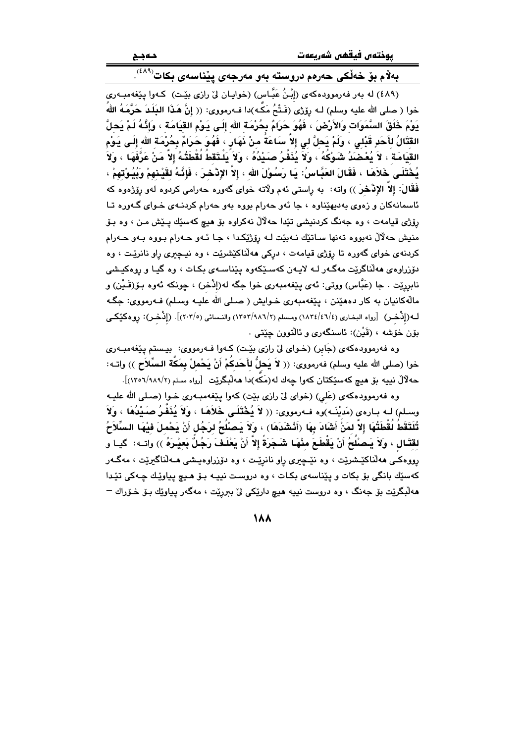بەلاَم بۆ خەڵكی حەرەم دروستە بەو مەرجەی پێناسەی بكات[٤٨٩].

(٤٨٩) لە بەر فەرموودەكەی (إِبْنُ عَبَّاس) (خوایان لێ رازی بێت) كەوا پێغەمبەری خوا ( صلی الله علیه وسلم) لە ڕۆژی (فَـتْحُ مَكَّه)دا فەرمووی: (( **إِنَّ هَـذَا البَلَـدَ حَرَّمَـهُ اللهُ يَوْمَ خَلَقَ السَّمَوَاتِ وَالأَرْضَ ، فَهُوَ حَرَامٌ بِحُرْمَةِ اللهِ إِلَى يَوْمِ القِيَامَةِ ، وَإِنَّـهُ لَمْ يَحِلَّ القِتَالُ لأَحَدٍ قَبْلِي ، وَلَمْ يَحِلَّ لِي إِلاَّ سَاعَةً مِنْ نَهَارٍ ، فَهُوَ حَرَامٌ بِحُرْمَةِ اللهِ إِلَى يَوْمِ القِيَامَةِ ، لاَ يُعْضَدُ شَوْكُهُ ، وَلاَ يُنَفَّرُ صَيْدُهُ ، وَلاَ يَلْتَقِطُ لُقْطَتُهُ إِلاَّ مَنْ عَرَّفَهَا ، وَلاَ يُخْتَلَى خَلاَهَا ، فَقَالَ العَبَّاسُ: يَا رَسُوْلَ اللهِ ، إِلاَّ الإِذْخِرَ ، فَإِنَّـهُ لِقَيْنِهِمْ وَبُيُوْتِهِمْ ، فَقَالَ: إِلاَّ الإِذْخِرَ** )) واتە: بە ڕاستی ئەم وڵاتە خوای گەورە حەرامی كردوە لەو ڕۆژەوە كە ئاسمانەكان و زەوی بەدیهێناوە ، جا ئەو حەرام بووە بەو حەرام كردنەی خوای گەورە تا ڕۆژی قیامەت ، وە جەنگ كردنیشی تێدا حەلاَڵ نەكراوە بۆ هیچ كەسێك پێش من ، وە بۆ منیش حەلاَڵ نەبووە تەنها ساتێك نەبێت لە ڕۆژێكدا ، جا ئەو حەرام بووە بەو حەرام كردنەی خوای گەورە تا ڕۆژی قیامەت ، دڕكی هەڵناكێشرێت ، وە نێچیری ڕاو نانرێت ، وە دۆزراوەی هەڵناگرێت مەگەر لە لایەن كەسێكەوە پێناسەی بكات ، وە گیا و ڕووەكیشی نابڕرێت . جا (عَبَّاس) ووتی: ئەی پێغەمبەری خوا جگە لە(إِذْخِر) ، چونكە ئەوە بۆ(قَيْن) و ماڵەكانیان بە كار دەهێنن ، پێغەمبەری خوایش ( صلی الله علیه وسلم) فەرمووی: جگە لە(إِذْخِر) [رواه البخاري (١٨٣٤/٤٦/٤) ومسلم (١٣٥٣/٩٨٦/٢) والنسائي (٢٠٣/٥)]. (إِذْخِر): ڕووەكێكی بۆن خۆشە ، (قَيْن): ئاسنگەری و ئاڵتوون چێتی .

وە فەرموودەكەی (جَابِر) (خوای لێ رازی بێت) كەوا فەرمووی: بیستم پێغەمبەری خوا (صلی الله علیه وسلم) فەرمووی: (( **لاَ يَحِلُّ لأَحَدِكُمْ أَنْ يَحْمِلْ بِمَكَّةَ السِّلاَحَ** )) واتە: حەلاَڵ نییە بۆ هیچ كەسێكتان كەوا چەك لە(مَكَّه)دا هەڵبگرێت [رواه مسلم (١٣٥٦/٩٨٩/٢)].

وە فەرموودەكەی (عَلِي) (خوای لێ رازی بێت) كەوا پێغەمبەری خوا (صلی الله علیه وسلم) لە بارەی (مَدِيْنَه)وە فەرمووی: (( **لاَ يُخْتَلَى خَلاَهَا ، وَلاَ يُنَفَّرُ صَيْدُهَا ، وَلاَ تُلْتَقَطُ لُقْطَتُهَا إِلاَّ لِمَنْ أَشَادَ بِهَا (أَنْشَدَهَا) ، وَلاَ يَصْلُحُ لِرَجُلٍ أَنْ يَحْمِلَ فِيْهَا السِّلاَحُ لِقِتَالٍ ، وَلاَ يَصْلُحُ أَنْ يَقْطَعَ مِنْهَا شَجَرَةً إِلاَّ أَنْ يَعْلَفَ رَجُلٌ بَعِيْرَهُ** )) واتە: گیا و ڕووەكی هەڵناكێشرێت ، وە نێچیری ڕاو نانرێت ، وە دۆزراوەیشی هەڵناگیرێت ، مەگەر كەسێك بانگی بۆ بكات و پێناسەی بكات ، وە دروست نییە بۆ هیچ پیاوێك چەكی تێدا هەڵبگرێت بۆ جەنگ ، وە دروست نییە هیچ دارێكی لێ ببڕرێت ، مەگەر پیاوێك بۆ خۆراك –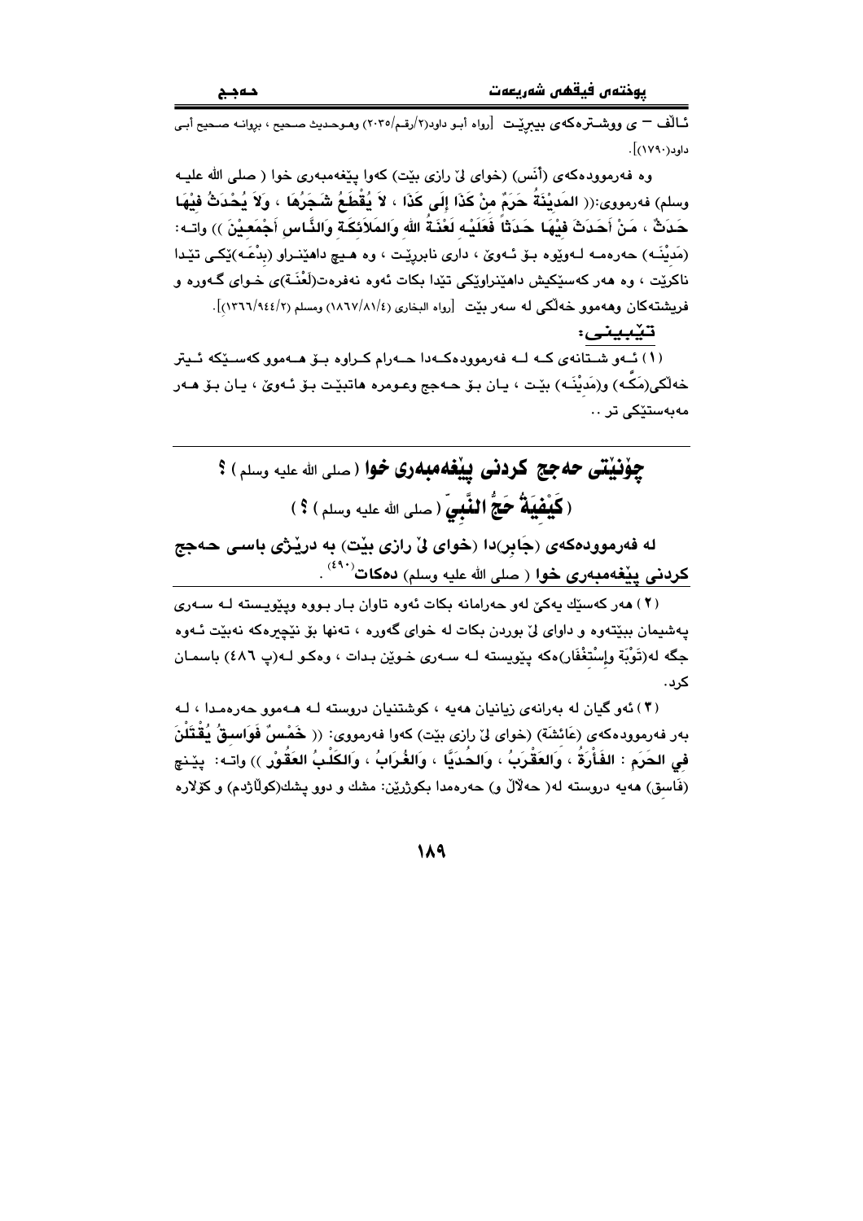ئـاڵف – ی ووشـترەکەی بیبڕێـت [رواه أبـو داود(٢/رقـم/٢٠٣٥) وهـوحـديث صـحيح ، بروانـه صـحيح أبـي داود(١٧٩٠)].

وە فەرموودەکەی (أَنَس) (خوای لێ رازی بێت) کەوا پێغەمبەری خوا ( صلى الله عليه وسلم) فەرمووی:(( **المَدِيْنَةُ حَرَمٌ مِنْ كَذَا إِلَى كَذَا ، لاَ يُقْطَعُ شَجَرُهَا ، وَلاَ يُحْدَثُ فِيْهَا حَدَثٌ ، مَنْ أَحَدَثَ فِيْهَا حَدَثاً فَعَلَيْهِ لَعْنَةُ اللهِ وَالمَلاَئِكَةِ وَالنَّاسِ أَجْمَعِيْنَ** )) واتـە: (مَدِيْنَـە) حەرەمـە لـەوێوە بـۆ ئـەوێ ، داری نابڕدرێـت ، وە هـیچ داهێنـراو (بدْعَـە)یێکـی تێدا ناکرێت ، وە هەر کەسێکیش داهێنراوێکی تێدا بکات ئەوە نەفرەت(لَعْنَـە)ی خـوای گـەورە و فریشتەکان وهەموو خەڵکی لە سەر بێت [رواه البخاري (١٨٦٧/٨١/٤) ومسلم (١٣٦٦/٩٤٤/٢)].

**تێبینـی:**

(١) ئـەو شـتانەی کـە لـە فەرموودەکـەدا حـەرام کـراوە بـۆ هـەموو کەسـێکە ئـیتر خەڵکی(مَكَّـە) و(مَدِيْنَـە) بێـت ، یـان بـۆ حـەجج وعـومرە هاتبێـت بـۆ ئـەوێ ، یـان بـۆ هـەر مەبەستێکی تر ..

---

# چۆنێتی حەجج کردنی پێغەمبەری خوا ( صلى الله عليه وسلم ) ؟
# ( كَيْفِيَةُ حَجِّ النَّبِيِّ ( صلى الله عليه وسلم ) ؟ )

**لە فەرموودەکەی (جَابِر)دا (خوای لێ رازی بێت) بە درێژی باسـی حـەجج کردنی پێغەمبەری خوا ( صلى الله عليه وسلم) دەکات**[490] .

(٢) هەر کەسێك یەکێ لەو حەرامانە بکات ئەوە تاوان بـار بـووە وپێویـستە لـە سـەری پەشیمان ببێتەوە و داوای لێ بوردن بکات لە خوای گەورە ، تەنها بۆ نێچیرەکە نەبێت ئـەوە جگە لە(تَوْبَة وإِسْتِغْفَار)ەکە پێویستە لـە سـەری خـوێن بـدات ، وەکـو لـە(پ ٤٨٦) باسمـان کرد.

(٣) ئەو گیان لە بەرانەی زیانیان هەیە ، کوشتنیان دروستە لـە هـەموو حەرەمـدا ، لـە بەر فەرموودەکەی (عَائِشَة) (خوای لێ رازی بێت) کەوا فەرمووی: (( **خَمْسٌ فَوَاسِقُ يُقْتَلْنَ فِي الحَرَمِ : الفَأْرَةُ ، وَالعَقْرَبُ ، وَالحُدَيَّا ، وَالغُرَابُ ، وَالكَلْبُ العَقُوْرِ** )) واتـە: پێـنج (فَاسِق) هەیە دروستە لە( حەڵاڵ و) حەرەمدا بکوژرێن: مشك و دوو پشك(کوڵاژدم) و کۆلارە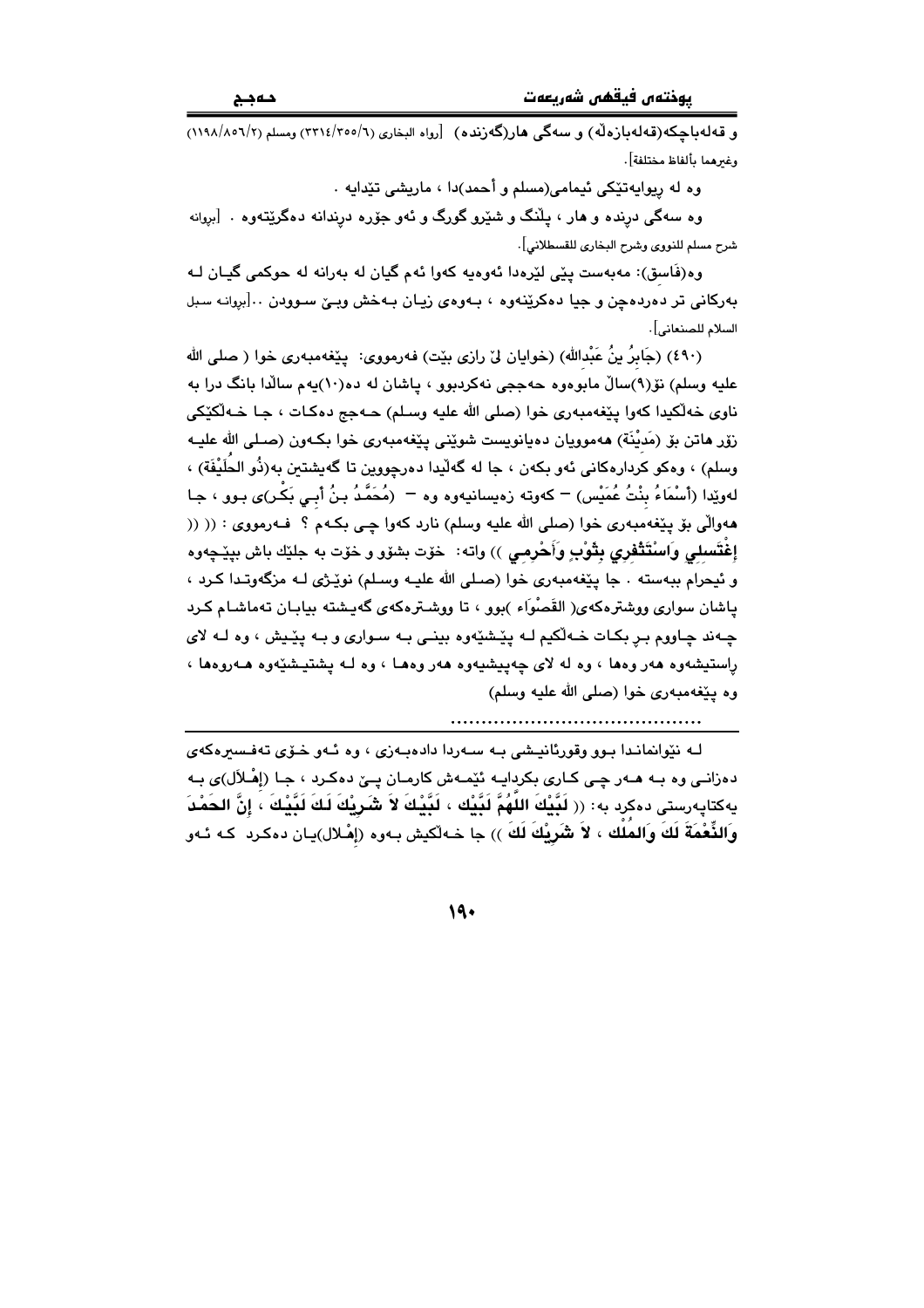و قەلەباچكە(قەلەبازەڵە) و سەگی هار(گەزندە) [رواه البخاري (٦/٣٥٥/٣٣١٤) ومسلم (٢/٨٥٦/١١٩٨) وغيرهما بألفاظ مختلفة].

وە لە ڕیوایەتێکی ئیمامی(مسلم و أحمد)دا ، ماریشی تێدایە .

وە سەگی دڕندە و هار ، پڵنگ و شێرو گورگ و ئەو جۆرە دڕندانە دەگرێتەوە . [بڕوانە شرح مسلم للنووي وشرح البخاري للقسطلاني].

وە(فَاسِق): مەبەست پێی لێرەدا ئەوەیە کەوا ئەم گیان لە بەرانە لە حوکمی گیان لە بەرکانی تر دەردەچن و جیا دەکرێنەوە ، بەوەی زیان بەخش وبێ سوودن ..[بڕوانە سبل السلام للصنعاني].

(٤٩٠) (جَابِرُ بنُ عَبْدالله) (خوایان لێ ڕازی بێت) فەرمووی: پێغەمبەری خوا ( صلى الله عليه وسلم) نۆ(٩)ساڵ مابوەوە حەججی نەکردبوو ، پاشان لە دە(١٠)یەم ساڵدا بانگ درا بە ناوی خەڵکیدا کەوا پێغەمبەری خوا (صلى الله عليه وسلم) حەجج دەکات ، جا خەڵکێکی زۆر هاتن بۆ (مَدِيْنَة) هەموویان دەیانویست شوێنی پێغەمبەری خوا بکەون (صلى الله عليه وسلم) ، وەکو کردارەکانی ئەو بکەن ، جا لە گەڵیدا دەرچووین تا گەیشتین بە(ذُو الحُلَيْفَة) ، لەوێدا (أَسْمَاءُ بِنْتُ عُمَيْس) – کەوتە زەیسانیەوە وە – (مُحَمَّدُ بنُ أَبِي بَكْر)ی بوو ، جا هەواڵی بۆ پێغەمبەری خوا (صلى الله عليه وسلم) نارد کەوا چی بکەم ؟ فەرمووی : (( (( **إِغْتَسِلِي وَاسْتَثْفِرِي بِثَوْبٍ وَأَحْرِمِي** )) واتە: خۆت بشۆو و خۆت بە جلێك باش بپێچەوە و ئیحرام ببەستە . جا پێغەمبەری خوا (صلى الله عليه وسلم) نوێژی لە مزگەوتدا کرد ، پاشان سواری ووشترەکەی( القَصْوَاء )بوو ، تا ووشترەکەی گەیشتە بیابان تەماشام کرد چەند چاووم بڕ بکات خەڵکیم لە پێشێەوە بینی بە سواری و بە پێیش ، وە لە لای ڕاستیشەوە هەر وەها ، وە لە لای چەپیشیەوە هەر وەها ، وە لە پشتیشێەوە هەروەها ، وە پێغەمبەری خوا (صلى الله عليه وسلم)

..........................................

لە نێوانماندا بوو وقورئانیشی بە سەردا دادەبەزی ، وە ئەو خۆی تەفسیرەکەی دەزانی وە بە هەر چی کاری بکردایە ئێمەش کارمان پێ دەکرد ، جا (إِهْلَال)ی بە یەکتاپەرستی دەکرد بە: (( **لَبَّيْكَ اللَّهُمَّ لَبَّيْك ، لَبَّيْكَ لاَ شَرِيْكَ لَكَ لَبَّيْكَ ، إِنَّ الحَمْدَ وَالنِّعْمَةَ لَكَ وَالمُلْك ، لاَ شَرِيْكَ لَكَ** )) جا خەڵکیش بەوە (إِهْلَال)یان دەکرد کە ئەو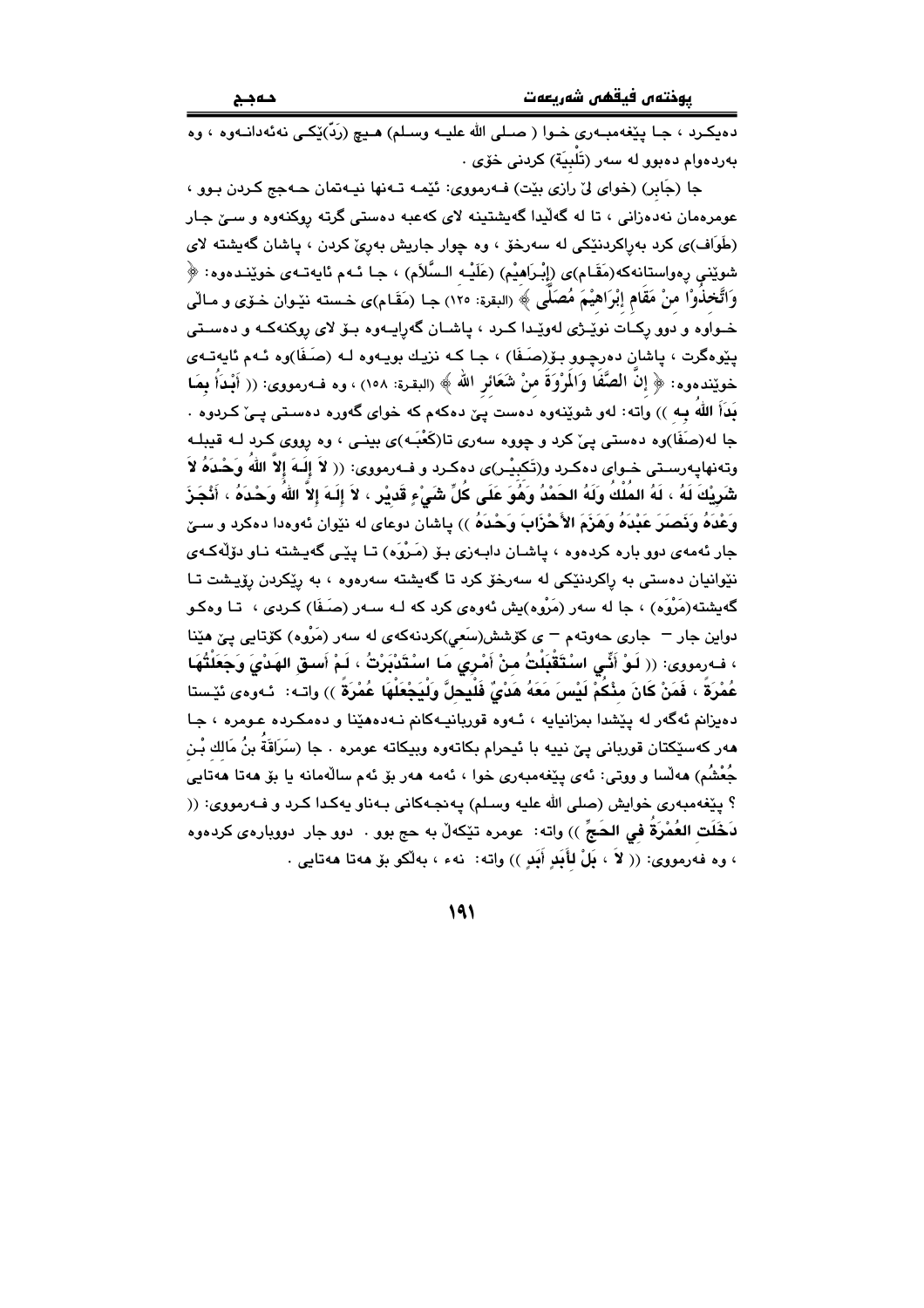دەیکـرد ، جـا پێغەمبـەری خـوا ( صـلی الله علیـە وسـلم) هـیچ (رَدّ)ێکـی نەئەدانـەوە ، وە بەردەوام دەبوو لە سەر (تَلْبِیَة) کردنی خۆی .

جا (جَابر) (خوای لێ رازی بێت) فـەرمووی: ئێمـە تـەنها نیـەتمان حـەجج کـردن بـوو ، عومرەمان نەدەزانی ، تا لە گەڵیدا گەیشتینە لای کەعبە دەستی گرتە ڕوکنەوە و سـێ جـار (طَوَاف)ی کرد بەڕاکردنێکی لە سەرخۆ ، وە چوار جاریش بەڕێ کردن ، پاشان گەیشتە لای شوێنی ڕەواستانەکە(مَقَـام)ی (إِبْـرَاهِیْم) (عَلَیْـه السَّلَام) ، جـا ئـەم ئایەتـەی خوێنـدەوە: ﴿ وَاتَّخِذُوْا مِنْ مَقَامِ إِبْرَاهِيْمَ مُصَلًّى ﴾ (البقرة: ١٢٥) جـا (مَقَـام)ی خـستە نێـوان خـۆی و مـاڵی خـواوە و دوو ڕکـات نوێـژی لەوێـدا کـرد ، پاشـان گەڕایـەوە بـۆ لای ڕوکنەکـە و دەسـتی پێوەگرت ، پاشان دەرچـوو بـۆ(صَفَا) ، جـا کـە نزیـك بویـەوە لـە (صَـفَا)وە ئـەم ئایەتـەی خوێندەوە: ﴿ إِنَّ الصَّفَا وَالْمَرْوَةَ مِنْ شَعَائِرِ اللهِ ﴾ (البقرة: ١٥٨) ، وە فـەرمووی: (( أَبْدَأُ بِمَا بَدَأَ اللهُ بِهِ )) واتە: لەو شوێنەوە دەست پێ دەکەم کە خوای گەورە دەسـتی پـێ کـردوە . جا لە(صَفَا)وە دەستی پێ کرد و چووە سەری تا(کَعْبَـە)ی بینـی ، وە ڕووی کـرد لـە قیبلـە وتەنهاپەرسـتی خـوای دەکـرد و(تَکبِیْـر)ی دەکـرد و فـەرمووی: (( لاَ إِلَـهَ إِلاَّ اللهُ وَحْـدَهُ لاَ شَرِيْكَ لَهُ ، لَهُ الْمُلْكُ وَلَهُ الحَمْدُ وَهُوَ عَلَى كُلِّ شَيْءٍ قَدِيْر ، لاَ إِلَـهَ إِلاَّ اللهُ وَحْـدَهُ ، أَنْجَزَ وَعْدَهُ وَنَصَرَ عَبْدَهُ وَهَزَمَ الأَحْزَابَ وَحْدَهُ )) پاشان دوعای لە نێوان ئەوەدا دەکرد و سـێ جار ئەمەی دوو بارە کردەوە ، پاشـان دابـەزی بـۆ (مَـرْوَە) تـا پێـی گەیـشتە نـاو دۆڵەکـەی نێوانیان دەستی بە ڕاکردنێکی لە سەرخۆ کرد تا گەیشتە سەرەوە ، بە ڕێکردن ڕۆیـشت تـا گەیشتە(مَرْوَە) ، جا لە سەر (مَرْوە)یش ئەوەی کرد کە لـە سـەر (صَـفَا) کـردی ، تـا وەکـو دواین جار – جاری حەوتەم – ی کۆشش(سَعي)کردنەکەی لە سەر (مَرْوە) کۆتایی پێ هێنا ، فـەرمووی: (( لَـوْ أَنِّـي اسْـتَقْبَلْتُ مِنْ أَمْـرِي مَـا اسْتَدْبَرْتُ ، لَـمْ أَسـقِ الهَـدْيَ وَجَعَلْتُهَا عُمْرَةً ، فَمَنْ كَانَ مِنْكُمْ لَيْسَ مَعَهُ هَدْيٌ فَلْيَحِلَّ وَلْيَجْعَلْهَا عُمْرَةً )) واتـە: ئـەوەی ئێـستا دەیزانم ئەگەر لە پێشدا بمزانیایە ، ئـەوە قوربانیـەکانم نـەدەهێنا و دەمکـردە عـومرە ، جـا هەر کەسێکتان قوربانی پێ نیيە با ئیحرام بکاتەوە وبیکاتە عومرە . جا (سُرَاقَةُ بنُ مَالِك بْنِ جُعْشُم) هەڵسا و ووتی: ئەی پێغەمبەری خوا ، ئەمە هەر بۆ ئەم ساڵەمانە یا بۆ هەتا هەتایی ؟ پێغەمبەری خوایش (صلی الله علیه وسلم) پەنجـەکانی بـەناو یەکدا کـرد و فـەرمووی: (( دَخَلَتِ العُمْرَةُ فِي الحَجِّ )) واتە: عومرە تێکەڵ بە حج بوو . دوو جار دووبارەی کردەوە ، وە فەرمووی: (( لاَ ، بَلْ لأَبَدِ أَبَدٍ )) واتە: نەء ، بەڵکو بۆ هەتا هەتایی .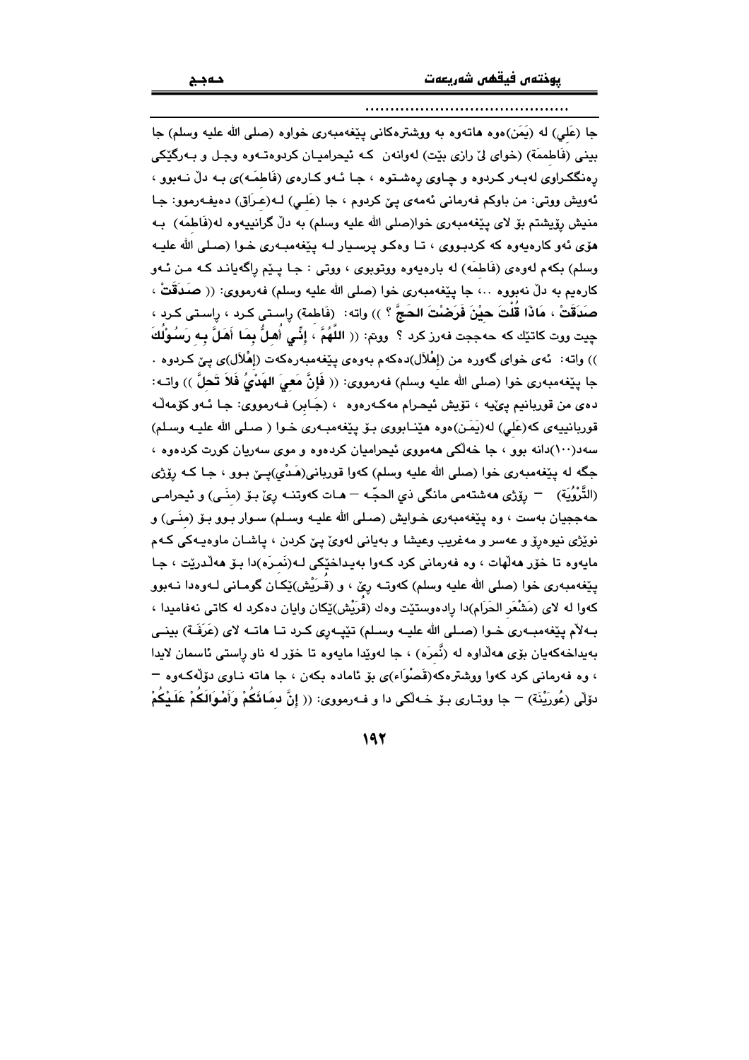جا (عَلِي) له (يَمَن)ەوە هاتەوە بە ووشترەكانى پێغەمبەرى خواوە (صلى الله عليه وسلم) جا بينى (فَاطِمَة) (خواى لىٚ رازى بێت) لەوانەن كە ئيحراميـان كردوەتـەوە وجـل و بـەرگێكى رەنگكـراوى لەبـەر كـردوە و چـاوى رەشـتوە ، جـا ئـەو كـارەى (فَاطِمَـە)ى بـە دڵ نـەبوو ، ئەويش ووتى: من باوكم فەرمانى ئەمەى پىٚ كردوم ، جا (عَلِـي) لـە(عـرَاق) دەيفـەرموو: جـا منيش رۆيشتم بۆ لاى پێغەمبەرى خوا(صلى الله عليه وسلم) بە دڵ گرانييەوە لە(فَاطِمَه) بـە هۆى ئەو كارەيەوە كە كردبـووى ، تـا وەكـو پرسـيار لـە پێغەمبـەرى خـوا (صـلى الله عليـه وسلم) بكەم لەوەى (فَاطِمَه) لە بارەيەوە ووتبوى ، ووتى : جا پـێم راگەيانـد كـە مـن ئـەو كارەيم بە دڵ نەبووە ..، جا پێغەمبەرى خوا (صلى الله عليه وسلم) فەرمووى: (( **صَدَقَتْ ، صَدَقَتْ ، مَاذَا قُلْتَ حِيْنَ فَرَضْتَ الحَجَّ ؟** )) واتە: (فَاطِمة) راسـتى كـرد ، راسـتى كـرد ، چيت ووت كاتێك كە حەججت فەرز كرد ؟ ووتم: (( **اللَّهُمَّ ، إِنِّـي أُهِـلُّ بِمَـا أَهَـلَّ بِـهِ رَسُـوْلُكَ** )) واتە: ئەى خواى گەورە من (إِهْلاَل)دەكەم بەوەى پێغەمبەرەكەت (إِهْلاَل)ى پىٚ كـردوە . جا پێغەمبەرى خوا (صلى الله عليه وسلم) فەرمووى: (( **فَإِنَّ مَعِيَ الهَدْيُ فَلاَ تَحِلَّ** )) واتـە: دەى من قوربانيم پىٚيە ، تۆيش ئيحـرام مەكـەرەوە ، (جَـابر) فـەرمووى: جـا ئـەو كۆمەڵـە قوربانييەى كە(عَلِي) لە(يَمَـن)ەوە هێنـابووى بـۆ پێغەمبـەرى خـوا ( صـلى الله عليـه وسـلم) سەد(١٠٠)دانە بوو ، جا خەڵكى هەمووى ئيحراميان كردەوە و موى سەريان كورت كردەوە ، جگە لە پێغەمبەرى خوا (صلى الله عليه وسلم) كەوا قوربانى(هَـدْي)پـىٚ بـوو ، جـا كـە رۆژى (التَّرْوِيَة) – رۆژى هەشتەمى مانگى ذي الحجّـە – هـات كەوتنـە رىٚ بـۆ (مِنَـى) و ئيحرامـى حەججيان بەست ، وە پێغەمبەرى خـوايش (صـلى الله عليـه وسـلم) سـوار بـوو بـۆ (مِنَـى) و نوێژى نيوەرۆ و عەسر و مەغريب وعيشا و بەيانى لەوىٚ پىٚ كردن ، پاشـان ماوەيـەكى كـەم مايەوە تا خۆر هەڵهات ، وە فەرمانى كرد كـەوا بەيـداخێكى لـە(نَمِـرَه)دا بـۆ هەڵـدرێت ، جـا پێغەمبەرى خوا (صلى الله عليه وسلم) كەوتـە رىٚ ، و (قُـرَيْش)ێكـان گومـانى لـەوەدا نـەبوو كەوا لە لاى (مَشْعَر الحَرَام)دا رادەوستێت وەك (قُرَيْش)ێكان وايان دەكرد لە كاتى نەفاميدا ، بـەڵام پێغەمبـەرى خـوا (صـلى الله عليـه وسـلم) تێپـەرِى كـرد تـا هاتـە لاى (عَرَفَـة) بينـى بەيداخەكەيان بۆى هەڵداوە لە (نَّمِرَه) ، جا لەوێدا مايەوە تا خۆر لە ناو راستى ئاسمان لايدا ، وە فەرمانى كرد كەوا ووشترەكە(قَصْوَاء)ى بۆ ئامادە بكەن ، جا هاتە نـاوى دۆڵەكـەوە – دۆڵى (عُورَيْنَة) – جا ووتـارى بـۆ خـەڵكى دا و فـەرمووى: (( **إِنَّ دِمَـائَكُمْ وَأَمْـوَالَكُمْ عَلَيْكُمْ**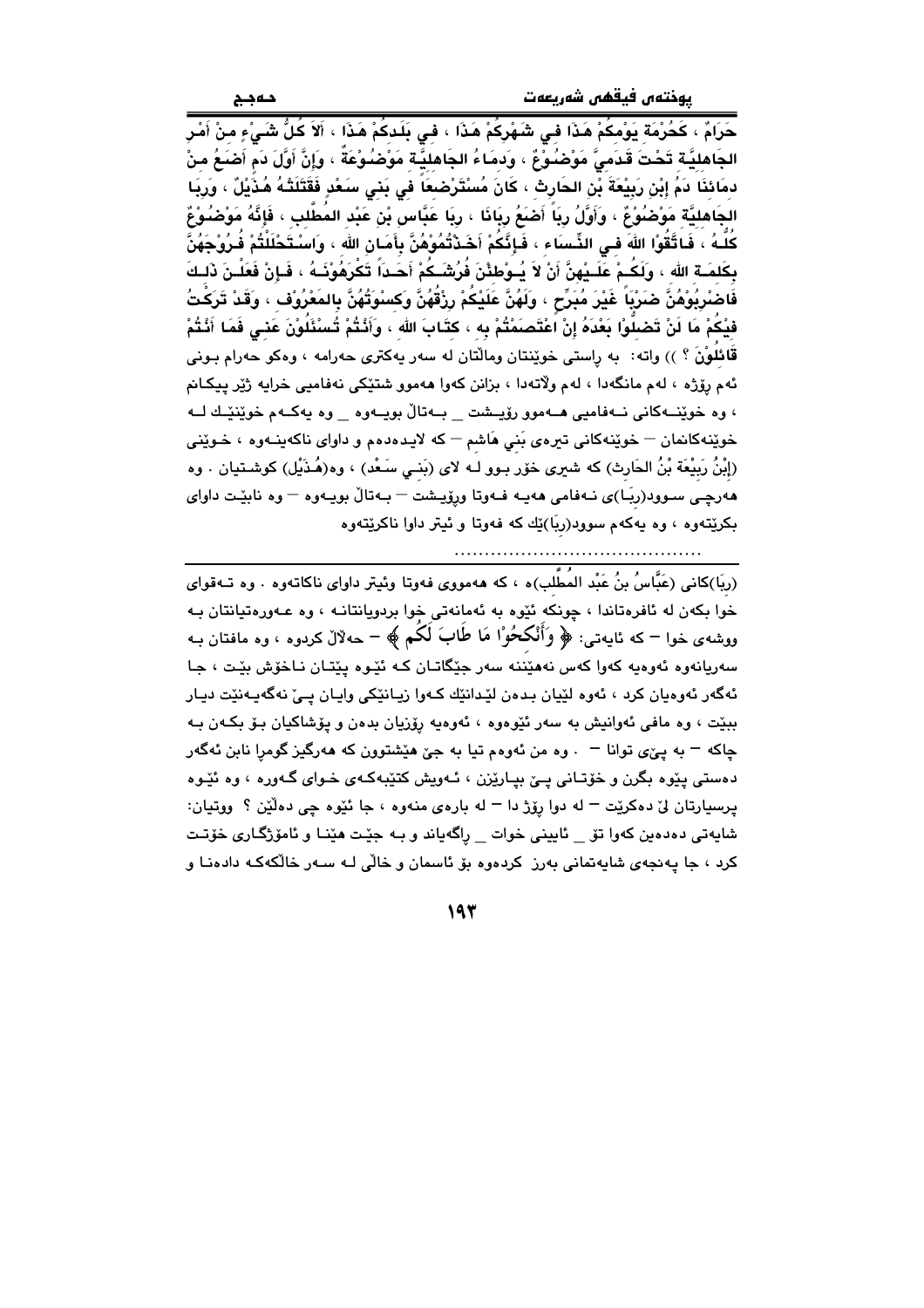حَرَامٌ ، كَحُرْمَةِ يَوْمِكُمْ هَذَا فِي شَهْرِكُمْ هَذَا ، فِي بَلَدِكُمْ هَذَا ، أَلاَ كُلُّ شَيْءٍ مِنْ أَمْرِ الجَاهِلِيَّةِ تَحْتَ قَدَمِيَّ مَوْضُوْعٌ ، وَدِمَاءُ الجَاهِلِيَّةِ مَوْضُوْعَةٌ ، وَإِنَّ أَوَّلَ دَمٍ أَضَعُ مِنْ دِمَائِنَا دَمُ إِبْنِ رَبِيْعَةَ بْنِ الحَارِثِ ، كَانَ مُسْتَرْضِعَاً فِي بَنِي سَعْدٍ فَقَتَلَتْهُ هُذَيْلٌ ، وَرِبَا الجَاهِلِيَّةِ مَوْضُوْعٌ ، وَأَوَّلُ رِبَاً أَضَعُ رِبَانَا ، رِبَا عَبَّاسِ بْنِ عَبْدِ المُطَّلِبِ ، فَإِنَّهُ مَوْضُوْعٌ كُلُّهُ ، فَاتَّقُوْا اللهَ فِي النِّسَاءِ ، فَإِنَّكُمْ أَخَذْتُمُوْهُنَّ بِأَمَانِ اللهِ ، وَاسْتَحْلَلْتُمْ فُرُوْجَهُنَّ بِكَلِمَةِ اللهِ ، وَلَكُمْ عَلَيْهِنَّ أَنْ لاَ يُوْطِئْنَ فُرُشَكُمْ أَحَداً تَكْرَهُوْنَهُ ، فَإِنْ فَعَلْنَ ذَلِكَ فَاضْرِبُوْهُنَّ ضَرْبَاً غَيْرَ مُبَرِّحٍ ، وَلَهُنَّ عَلَيْكُمْ رِزْقُهُنَّ وَكِسْوَتُهُنَّ بِالمَعْرُوْفِ ، وَقَدْ تَرَكْتُ فِيْكُمْ مَا لَنْ تَضِلُّوْا بَعْدَهُ إِنْ اعْتَصَمْتُمْ بِهِ ، كِتَابَ اللهِ ، وَأَنْتُمْ تُسْئَلُوْنَ عَنِي فَمَا أَنْتُمْ قَائِلُوْنَ ؟ )) واته: به ڕاستی خوێنتان وماڵتان له سەر یەکتری حەرامە ، وەکو حەرام بوونی ئەم ڕۆژە ، لەم مانگەدا ، لەم وڵاتەدا ، بزانن کەوا هەموو شتێکی نەفامیی خرایە ژێر پێکانم ، وە خوێنـەکانی نـەفامیی هـەموو ڕۆیـشت _ بـەتاڵ بویـەوە _ وە یەکـەم خوێنێـك لـە خوێنەکانمان – خوێنەکانی تیرەی بَنِي هَاشِم – کە لایـدەدەم و داوای ناکەینـەوە ، خـوێنی (إِبْنُ رَبِيْعَة بْنُ الحَارِث) کە شیری خۆر بـوو لـە لای (بَنِـي سَعْد) ، وە(هُذَيْل) کوشـتیان . وە هەرچـی سـوود(رِبَـا)ی نـەفامی هەیـە فـەوتا وڕۆیـشت – بـەتاڵ بویـەوە – وە نابێـت داوای بکرێتەوە ، وە یەکەم سوود(رِبَا)ێك کە فەوتا و ئیتر داوا ناکرێتەوە

........................................

(رِبَا)کانی (عَبَّاسُ بنُ عَبْدِ المُطَّلِب)ە ، کە هەمووی فەوتا وئیتر داوای ناکاتەوە . وە تـەقوای خوا بکەن لە ئافرەتاندا ، چونکە ئێوە بە ئەمانەتی خوا بردویانتانـە ، وە عـەورەتیانتان بـە ووشەی خوا – کە ئایەتی: ﴿ وَأَنْكِحُوْا مَا طَابَ لَكُم ﴾ – حەڵاڵ کردوە ، وە مافتان بـە سەریانەوە ئەوەیە کەوا کەس نەهێننە سەر جێگاتـان کـە ئێـوە پێتـان نـاخۆش بێـت ، جـا ئەگەر ئەوەیان کرد ، ئەوە لێیان بـدەن لێدانێك کـەوا زیـانێکی وایـان پـێ نەگەیـەنێت دیـار بیێت ، وە مافی ئەوانیش بە سەر ئێوەوە ، ئەوەیە ڕۆزیان بدەن و پۆشاکیان بـۆ بکـەن بـە چاکە – بە پـێی توانا – . وە من ئەوەم تیا بە جێ هێشتوون کە هەرگیز گومڕا نابن ئەگەر دەستی پێوە بگرن و خۆتـانی پـێ بپـارێزن ، ئـەویش کتێبەکـەی خـوای گـەورە ، وە ئێـوە پرسیارتان لێ دەکرێت – لە دوا ڕۆژ دا – لە بارەی منەوە ، جا ئێوە چی دەڵێن ؟ ووتیان: شایەتی دەدەین کەوا تۆ _ ئایینی خوات _ ڕاگەیاند و بـە جێـت هێنـا و ئامۆژگـاری خۆتـت کرد ، جا پەنجەی شایەتمانی بەرز کردەوە بۆ ئاسمان و خاڵی لـە سـەر خاڵکەکـە دادەنـا و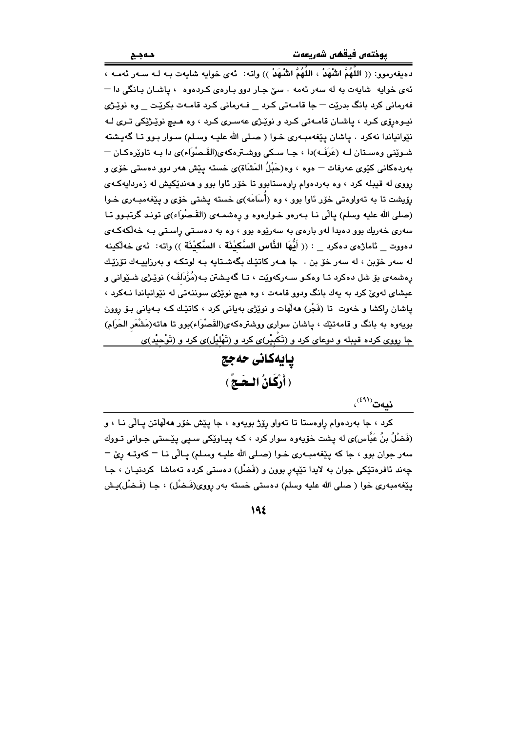دەيفەرموو: (( **اللَّهُمَّ اشْهَدْ ، اللَّهُمَّ اشْهَدْ** )) واتە: ئەی خوايە شايەت بە لە سەر ئەمە ، ئەی خوايە شايەت بە لە سەر ئەمە . سێ جار دوو بارەی كردەوە ، پاشان بانگی دا — فەرمانی كرد بانگ بدرێت — جا قامەتی كرد _ فەرمانی كرد قامەت بكرێت _ وە نوێژی نيوەڕۆی كرد ، پاشان قامەتی كرد و نوێژی عەسری كرد ، وە هيچ نوێژێكی تری لە نێوانياندا نەكرد . پاشان پێغەمبەری خوا ( صلی الله عليه وسلم) سوار بوو تا گەيشتە شوێنی وەستان لە (عَرَفَە)دا ، جا سكی ووشترەكەی(القَصْوَاء)ی دا بە تاوێرەكان — بەردەكانی كێوی عەرفات — ەوە ، وە(حَبْلُ المَشَاة)ی خستە پێش هەر دوو دەستی خۆی و ڕووی لە قيبلە كرد ، وە بەردەوام ڕاوەستابوو تا خۆر ئاوا بوو و هەندێكيش لە زەردايەكەی ڕۆيشت تا بە تەواوەتی خۆر ئاوا بوو ، وە (أُسَامَە)ی خستە پشتی خۆی و پێغەمبەری خوا (صلی الله عليه وسلم) پاڵی نا بەرەو خوارەوە و ڕەشمەی (القَصْوَاء)ی توند گرتبوو تا سەری خەريك بوو دەيدا لەو بارەی بە سەرێوە بوو ، وە بە دەستی ڕاستی بە خەڵكەكەی دەووت _ ئاماژەی دەكرد _ : (( **أَيُّهَا النَّاس السَّكِيْنَة ، السَّكِيْنَة** )) واتە: ئەی خەڵكينە لە سەر خۆبن ، لە سەر خۆ بن . جا هەر كاتێك بگەشتايە بە لوتكە و بەرزاييەك تۆزێك ڕەشمەی بۆ شل دەكرد تا وەكو سەركەوێت ، تا گەيشتن بە(مُزْدَلِفَە) نوێژی شێوانی و عيشای لەوێ كرد بە يەك بانگ ودوو قامەت ، وە هيچ نوێژی سوننەتی لە نێوانياندا نەكرد ، پاشان ڕاكشا و خەوت تا (فَجْر) هەڵهات و نوێژی بەيانی كرد ، كاتێك كە بەيانی بۆ ڕوون بويەوە بە بانگ و قامەتێك ، پاشان سواری ووشترەكەی(القَصْوَاء)بوو تا هاتە(مَشْعَر الحَرَام) جا ڕووی كردە قيبلە و دوعای كرد و (تَكْبِيْر)ی كرد و (تَهْلِيْل)ی كرد و (تَوْحِيْد)ی

## پايەكانی حەجج

## ( أَرْكَانُ الحَجِّ )

نيەت[491]،

---

كرد ، جا بەردەوام ڕاوەستا تا تەواو ڕۆژ بويەوە ، جا پێش خۆر هەڵهاتن پاڵی نا ، و (فَضْلُ بنُ عَبَّاس)ی لە پشت خۆيەوە سوار كرد ، كە پياوێكی سپی پێستی جوانی تووك سەر جوان بوو ، جا كە پێغەمبەری خوا (صلی الله عليه وسلم) پاڵی نا — كەوتە ڕێ — چەند ئافرەتێكی جوان بە لايدا تێپەڕ بوون و (فَضْل) دەستی كردە تەماشا كردنيان ، جا پێغەمبەری خوا ( صلی الله عليه وسلم) دەستی خستە بەر ڕووی(فَضْل) ، جا (فَضْل)يش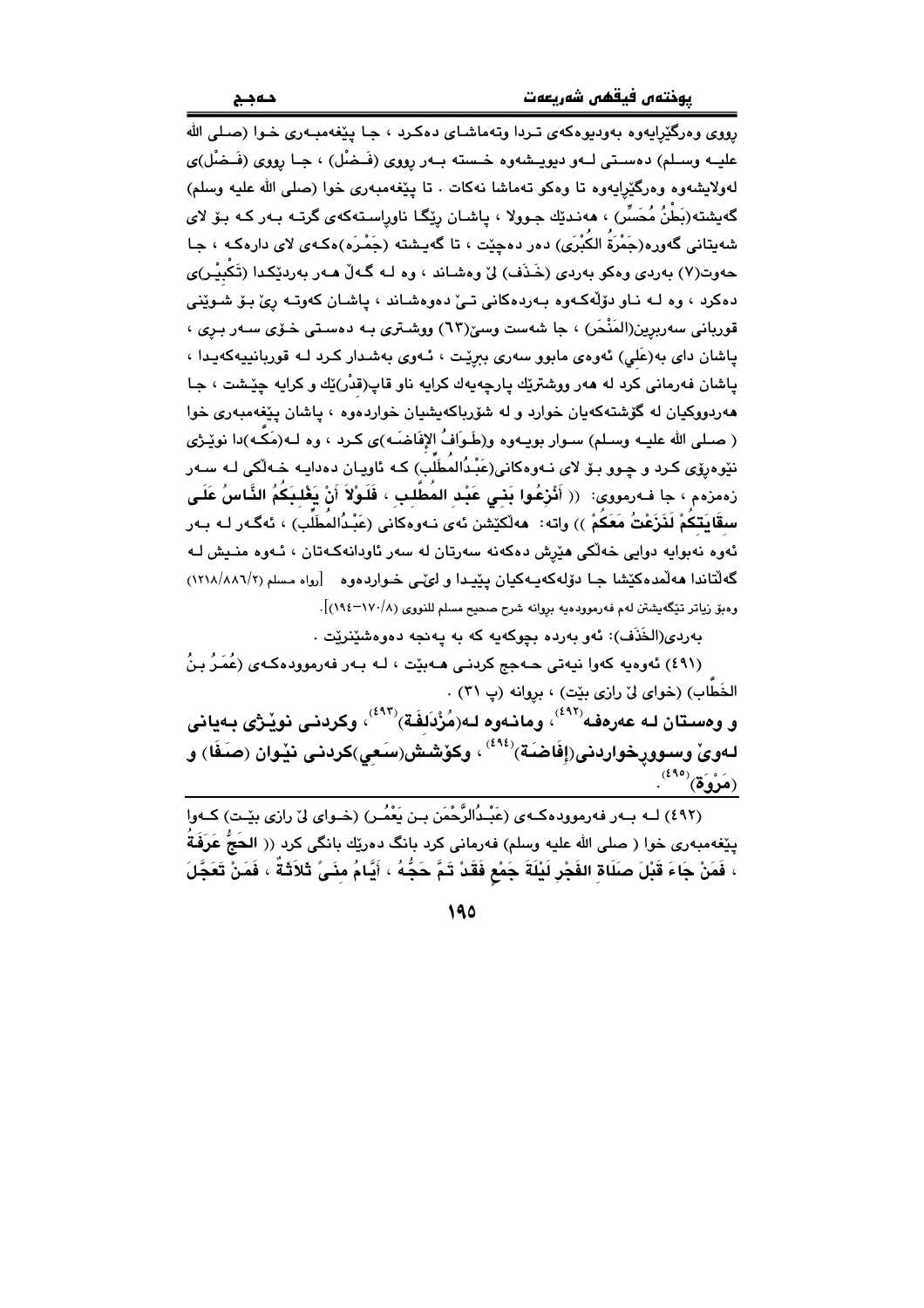ڕووی وەرگێڕایەوە بەودیوەکەی تـردا وتەماشـای دەکـرد ، جـا پێغەمبـەری خـوا (صـلی الله علیـه وسـلم) دەسـتی لـەو دیویـشەوە خـستە بـەر ڕووی (فَـضْل) ، جـا ڕووی (فَـضْل)ی لەولایشەوە وەرگێڕایەوە تا وەکو تەماشا نەکات . تا پێغەمبەری خوا (صلی الله علیه وسلم) گەیشتە(بَطْنُ مُحَسِّر) ، هەنـدێك جـوولا ، پاشـان ڕێگا ناوڕاسـتەکەی گرتـە بـەر کـە بـۆ لای شەیتانی گەورە(جَمْرَةُ الكُبْرَى) دەر دەچێت ، تا گەیـشتە (جَمْـرَە)ەکـەی لای دارەکـە ، جـا حەوت(٧) بەردی وەکو بەردی (خَـذَف) لێ وەشـاند ، وە لـە گـەڵ هـەر بەردێکـدا (تَكْبِيْـر)ی دەکرد ، وە لـە نـاو دۆڵەکـەوە بـەردەکانی تـێ دەوەشـاند ، پاشـان کەوتـە ڕێ بـۆ شـوێنی قوربانی سەربڕین(المَنْحَر) ، جا شەست وسێ(٦٣) ووشـتری بـە دەسـتی خـۆی سـەر بـڕی ، پاشان دای بە(عَلي) ئەوەی مابوو سەری ببڕێت ، ئـەوی بەشـدار کـرد لـە قوربانییەکەیـدا ، پاشان فەرمانی کرد لە هەر ووشترێك پارچەیەك کرایە ناو قاپ(قِدْر)ێك و کرایە چێشت ، جـا هەردووکیان لە گۆشتەکەیان خوارد و لە شۆرباکەیشیان خواردەوە ، پاشان پێغەمبەری خوا ( صـلی الله علیـه وسـلم) سـوار بویـەوە و(طَـوَافُ الإِفَاضَـە)ی کـرد ، وە لـە(مَكَّـە)دا نوێـژی نێوەڕۆی کـرد و چـوو بـۆ لای نـەوەکانی(عَبْدُالمُطَّلِب) کـە ئاویـان دەدایـە خـەڵکی لـە سـەر زەمزەم ، جا فـەرمووی: (( **أَنْزِعُوا بَنِي عَبْدِ المُطَّلِبِ ، فَلَوْلاَ أَنْ يَغْلِبَكُمُ النَّاسُ عَلَى سِقَايَتِكُمْ لَنَزَعْتُ مَعَكُمْ** )) واتە: هەڵکێشن ئەی نـەوەکانی (عَبْدُالمطَّلِب) ، ئەگـەر لـە بـەر ئەوە نەبوایە دوایی خەڵکی هێرش دەکەنە سەرتان لە سەر ئاودانەکـەتان ، ئـەوە منـیش لـە گەڵتاندا هەڵمدەکێشا جـا دۆلەکەیـەکیان پێیـدا و لێـی خـواردەوە [رواه مسلم (١٢١٨/٨٨٦/٢) وەبۆ زیاتر تێگەیشتن لەم فەرموودەیە بڕوانە شرح صحیح مسلم للنووي (١٧٠/٨-١٩٤)].

بەردی(الخَذَف): ئەو بەردە بچوکەیە کە بە پەنجە دەوەشێنرێت .

(٤٩١) ئەوەیە کەوا نیەتی حـەجج کردنـی هـەبێت ، لـە بـەر فەرموودەکـەی (عُمَـرُ بـنُ الخَطَّاب) (خوای لێ ڕازی بێت) ، بڕوانە (پ ٣١) .

**و وەسـتان لـە عەرەفـە[٤٩٢] ، ومانـەوە لـە(مُزْدَلِفَة)[٤٩٣] ، وکردنـی نوێـژی بـەیانی لـەوێ وسـوورخواردنی(إِفَاضَة)[٤٩٤] ، وکۆشش(سَعِي)کردنی نێوان (صَفَا) و (مَرْوَة)[٤٩٥] .**

---

(٤٩٢) لـە بـەر فەرموودەکـەی (عَبْـدُالرَّحْمَن بـن يَعْمُـر) (خـوای لێ ڕازی بێـت) کـەوا پێغەمبەری خوا ( صلی الله علیه وسلم) فەرمانی کرد بانگ دەرێك بانگە بانگی کرد (( **الحَجُّ عَرَفَةُ ، فَمَنْ جَاءَ قَبْلَ صَلَاةِ الفَجْرِ لَيْلَةَ جَمْعٍ فَقَدْ تَمَّ حَجُّهُ ، أَيَّامُ مِنًى ثَلاَثَةٌ ، فَمَنْ تَعَجَّلَ**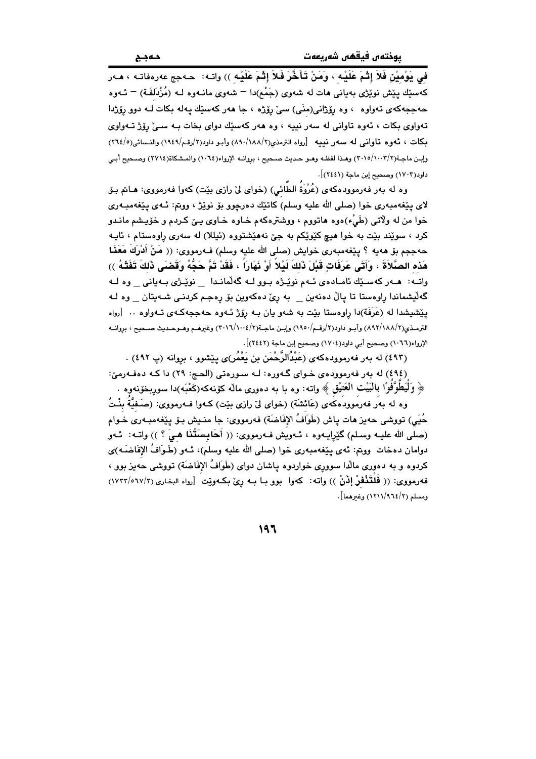**فِي يَوْمَيْنِ فَلاَ إِثْمَ عَلَيْهِ ، وَمَنْ تَأَخَّرَ فَلاَ إِثْمَ عَلَيْهِ ))** واتە: حەجج عەرەفاتە ، هەر کەسێك پێش نوێژی بەیانی هات لە شەوی (جَمْع)دا – شەوی مانەوە لە (مُزْدَلِفَة) – ئەوە حەجەکەی تەواوە ، وە ڕۆژانی(منَى) سێ ڕۆژە ، جا هەر کەسێك پەلە بکات لە دوو ڕۆژدا تەواوی بکات ، ئەوە تاوانی لە سەر نییە ، وە هەر کەسێك دوای بخات بە سێ ڕۆژ تەواوی بکات ، ئەوە تاوانی لە سەر نییە [رواه الترمذي(٢/١٨٨/٨٩٠) وأبو داود(٢/رقم/١٩٤٩) والنسائي(٥/٢٦٤) وإبن ماجة(٢/١٠٠٣/٣٠١٥) وهذا لفظه وهو حديث صحيح ، بروانە الإرواء(١٠٦٤) والمشكاة(٢٧١٤) وصحيح أبي داود(١٧٠٣) وصحيح إبن ماجة (٢٤٤١)].

وە لە بەر فەرموودەکەی (عُرْوَةُ الطَّائِي) (خوای لێ ڕازی بێت) کەوا فەرمووی: هاتم بۆ لای پێغەمبەری خوا (صلى الله عليه وسلم) کاتێك دەرچوو بۆ نوێژ ، ووتم: ئەی پێغەمبەری خوا من لە وڵاتی (طَيْء)ەوە هاتووم ، ووشترەکەم خاوە خاوی یێ کردم و خۆیشم ماندو کرد ، سوێند بێت بە خوا هیچ کێوێکم بە جێ نەهێشتووە (ئیللا) لە سەری ڕاوەستام ، ئایە حەججم بۆ هەیە ؟ پێغەمبەری خوایش (صلى الله عليه وسلم) فەرمووی: (( **مَنْ أَدْرَكَ مَعَنَا هَذِهِ الصَّلاَةَ ، وَأَتَى عَرَفَاتٍ قَبْلَ ذَلِكَ لَيْلاً أَوْ نَهَاراً ، فَقَدْ تَمَّ حَجُّهُ وَقَضَى ذَلِكَ تَفَثَهُ** )) واتە: هەر کەسێك ئامادەی ئەم نوێژە بوو لە گەڵماندا _ نوێژی بەیانی _ وە لە گەڵیشماندا ڕاوەستا تا پاڵ دەنەین _ بە ڕێ دەکەوین بۆ ڕەجم کردنی شەیتان _ وە لە پێشیشدا لە (عَرَفَة)دا ڕاوەستا بێت بە شەو یان بە ڕۆژ ئەوە حەججەکەی تەواوە .. [رواه الترمذي(٢/١٨٨/٨٩٢) وأبو داود(٢/رقم/١٩٥٠) وإبن ماجة(٢/١٠٠٤/٣٠١٦) وغيرهم وهوحديث صحيح ، بروانە الإرواء(١٠٦٦) وصحيح أبي داود(١٧٠٤) وصحيح إبن ماجة (٢٤٤٢)].

(٤٩٣) لە بەر فەرموودەکەی (عَبْدُالرَّحْمَن بن يَعْمُر)ی پێشوو ، بڕوانە (پ ٤٩٢) .

(٤٩٤) لە بەر فەرموودەی خوای گەورە: لە سورەتی (الحج: ٢٩) دا کە دەفەرمێ: ﴿ **وَلْيَطَّوَّفُوْا بِالبَيْتِ العَتِيْقِ** ﴾ واتە: وە با بە دەوری ماڵە کۆنەکە(کَعْبَە)دا سوڕبخۆنەوە .

وە لە بەر فەرموودەکەی (عَائِشَة) (خوای لێ ڕازی بێت) کەوا فەرمووی: (صَفِيَّةُ بِنْتُ حُيَي) تووشی حەیز هات پاش (طَوَافُ الإفَاضَة) فەرمووی: جا منیش بۆ پێغەمبەری خوام (صلى الله عليه وسلم) گێڕایەوە ، ئەویش فەرمووی: (( **أَحَابِسَتُنَا هِيَ ؟** )) واتە: ئەو دوامان دەخات ووتم: ئەی پێغەمبەری خوا (صلى الله عليه وسلم)، ئەو (طَوَافُ الإفَاضَة)ی کردوە و بە دەوری ماڵدا سووڕی خواردوە پاشان دوای (طَوَافُ الإفَاضَة) تووشی حەیز بوو ، فەرمووی: (( **فَلْتَنْفِرْ إِذَنْ** )) واتە: کەوا بوو با بە ڕێ بکەوێت [رواه البخاري (٣/٥٦٧/١٧٣٣) ومسلم (٢/٩٦٤/١٢١١) وغيرهما].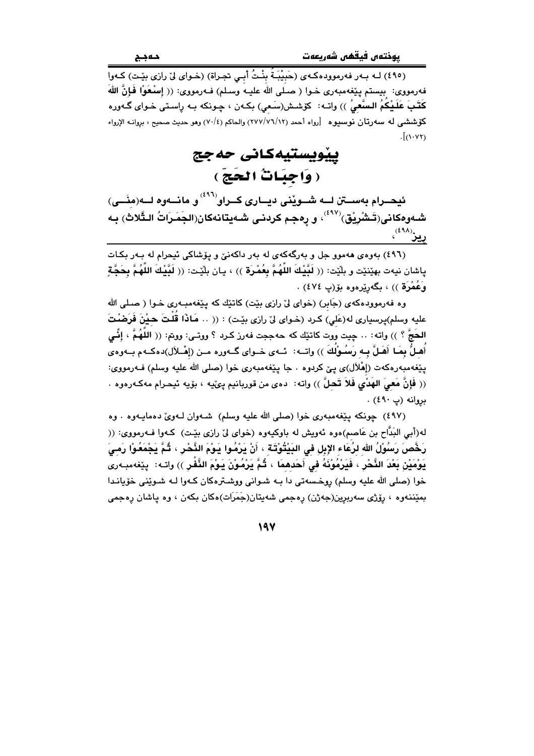(٤٩٥) لـه بـەر فەرموودەکـەی (حَبِيْبَـةُ بِنْـتُ أَبِـي تجـراة) (خـوای لێ ڕازی بێـت) کـەوا فەرمووی: بیستم پێغەمبەری خـوا ( صـلی الله علیـه وسـلم) فـەرمووی: (( إِسْعَوْا فَإِنَّ اللهَ كَتَبَ عَلَيْكُمُ السَّعِيُ )) واتـە: کۆشـش(سَـعِي) بکـەن ، چـونکە بـە ڕاسـتی خـوای گـەورە کۆششی لە سەرتان نوسیوە [رواه أحمد (٢٧٧/٧٦/١٢) والحاكم (٧٠/٤) وهو حديث صحيح ، بروانـه الإرواء (١٠٧٢)].

# پێویستیەکانی حەجج
## ( وَاجِبَاتُ الحَجِّ )

ئیحـرام بەسـتن لـە شـوێنی دیـاری کـراو[٤٩٦] و مانـەوە لـە(مِنَـى) شەوەکانی(تَشْرِيْق)[٤٩٧] ، و ڕەجم کردنی شەیتانەکان(الجَمَرَاتُ الثَّلاث) بە ڕیز[٤٩٨]،

---

(٤٩٦) بەوەی هەموو جل و بەرگەکەی لە بەر داکەنێ و پۆشاکی ئیحرام لە بـەر بکـات پاشان نیەت بهێنێت و بڵێت: (( لَبَّيْكَ اللَّهُمَّ بِعُمْرَة )) ، یـان بڵێـت: (( لَبَّيْكَ اللَّهُمَّ بِحَجَّةٍ وَعُمْرَة )) ، بگەڕێرەوە بۆ(پ ٤٧٤) .

وە فەرموودەکەی (جَابِر) (خوای لێ ڕازی بێت) کاتێك کە پێغەمبـەری خـوا ( صـلی الله علیه وسلم)پرسیاری لە(عَلِي) کـرد (خـوای لێ ڕازی بێـت) : (( .. مَاذَا قُلْتَ حِيْنَ فَرَضْتَ الحَجَّ ؟ )) واتە: .. چیت ووت کاتێك کە حەججت فەرز کـرد ؟ ووتـی: ووتم: (( اللَّهُمَّ ، إِنِّي أُهِـلُّ بِمَـا أَهَـلَّ بِـهِ رَسُـوْلُكَ )) واتـە: ئـەی خـوای گـەورە مـن (إِهْـلاَل)دەکـەم بـەوەی پێغەمبەرەکەت (إِهْلاَل)ی پێ کردوە . جا پێغەمبەری خوا (صلی الله علیه وسلم) فـەرمووی: (( فَإِنَّ مَعِيَ الهَدْيَ فَلاَ تَحِلَّ )) واتە: دەی من قوربانیم پێیە ، بۆیە ئیحـرام مەکـەرەوە . بروانە (پ ٤٩٠) .

(٤٩٧) چونکە پێغەمبەری خوا (صلی الله علیه وسلم) شـەوان لـەوێ دەمایـەوە . وە لە(أَبِي البَدَّاح بن عَاصِم)ەوە ئەویش لە باوکیەوە (خوای لێ ڕازی بێـت) کـەوا فـەرمووی: (( رَخَّصَ رَسُوْلُ اللهِ لِرُعَاءِ الإِبِلِ فِي البَيْتُوْتَة ، أَنْ يَرْمُوا يَوْمَ النَّحْرِ ، ثُمَّ يَجْمَعُوْا رَمِيَ يَوْمَيْنِ بَعْدَ النَّحْرِ ، فَيَرْمُوْنَهُ فِي أَحَدِهِمَا ، ثُمَّ يَرْمُوْنَ يَوْمَ النَّفْرِ )) واتـە: پێغەمبـەری خوا (صلی الله علیه وسلم) ڕوخسەتی دا بـە شـوانی ووشـترەکان کـەوا لـە شـوێنی خۆیانـدا بمێننەوە ، ڕۆژی سەربڕین(جەژن) ڕەجمی شەیتان(جَمَرَات)ەکان بکەن ، وە پاشان ڕەجمی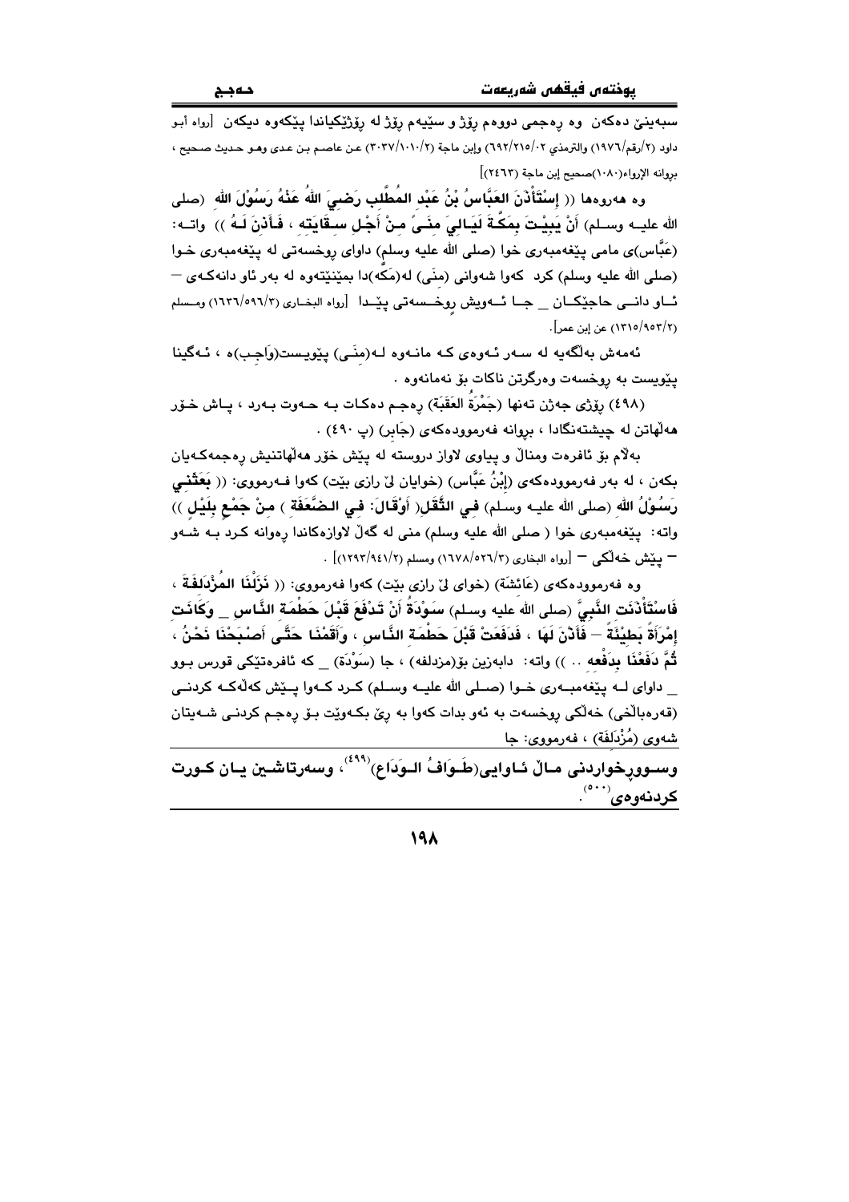سبەینێ دەکەن وە ڕەجمی دووەم ڕۆژ و سێیەم ڕۆژ لە ڕۆژێکیاندا پێکەوە دیکەن [رواه أبو داود (٢/رقم/١٩٧٦) والترمذي ٦٩٢/٢١٥/٠٢) وإبن ماجة (٣٠٣٧/١٠١٠/٢) عن عاصم بن عدي وهو حديث صحيح ، بروانە الإرواء(١٠٨٠)صحيح إبن ماجة (٢٤٦٣)]

وە هەروەها (( **إسْتَأْذَنَ العَبَّاسُ بْنُ عَبْدِ المُطَّلِبِ رَضِيَ اللهُ عَنْهُ رَسُوْلَ اللهِ** (صلى الله عليه وسلم) **أَنْ يَبِيْتَ بِمَكَّةَ لَيَالِيَ مِنَىً مِنْ أَجْلِ سِقَايَتِهِ ، فَأَذِنَ لَهُ** )) واتە: (عَبَّاس)ی مامی پێغەمبەری خوا (صلى الله عليه وسلم) داوای ڕوخسەتی لە پێغەمبەری خوا (صلى الله عليه وسلم) کرد کەوا شەوانی (مِنَى) لە(مَكَّە)دا بمێنێتەوە لە بەر ئاو دانەکەی — ئاو دانی حاجێکان _ جا ئەویش ڕوخسەتی پێدا [رواه البخاري (١٦٣٦/٥٩٦/٣) ومسلم (١٣١٥/٩٥٣/٢) عن إبن عمر].

ئەمەش بەڵگەیە لە سەر ئەوەی کە مانەوە لە(مِنَى) پێویست(وَاجِب)ە ، ئەگینا پێویست بە ڕوخسەت وەرگرتن ناکات بۆ نەمانەوە .

(٤٩٨) ڕۆژی جەژن تەنها (جَمْرَةُ العَقَبَة) ڕەجم دەکات بە حەوت بەرد ، پاش خۆر هەڵهاتن لە چێشتەنگادا ، بروانە فەرموودەکەی (جَابِر) (پ ٤٩٠) .

بەڵام بۆ ئافرەت ومناڵ و پیاوی لاواز دروستە لە پێش خۆر هەڵهاتنیش ڕەجمەکەیان بکەن ، لە بەر فەرموودەکەی (إبْنُ عَبَّاس) (خوایان لێ ڕازی بێت) کەوا فەرمووی: (( **بَعَثَنِي رَسُوْلُ اللهِ** (صلى الله عليه وسلم) **فِي الثَّقَلِ( أَوْقَالَ: فِي الضَّعَفَةِ ) مِنْ جَمْعٍ بِلَيْلٍ** )) واتە: پێغەمبەری خوا ( صلى الله عليه وسلم) منی لە گەڵ لاوازەکاندا ڕەوانە کرد بە شەو — پێش خەڵکی — [رواه البخاري (١٦٧٨/٥٢٦/٣) ومسلم (١٢٩٣/٩٤١/٢)] .

وە فەرموودەکەی (عَائِشَة) (خوای لێ ڕازی بێت) کەوا فەرمووی: (( **نَزَلْنَا المُزْدَلِفَةَ ، فَاسْتَأْذَنَتِ النَّبِيَّ** (صلى الله عليه وسلم) **سَوْدَةُ أَنْ تَدْفَعَ قَبْلَ حَطْمَةِ النَّاسِ _ وَكَانَتْ إمْرَأَةً بَطِيْئَةً — فَأَذِنَ لَهَا ، فَدَفَعَتْ قَبْلَ حَطْمَةِ النَّاسِ ، وَأَقَمْنَا حَتَّى أَصْبَحْنَا نَحْنُ ، ثُمَّ دَفَعْنَا بِدَفْعِهِ** .. )) واتە: دابەزین بۆ(مزدلفە) ، جا (سَوْدَة) _ کە ئافرەتێکی قورس بوو _ داوای لە پێغەمبەری خوا (صلى الله عليه وسلم) کرد کەوا پێش کەڵەکە کردنی (قەرەباڵخی) خەڵکی ڕوخسەت بە ئەو بدات کەوا بە ڕێ بکەوێت بۆ ڕەجم کردنی شەیتان شەوی (مُزْدَلِفَة) ، فەرمووی: جا

**وسوورخواردنی ماڵ ئاوایی(طَوَافُ الوَدَاع)[499]، وسەرتاشین یان کورت کردنەوەی[500].**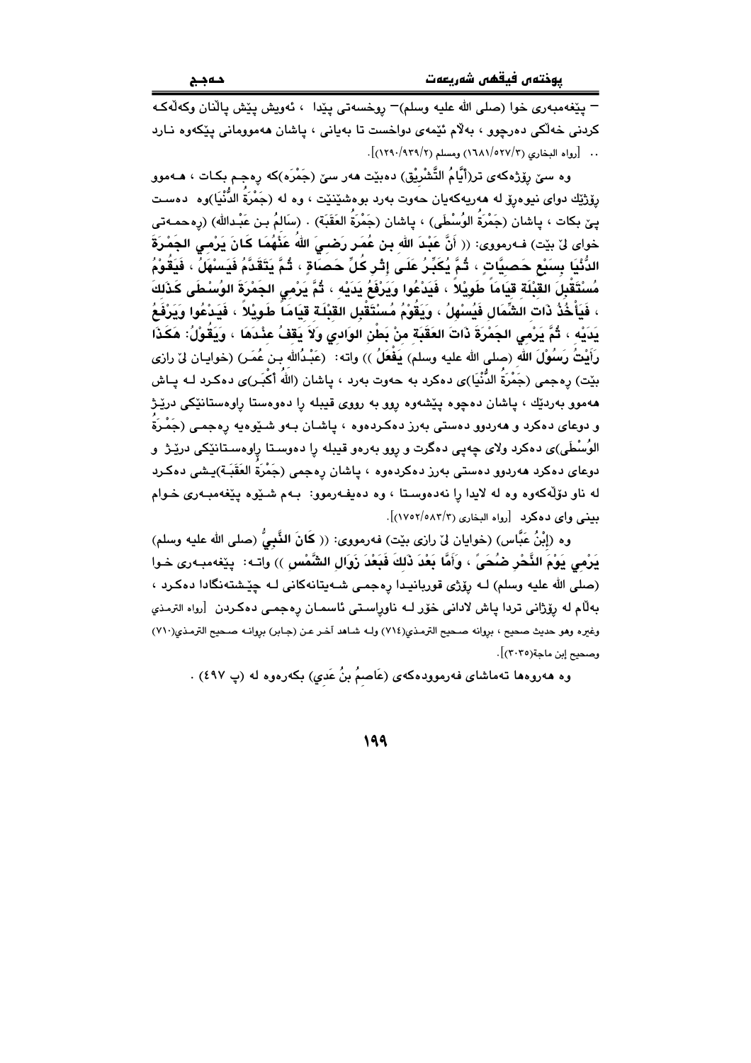– پێغەمبەری خوا (صلی الله علیه وسلم)– ڕوخسەتی پێدا ، ئەویش پێش پاڵنان وکەڵەکە کردنی خەڵکی دەرچوو ، بەڵام ئێمەی دواخست تا بەیانی ، پاشان هەموومانی پێکەوە نـارد .. [رواه البخاري (١٦٨١/٥٢٧/٣) ومسلم (١٢٩٠/٩٣٩/٢)].

وە سێ ڕۆژەکەی تر(أَيَّامُ التَّشْرِيْق) دەبێت هەر سێ (جَمْرَه)کە ڕەجـم بکـات ، هـەموو ڕۆژێك دوای نیوەڕۆ لە هەریەکەیان حەوت بەرد بوەشێنێت ، وە لە (جَمْرَةُ الدُّنْيَا)وە دەست پێ بکات ، پاشان (جَمْرَةُ الوُسْطَى) ، پاشان (جَمْرَةُ العَقَبَة) . (سَالِمُ بـن عَبْـدالله) (ڕەحمـەتی خوای لێ بێت) فـەرمووی: (( أَنَّ عَبْدَ اللهِ بنَ عُمَرَ رَضِيَ اللهُ عَنْهُمَا كَانَ يَرْمِي الجَمْرَةَ الدُّنْيَا بِسَبْعِ حَصَيَاتٍ ، ثُمَّ يُكَبِّرُ عَلَى إِثْرِ كُلِّ حَصَاةٍ ، ثُمَّ يَتَقَدَّمُ فَيَسْهَلُ ، فَيَقُوْمُ مُسْتَقْبِلَ القِبْلَةِ قِيَاماً طَوِيْلاً ، فَيَدْعُوا وَيَرْفَعُ يَدَيْهِ ، ثُمَّ يَرْمِي الجَمْرَةَ الوُسْطَى كَذَلِكَ ، فَيَأْخُذُ ذَاتَ الشِّمَالِ فَيُسْهِلُ ، وَيَقُوْمُ مُسْتَقْبِلَ القِبْلَةِ قِيَاماً طَوِيْلاً ، فَيَدْعُوا وَيَرْفَعُ يَدَيْهِ ، ثُمَّ يَرْمِي الجَمْرَةَ ذَاتَ العَقَبَةِ مِنْ بَطْنِ الوَادِي وَلاَ يَقِفُ عِنْدَهَا ، وَيَقُوْلُ: هَكَذَا رَأَيْتُ رَسُوْلَ اللهِ (صلی الله علیه وسلم) يَفْعَلُ )) واتە: (عَبْـدُالله بـن عُمَـر) (خوایـان لێ ڕازی بێت) ڕەجمی (جَمْرَةُ الدُّنْيَا)ی دەکرد بە حەوت بەرد ، پاشان (اللهُ أَكْبَـر)ی دەکـرد لـە پـاش هەموو بەردێك ، پاشان دەچوە پێشەوە ڕوو بە ڕووی قیبلە ڕا دەوەستا ڕاوەستانێکی درێـژ و دوعای دەکرد و هەردوو دەستی بەرز دەکـردەوە ، پاشـان بـەو شـێوەیە ڕەجمـی (جَمْـرَةُ الوُسْطَى)ی دەکرد وڵای چەپی دەگرت و ڕوو بەرەو قیبلە ڕا دەوەسـتا ڕاوەسـتانێکی درێـژ و دوعای دەکرد هەردوو دەستی بەرز دەکردەوە ، پاشان ڕەجمی (جَمْرَةُ العَقَبَـة)یـشی دەکـرد لە ناو دۆڵەکەوە وە لە لایدا ڕا نەدەوەستا ، وە دەیفـەرموو: بـەم شـێوە پێغەمبـەری خـوام بینی وای دەکرد [رواه البخاري (١٧٥٢/٥٨٣/٣)].

وە (إِبْنُ عَبَّاس) (خوایان لێ ڕازی بێت) فەرمووی: (( كَانَ النَّبِيُّ (صلی الله علیه وسلم) يَرْمِي يَوْمَ النَّحْرِ ضُحَىً ، وَأَمَّا بَعْدَ ذَلِكَ فَبَعْدَ زَوَالِ الشَّمْسِ )) واتـە: پێغەمبـەری خـوا (صلی الله علیه وسلم) لـە ڕۆژی قوربانیـدا ڕەجمـی شـەیتانەکانی لـە چێشتەنگادا دەکرد ، بەڵام لە ڕۆژانی تردا پاش لادانی خۆر لـە ناوڕاسـتی ئاسمـان ڕەجمـی دەکـردن [رواه الترمذي وغيره وهو حديث صحيح ، بروانه صحيح الترمذي(٧١٤) وله شاهد آخر عن (جابر) بروانه صحيح الترمذي(٧١٠) وصحيح إبن ماجة(٣٠٣٥)].

وە هەروەها تەماشای فەرموودەکەی (عَاصِمُ بنُ عَدِي) بکەرەوە لە (پ ٤٩٧) .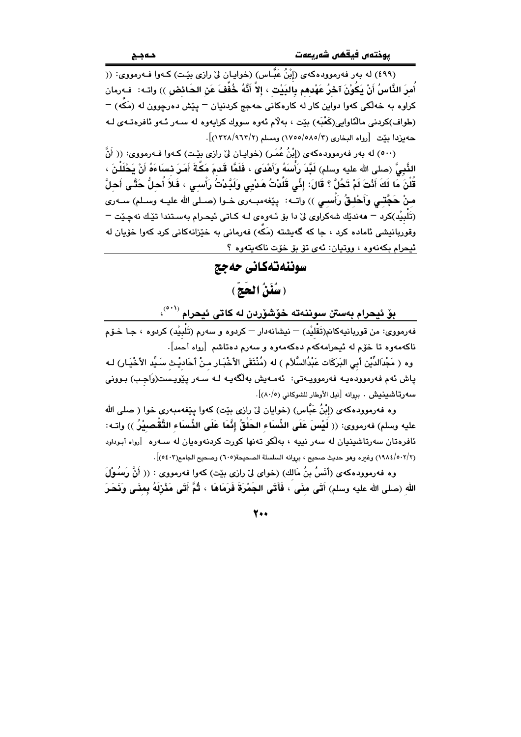(٤٩٩) لە بەر فەرموودەکەی (إبْنُ عَبَّـاس) (خوایـان لیٚ رازی بیّـت) کـەوا فـەرمووی: (( أُمِرَ النَّاسُ أَنْ يَكُوْنَ آخِرُ عَهْدِهِم بِالبَيْتِ ، إِلاَّ أَنَّهُ خُفِّفَ عَنِ الحَائِضِ )) واتـە: فـەرمان کراوە بە خەڵکی کەوا دواین کار لە کارەکانی حەجج کردنیان – پێش دەرچوون لە (مَكَّه) – (طواف)کردنی ماڵئاوایی(كَعْبَه) بێت ، بەلاّم ئەوە سووك کراوەوە لە سـەر ئـەو ئافرەتـەی لـە حەیزدا بێت [رواه البخاري (١٧٥٥/٥٨٥/٣) ومسلم (١٣٢٨/٩٦٣/٢)].

(٥٠٠) لە بەر فەرموودەکەی (إبْنُ عُمَـر) (خوایـان لیٚ رازی بیّـت) کـەوا فـەرمووی: (( أَنَّ النَّبِيَّ (صلى الله عليه وسلم) لَبَّدَ رَأْسَهُ وَأَهْدَى ، فَلَمَّا قَدِمَ مَكَّةَ أَمَرَ نِسَاءَهُ أَنْ يَحْلَلْنَ ، قُلْنَ مَا لَكَ أَنْتَ لَمْ تَحُلَّ ؟ قَالَ: إِنِّي قَلَّدْتُ هَدْيِي وَلَبَّدْتُ رَأْسِي ، فَلاَ أُحِلُّ حَتَّى أَحِلَّ مِنْ حَجَّتِي وَأَحْلِقُ رَأْسِي )) واتـە: پێغەمبـەری خـوا (صـلى الله عليـه وسـلم) سـەری (تَلْبِيْد)کرد – هەندێك شەکراوی لیٚ دا بۆ ئـەوەی لـە کـاتی ئیحرام بەسـتندا تێك نەچێت – وقوربانیشی ئامادە کرد ، جا کە گەیشتە (مَكَّه) فەرمانی بە خێزانەکانی کرد کەوا خۆیان لە ئیحرام بکەنەوە ، ووتیان: ئەی تۆ بۆ خۆت ناکەیتەوە ؟

## سوننەتەکانی حەجج

## ( سُنَنُ الحَجِّ )

### بۆ ئیحرام بەستن سوننەتە خۆشۆردن لە کاتی ئیحرام [٥٠١]،

فەرمووی: من قوربانیەکانم(تَقْلِيْد) – نیشانەدار – کردوە و سەرم (تَلْبِيْد) کردوە ، جـا خـۆم ناکەمەوە تا خۆم لە ئیحرامەکەم دەکەمەوە و سەرم دەتاشم [رواه أحمد].

وە ( مَجْدَالدِّيْن أَبِي البَرَكَات عَبْدُالسَّلاَم ) لە (مُنْتَقَى الأَخْبَـار مِـنْ أَحَادِيْـث سَيِّد الأَخْيَـار) لـە پاش ئەم فەرموودەیـە فەرموویـەتی: ئەمـەیش بەڵگەیـە لـە سـەر پێویـست(وَاجِـب) بـوونی سەرتاشینیش . بروانە [نيل الأوطار للشوكاني (٨٠/٥)].

وە فەرموودەکەی (إبْنُ عَبَّاس) (خوایان لیٚ رازی بێت) کەوا پێغەمبەری خوا ( صلى الله عليه وسلم) فەرمووی: (( لَيْسَ عَلَى النِّسَاءِ الحَلْقُ إِنَّمَا عَلَى النِّسَاءِ التَّقْصِيْرُ )) واتـە: ئافرەتان سەرتاشینیان لە سەر نییە ، بەڵکو تەنها کورت کردنەوەیان لە سـەرە [رواه أبوداود (١٩٨٤/٥٠٢/٢) وغيره وهو حديث صحيح ، بروانه السلسلة الصحيحة(٦٠٥) وصحيح الجامع(٥٤٠٣)].

وە فەرموودەکەی (أَنَسُ بنُ مَالِك) (خوای لیٚ رازی بێت) کەوا فەرمووی : (( أَنَّ رَسُوْلَ اللهِ (صلى الله عليه وسلم) أَتَى مِنَى ، فَأَتَى الجَمْرَةَ فَرَمَاهَا ، ثُمَّ أَتَى مَنْزِلَهُ بِمِنَى وَنَحَرَ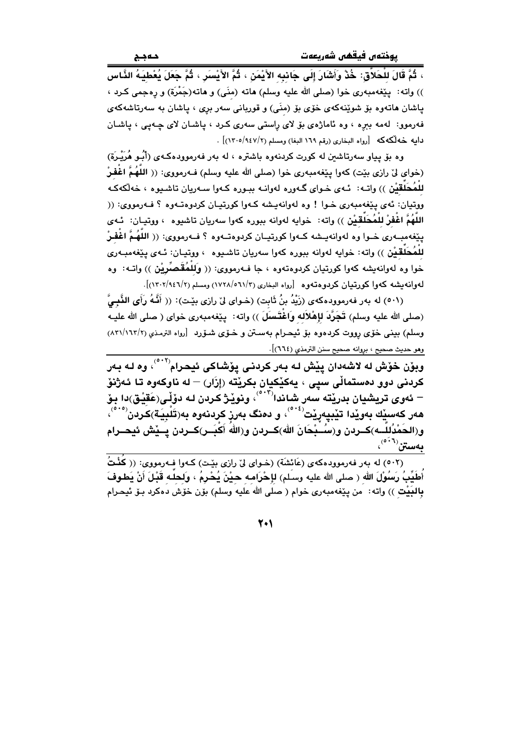، **ثُمَّ قَالَ لِلْحَلاَّقِ: خُذْ وَأَشَارَ إِلَى جَانِبِهِ الأَيْمَنِ ، ثُمَّ الأَيْسَرِ ، ثُمَّ جَعَلَ يُعْطِيَهُ النَّاس** )) واته: پێغەمبەری خوا (صلى الله عليه وسلم) هاتە (مِنَى) و هاتە(جَمْرَة) و ڕەجمی کرد ، پاشان هاتەوە بۆ شوێنەکەی خۆی بۆ (مِنَى) و قوربانی سەر بڕی ، پاشان بە سەرتاشەکەی فەرموو: ئەمە ببڕە ، وە ئاماژەی بۆ لای ڕاستی سەری کرد ، پاشان لای چەپی ، پاشان دایە خەڵکەکە [رواه البخاري (رقم ١٦٩ البغا) ومسلم (١٣٠٥/٩٤٧/٢)] .

وە بۆ پیاو سەرتاشین لە کورت کردنەوە باشترە ، لە بەر فەرموودەکەی (أَبُو هُرَيْرَة) (خوای لێ رازی بێت) کەوا پێغەمبەری خوا (صلى الله عليه وسلم) فەرمووی: (( **اللَّهُمَّ اغْفِرْ لِلْمُحَلِّقِيْنَ** )) واتە: ئەی خوای گەورە لەوانە ببورە کەوا سەریان تاشیوە ، خەڵکەکە ووتیان: ئەی پێغەمبەری خوا ! وە لەوانەیشە کەوا کورتیان کردوەتەوە ؟ فەرمووی: (( **اللَّهُمَّ اغْفِرْ لِلْمُحَلِّقِيْنَ** )) واتە: خوایە لەوانە ببورە کەوا سەریان تاشیوە ، ووتیان: ئەی پێغەمبەری خوا وە لەوانەیشە کەوا کورتیان کردوەتەوە ؟ فەرمووی: (( **اللَّهُمَّ اغْفِرْ لِلْمُحَلِّقِيْنَ** )) واتە: خوایە لەوانە ببورە کەوا سەریان تاشیوە ، ووتیان: ئەی پێغەمبەری خوا وە لەوانەیشە کەوا کورتیان کردوەتەوە ، جا فەرمووی: (( **وَلِلْمُقَصِّرِيْنَ** )) واتە: وە لەوانەیشە کەوا کورتیان کردوەتەوە [رواه البخاري (١٧٢٨/٥٦١/٣) ومسلم (١٣٠٢/٩٤٦/٢)].

(٥٠١) لە بەر فەرموودەکەی (زَيْدُ بنُ ثَابِت) (خوای لێ رازی بێت): (( **أَنَّهُ رَأَى النَّبِيَّ** (صلى الله عليه وسلم) **تَجَرَّدَ لإِهْلاَلِهِ وَاغْتَسَلَ** )) واتە: پێغەمبەری خوای ( صلى الله عليه وسلم) بینی خۆی ڕووت کردەوە بۆ ئیحرام بەستن و خۆی شۆرد [رواه الترمذي (٨٣١/١٦٣/٢) وهو حديث صحيح ، بروانه صحيح سنن الترمذي (٦٦٤)].

**وبۆن خۆش لە لاشەدان پێش لە بەر کردنی پۆشاکی ئیحرام[٥٠٢] ، وە لە بەر کردنی دوو دەستماڵی سپی ، یەکێکیان بکرێتە (إِزَار) – لە ناوکەوە تا ئەژنۆ – ئەوی تریشیان بدرێتە سەر شاندا[٥٠٣] ، ونوێژ کردن لە دوڵی(عَقِيْق)دا بۆ هەر کەسێك بەوێدا تێپەڕێت[٥٠٤] ، و دەنگ بەرز کردنەوە بە(تَلْبِيَة)کردن[٥٠٥] ، و(الحَمْدُلِلّه)کردن و(سُبْحَانَ اللّه)کردن و(اللّهُ أَكْبَر)کردن پێش ئیحرام بەستن[٥٠٦] ،**

(٥٠٢) لە بەر فەرموودەکەی (عَائِشَة) (خوای لێ رازی بێت) کەوا فەرمووی: (( **كُنْتُ أُطَيِّبُ رَسُوْلَ الله** ( صلى الله عليه وسلم) **لإِحْرَامِهِ حِيْنَ يُحْرِمُ ، وَلِحِلِّهِ قَبْلَ أَنْ يَطُوفَ بِالبَيْتِ** )) واتە: من پێغەمبەری خوام ( صلى الله عليه وسلم) بۆن خۆش دەکرد بۆ ئیحرام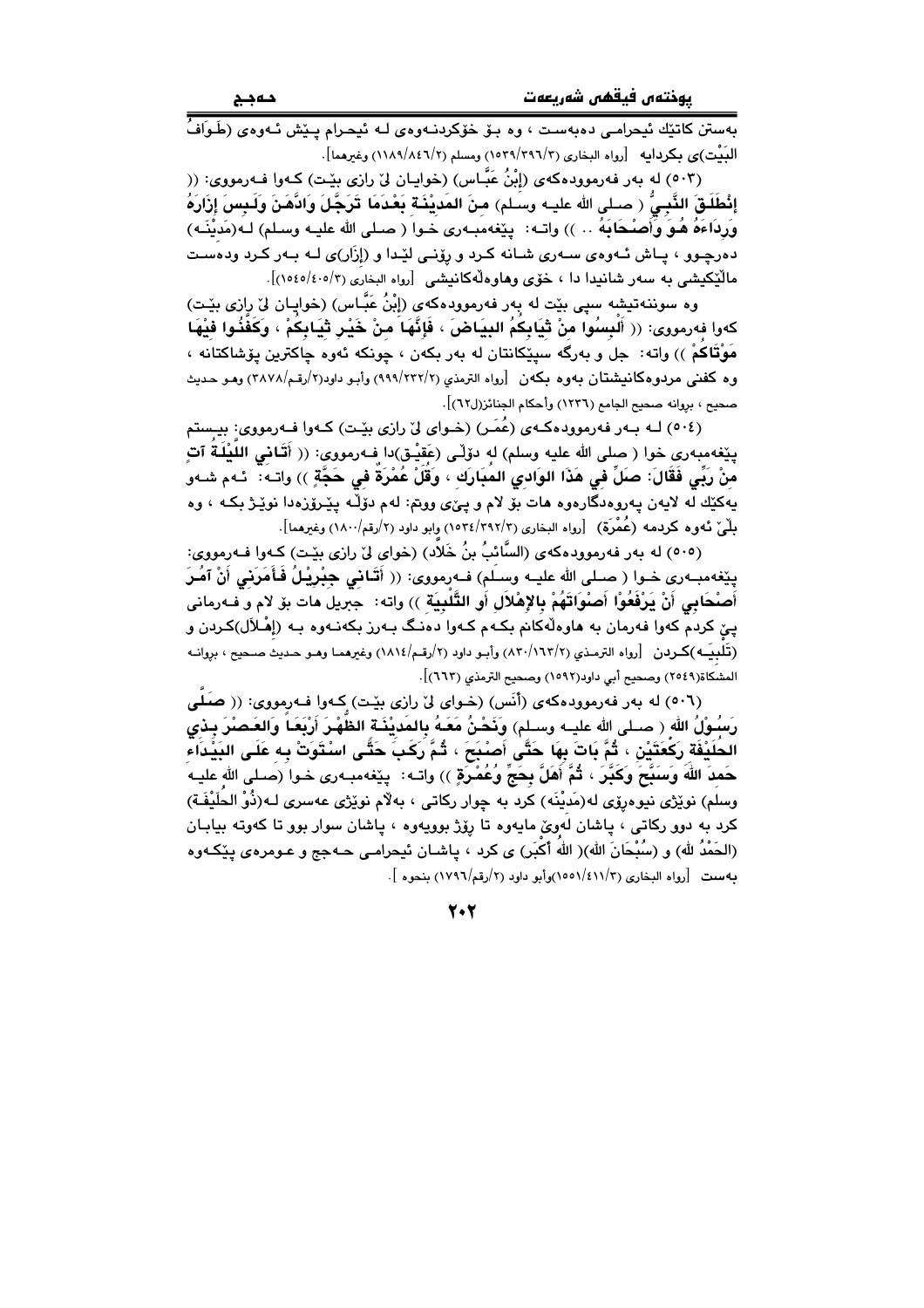بەستن کاتێك ئیحرامی دەبەست ، وە بۆ خۆکردنەوەی لە ئیحرام پێش ئەوەی (طَوَافُ البَيْت)ی بکردایە [رواه البخاري (٣/٣٩٦/١٥٣٩) ومسلم (٢/٨٤٦/١١٨٩) وغيرهما].

(٥٠٣) لە بەر فەرموودەکەی (إِبْنُ عَبَّاس) (خوایان لێ رازی بێت) کەوا فەرمووی: (( **إِنْطَلَقَ النَّبِيُّ** ( صلى الله عليه وسلم) **مِنَ المَدِيْنَةِ بَعْدَمَا تَرَجَّلَ وَادَّهَنَ وَلَبِسَ إِزَارَهُ وَرِدَاءَهُ هُوَ وَأَصْحَابُهُ** .. )) واتە: پێغەمبەری خوا ( صلى الله عليه وسلم) لە(مَدِيْنَه) دەرچوو ، پاش ئەوەی سەری شانە کرد و رۆنی لێدا و (إِزَار)ی لە بەر کرد وەدەست ماڵێکیشی بە سەر شانیدا دا ، خۆی وهاوەڵەکانیشی [رواه البخاري (٣/٤٠٥/١٥٤٥)].

وە سوننەتیشە سپی بێت لە بەر فەرموودەکەی (إِبْنُ عَبَّاس) (خوایان لێ رازی بێت) کەوا فەرمووی: (( **أَلْبِسُوا مِنْ ثِيَابِكُمُ البَيَاضَ ، فَإِنَّهَا مِنْ خَيْرِ ثِيَابِكُمْ ، وَكَفِّنُوا فِيْهَا مَوْتَاكُمْ** )) واتە: جل و بەرگە سپێکانتان لە بەر بکەن ، چونکە ئەوە چاکترین پۆشاکتانە ، وە کفنی مردووەکانیشتان بەوە بکەن [رواه الترمذي (٢/٢٣٢/٩٩٩) وأبو داود(٢/رقم/٣٨٧٨) وهو حديث صحيح ، بروانە صحيح الجامع (١٢٣٦) وأحكام الجنائز(ل٦٢)].

(٥٠٤) لە بەر فەرموودەکەی (عُمَر) (خوای لێ رازی بێت) کەوا فەرمووی: بیستم پێغەمبەری خوا ( صلى الله عليه وسلم) لە دۆڵی (عَقِيْق)دا فەرمووی: (( **أَتَانِي اللَّيْلَةَ آتٍ مِنْ رَبِّي فَقَالَ: صَلِّ فِي هَذَا الوَادِي المُبَارَكِ ، وَقُلْ عُمْرَةٌ فِي حَجَّةٍ** )) واتە: ئەم شەو یەکێك لە لایەن پەروەردگارەوە هات بۆ لام و پێی ووتم: لەم دۆڵە پیرۆزەدا نوێژ بکە ، وە بڵێ ئەوە کردمە (عُمْرَة) [رواه البخاري (٣/٣٩٢/١٥٣٤) وابو داود (٢/رقم/١٨٠٠) وغيرهما].

(٥٠٥) لە بەر فەرموودەکەی (السَّائِبُ بنُ خَلَّاد) (خوای لێ رازی بێت) کەوا فەرمووی: پێغەمبەری خوا ( صلى الله عليه وسلم) فەرمووی: (( **أَتَانِي جِبْرِيْلُ فَأَمَرَنِي أَنْ آمُرَ أَصْحَابِي أَنْ يَرْفَعُوْا أَصْوَاتَهُمْ بِالإِهْلَالِ أَوِ التَّلْبِيَةِ** )) واتە: جبریل هات بۆ لام و فەرمانی پێ کردم کەوا فەرمان بە هاوەڵەکانم بکەم کەوا دەنگ بەرز بکەنەوە بە (إِهْلَال)کردن و (تَلْبِيَە)کردن [رواه الترمذي (٢/١٦٣/٨٣٠) وأبو داود (٢/رقم/١٨١٤) وغيرهما وهو حديث صحيح ، بروانە المشكاة(٢٥٤٩) وصحيح أبي داود(١٥٩٢) وصحيح الترمذي (٦٦٣)].

(٥٠٦) لە بەر فەرموودەکەی (أَنَس) (خوای لێ رازی بێت) کەوا فەرمووی: (( **صَلَّى رَسُوْلُ اللهِ ( صلى الله عليه وسلم) وَنَحْنُ مَعَهُ بِالمَدِيْنَةِ الظُّهْرَ أَرْبَعًا وَالعَصْرَ بِذِي الحُلَيْفَةِ رَكْعَتَيْنِ ، ثُمَّ بَاتَ بِهَا حَتَّى أَصْبَحَ ، ثُمَّ رَكِبَ حَتَّى اسْتَوَتْ بِهِ عَلَى البَيْدَاءِ حَمِدَ اللهَ وَسَبَّحَ وَكَبَّرَ ، ثُمَّ أَهَلَّ بِحَجٍّ وَعُمْرَةٍ** )) واتە: پێغەمبەری خوا (صلى الله عليه وسلم) نوێژی نیوەڕۆی لە(مَدِيْنَه) کرد بە چوار رکاتی ، بەڵام نوێژی عەسری لە(ذُوْ الحُلَيْفَة) کرد بە دوو رکاتی ، پاشان لەوێ مایەوە تا رۆژ بوویەوە ، پاشان سوار بوو تا کەوتە بیابان (الحَمْدُ لله) و (سُبْحَانَ الله)( اللهُ أَكْبَر) ی کرد ، پاشان ئیحرامی حەجج و عومرەی پێکەوە بەست [رواه البخاري (٣/٤١١/١٥٥١)وأبو داود (٢/رقم/١٧٩٦) بنحوه ].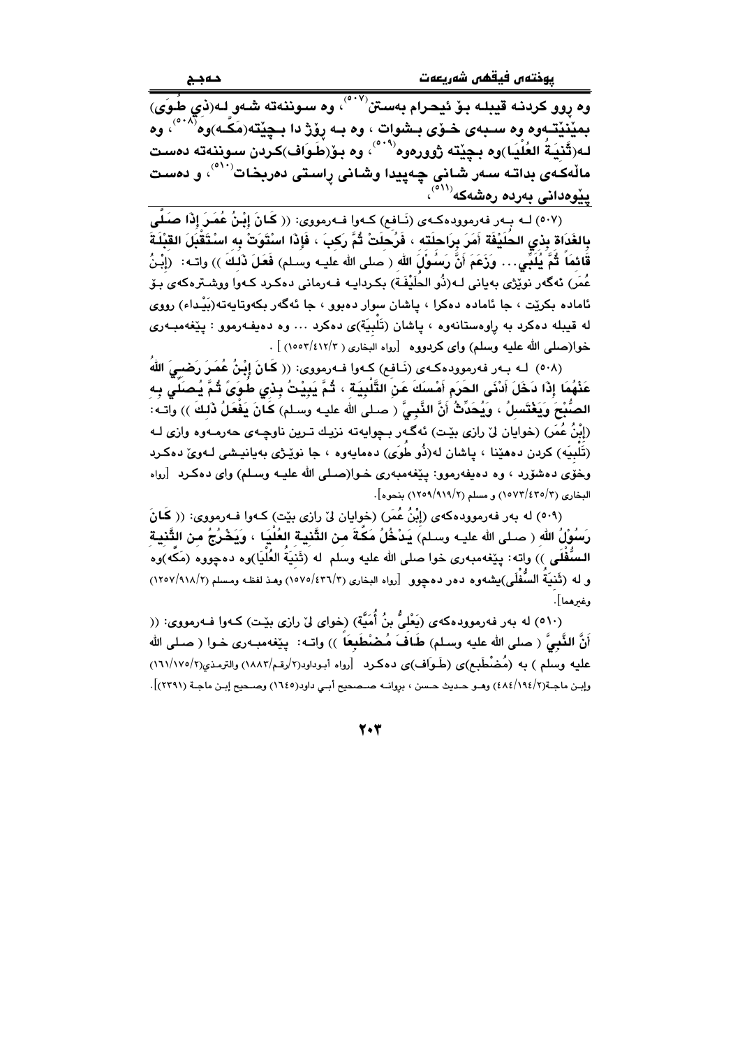وە ڕوو کردنە قیبلە بۆ ئیحرام بەستن[507]، وە سوننەتە شەو لە(ذي طُوَى) بمێنێتەوە وە سەبەی خۆی بشوات ، وە بە ڕۆژ دا بچێتە(مَکَّە)وە[508]، وە لە(ثَّنيَةُ العُلْيَا)وە بچێتە ژوورەوە[509]، وە بۆ(طَوَاف)کردن سوننەتە دەست ماڵەکەی بداتە سەر شانی چەپیدا وشانی ڕاستی دەربخات[510]، و دەست پێوەدانی بەردە ڕەشەکە[511]،

---

(٥٠٧) لە بەر فەرموودەکەی (نَافع) کەوا فەرمووی: (( كَانَ إِبْنُ عُمَرَ إِذَا صَلَّى بِالغَدَاةِ بِذِي الحُلَيْفَةِ أَمَرَ بِرَاحِلَتِه ، فَرُحِلَتْ ثُمَّ رَكِبَ ، فَإِذَا اسْتَوَتْ بِه اسْتَقْبَلَ القِبْلَةَ قَائِماً ثُمَّ يُلَبِّي... وَزَعَمَ أَنَّ رَسُوْلَ اللهِ ( صلى الله عليه وسلم) فَعَلَ ذَلِكَ )) واتە: (إِبْنُ عُمَر) ئەگەر نوێژی بەیانی لە(ذُو الحُلَيْفَة) بکردایە فەرمانی دەکرد کەوا ووشترەکەی بۆ ئامادە بکرێت ، جا ئامادە دەکرا ، پاشان سوار دەبوو ، جا ئەگەر بکەوتایەتە(بَيْداء) ڕووی لە قیبلە دەکرد بە ڕاوەستانەوە ، پاشان (تَلْبِيَة)ی دەکرد ... وە دەیفەرموو : پێغەمبەری خوا(صلى الله عليه وسلم) وای کردووە [رواه البخاري (١٥٥٣/٤١٢/٣)] .

(٥٠٨) لە بەر فەرموودەکەی (نَافع) کەوا فەرمووی: (( كَانَ إِبْنُ عُمَرَ رَضِيَ اللهُ عَنْهُمَا إِذَا دَخَلَ أَدْنَى الحَرَمِ أَمْسَكَ عَنِ التَّلْبِيَةِ ، ثُمَّ يَبِيْتُ بِذِي طُوَىً ثُمَّ يُصَلِّي بِه الصُّبْحَ وَيَغْتَسِلُ ، وَيُحَدِّثُ أَنَّ النَّبِيَّ ( صلى الله عليه وسلم) كَانَ يَفْعَلُ ذَلِكَ )) واتە: (إِبْنُ عُمَر) (خوایان لێ ڕازی بێت) ئەگەر بچوایەتە نزیک ترین ناوچەی حەرمەوە وازی لە (تَلْبِيَه) کردن دەهێنا ، پاشان لە(ذُو طُوَى) دەمایەوە ، جا نوێژی بەیانیشی لەوێ دەکرد وخۆی دەشۆرد ، وە دەیفەرموو: پێغەمبەری خوا(صلى الله عليه وسلم) وای دەکرد [رواه البخاري (١٥٧٣/٤٣٥/٣) و مسلم (١٢٥٩/٩١٩/٢) بنحوه].

(٥٠٩) لە بەر فەرموودەکەی (إِبْنُ عُمَر) (خوایان لێ ڕازی بێت) کەوا فەرمووی: (( كَانَ رَسُوْلُ اللهِ ( صلى الله عليه وسلم) يَدْخُلُ مَكَّةَ مِن الثَّنِيةِ العُلْيَا ، وَيَخْرُجُ مِن الثَّنِيةِ السُّفْلَى )) واتە: پێغەمبەری خوا صلى الله عليه وسلم لە (ثَنِيَةُ العُلْيَا)وە دەچووە (مَكَّە)وە و لە (ثَنِيَةُ السُّفْلَى)یشەوە دەر دەچوو [رواه البخاري (١٥٧٥/٤٣٦/٣) وهذ لفظه ومسلم (١٢٥٧/٩١٨/٢) وغيرهما].

(٥١٠) لە بەر فەرموودەکەی (يَعْلَيُّ بنُ أُمَيَّة) (خوای لێ ڕازی بێت) کەوا فەرمووی: (( أَنَّ النَّبِيَّ ( صلى الله عليه وسلم) طَافَ مُضْطَبِعاً )) واتە: پێغەمبەری خوا ( صلى الله عليه وسلم ) بە (مُضْطَبِع)ی (طَوَاف)ی دەکرد [رواه أبوداود(٢/رقم/١٨٨٣) والترمذي(٢/١٧٥/١٦١) وإبن ماجة(٢/١٩٤/٤٨٤) وهو حديث حسن ، بروانە صحيح أبي داود(١٦٤٥) وصحيح إبن ماجة (٢٣٩١)].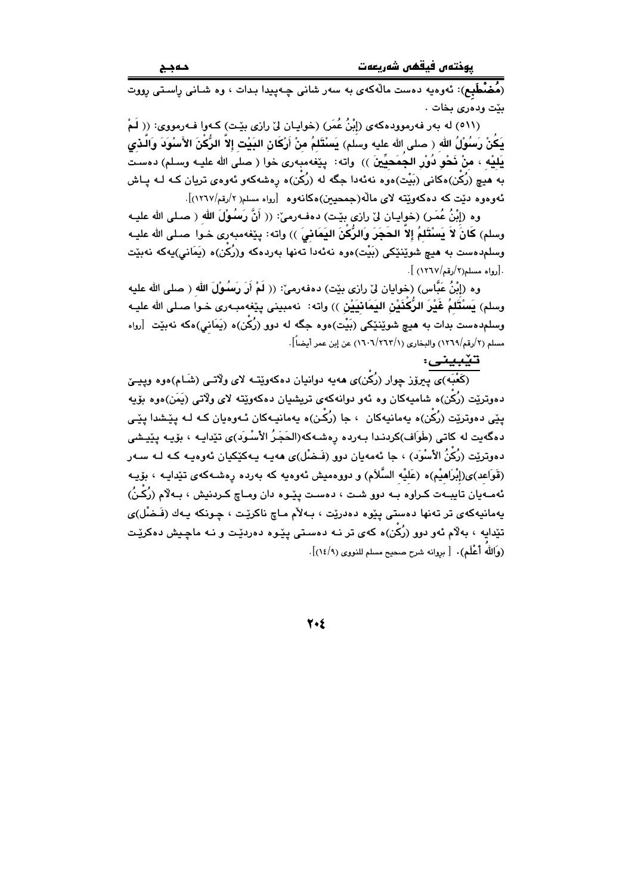(**مُضْطَبِع**): ئەوەیە دەست ماڵەکەی بە سەر شانی چەپیدا بدات ، وە شانی راستی رووت بێت ودەری بخات .

(٥١١) لە بەر فەرموودەکەی (إِبْنُ عُمَر) (خوایان لێ رازی بێت) کەوا فەرمووی: (( **لَمْ يَكُنْ رَسُوْلُ الله** ( صلى الله عليه وسلم) **يَسْتَلِمُ مِنْ أَرْكَانِ البَيْتِ إلاَّ الرُّكْنَ الأَسْوَدَ وَالَّذِي يَلِيْهِ ، مِنْ نَحْوِ دُوْرِ الجُمَحِيِّينَ** )) واتە: پێغەمبەری خوا ( صلى الله عليه وسلم) دەست بە هیچ (رُكْن)ەکانی (بَيْت)ەوە نەئەدا جگە لە (رُكْن)ە رەشەکەو ئەوەی تریان کە لە پاش ئەوەوە دێت کە دەکەوێتە لای ماڵە(جمحيين)ەکانەوە [رواه مسلم(٢/رقم/١٢٦٧)].

وە (إِبْنُ عُمَر) (خوایان لێ رازی بێت) دەفەرمێ: (( **أَنَّ رَسُوْلَ الله** ( صلى الله عليه وسلم) **كَانَ لاَ يَسْتَلِمُ إلاَّ الحَجَرَ وَالرُّكْنَ اليَمَانِيَ** )) واتە: پێغەمبەری خوا صلى الله عليه وسلم دەست بە هیچ شوێنێکی (بَيْت)ەوە نەئەدا تەنها بەردەکە و(رُكْن)ە (يَمَاني)یەکە نەبێت .[رواه مسلم(٢/رقم/١٢٦٧) ].

وە (إِبْنُ عَبَّاس) (خوایان لێ رازی بێت) دەفەرمێ: (( **لَمْ أَرَ رَسُوْلَ الله** ( صلى الله عليه وسلم) **يَسْتَلِمُ غَيْرَ الرُّكْنَيْنِ اليَمَانِيَيْنِ** )) واتە: نەمبینی پێغەمبەری خوا صلى الله عليه وسلم دەست بدات بە هیچ شوێنێکی (بَيْت)ەوە جگە لە دوو (رُكْن)ە (يَمَاني)ەکە نەبێت [رواه مسلم (٢/رقم/١٢٦٩) والبخاري (١٦٠٦/٢٦٣/١) عن إبن عمر أيضاً].

**تێبینی:**

(كَعْبَة)ی پیرۆز چوار (رُكْن)ی هەیە دوانیان دەکەوێتە لای وڵاتی (شَام)ەوە وپێی دەوترێت (رُكْن)ە شامیەکان وە ئەو دوانەکەی تریشیان دەکەوێتە لای وڵاتی (يَمَن)ەوە بۆیە پێی دەوترێت (رُكْن)ە یەمانیەکان ، جا (رُكْن)ە یەمانیەکان ئەوەیان کە لە پێشدا پێی دەگەیت لە کاتی (طَوَاف)کردندا بەردە رەشەکە(الحَجَرُ الأسْوَد)ی تێدایە ، بۆیە پێیشی دەوترێت (رُكْنُ الأسْوَد) ، جا ئەمەیان دوو (فَضْل)ی هەیە یەکێکیان ئەوەیە کە لە سەر (قَوَاعد)ی(إبْرَاهِيْم)ە (عَلَيْه السَّلاَم) و دووەمیش ئەوەیە کە بەردە رەشەکەی تێدایە ، بۆیە ئەمەیان تایبەت کراوە بە دوو شت ، دەست پێوە دان وماچ کردنیش ، بەڵام (رُكْنُ) یەمانیەکەی تر تەنها دەستی پێوە دەدرێت ، بەڵام ماچ ناکرێت ، چونکە یەک (فَضْل)ی تێدایە ، بەڵام ئەو دوو (رُكْن)ە کەی تر نە دەستی پێوە دەردێت و نە ماچیش دەکرێت (وَاللهُ أَعْلَم). [ بروانە شرح صحيح مسلم للنووي (١٤/٩)].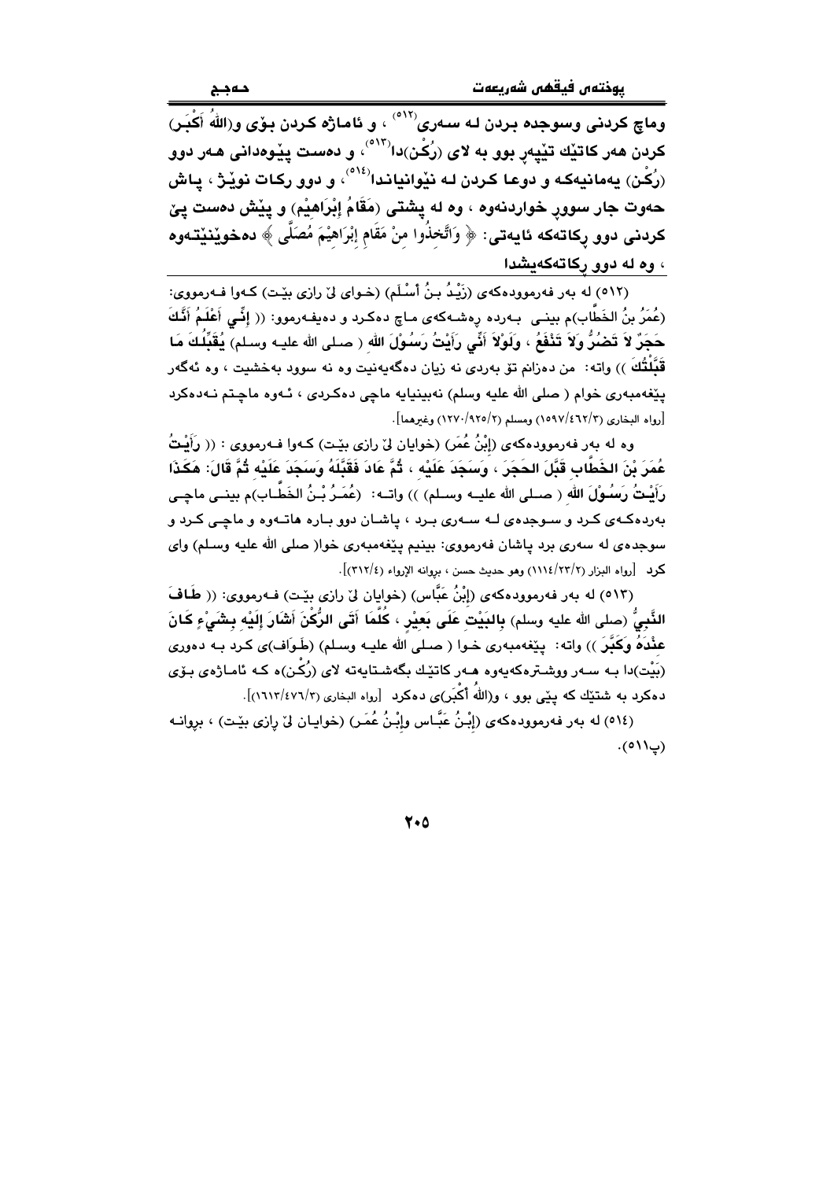وماچ کردنی وسوجده بردن لە سەری[٥١٢] ، و ئاماژە کردن بۆی و(اللهُ أَكْبَر) کردن هەر کاتێك تێپەڕ بوو بە لای (رُكْن)دا[٥١٣]، و دەست پێوەدانی هەر دوو (رُكْن) یەمانیەکە و دوعا کردن لە نێوانیاندا[٥١٤]، و دوو رکات نوێژ ، پاش حەوت جار سووڕ خواردنەوە ، وە لە پشتی (مَقَامُ إِبْرَاهِيْم) و پێش دەست پێ کردنی دوو ڕکاتەکە ئایەتی: ﴿ وَاتَّخِذُوا مِنْ مَقَامِ إِبْرَاهِيْمَ مُصَلًّى ﴾ دەخوێنێتەوە ، وە لە دوو ڕکاتەکەیشدا

---

(٥١٢) لە بەر فەرموودەکەی (زَيْدُ بنُ أَسْلَم) (خوای لێ ڕازی بێت) کەوا فەرمووی: (عُمَرُ بنُ الخَطَّاب)م بینی بەردە ڕەشەکەی ماچ دەکرد و دەیفەرموو: (( إِنِّي أَعْلَمُ أَنَّكَ حَجَرٌ لاَ تَضُرُّ وَلاَ تَنْفَعُ ، وَلَوْلاَ أَنِّي رَأَيْتُ رَسُوْلَ اللهِ ( صلى الله عليه وسلم) يُقَبِّلُكَ مَا قَبَّلْتُكَ )) واتە: من دەزانم تۆ بەردی نە زیان دەگەیەنیت وە نە سوود بەخشیت ، وە ئەگەر پێغەمبەری خوام ( صلى الله عليه وسلم) نەبینیایە ماچی دەکردی ، ئەوە ماچتم نەدەکرد [رواه البخاري (١٥٩٧/٤٦٢/٣) ومسلم (١٢٧٠/٩٢٥/٢) وغيرهما].

وە لە بەر فەرموودەکەی (إِبْنُ عُمَر) (خوایان لێ ڕازی بێت) کەوا فەرمووی : (( رَأَيْتُ عُمَرَ بْنَ الخَطَّاب قَبَّلَ الحَجَرَ ، وَسَجَدَ عَلَيْه ، ثُمَّ عَادَ فَقَبَّلَهُ وَسَجَدَ عَلَيْه ثُمَّ قَالَ: هَكَذَا رَأَيْتُ رَسُوْلَ اللهِ ( صلى الله عليه وسلم) )) واتە: (عُمَرُ بْنُ الخَطَّاب)م بینی ماچی بەردەکەی کرد و سوجدەی لە سەری برد ، پاشان دوو بارە هاتەوە و ماچی کرد و سوجدەی لە سەری برد پاشان فەرمووی: بینیم پێغەمبەری خوا( صلى الله عليه وسلم) وای کرد [رواه البزار (١١١٤/٢٣/٢) وهو حديث حسن ، بروانە الإرواء (٣١٢/٤)].

(٥١٣) لە بەر فەرموودەکەی (إِبْنُ عَبَّاس) (خوایان لێ ڕازی بێت) فەرمووی: (( طَافَ النَّبِيُّ (صلى الله عليه وسلم) بِالبَيْتِ عَلَى بَعِيْرٍ ، كُلَّمَا أَتَى الرُّكْنَ أَشَارَ إِلَيْهِ بِشَيْءٍ كَانَ عِنْدَهُ وَكَبَّرَ )) واتە: پێغەمبەری خوا ( صلى الله عليه وسلم) (طَواف)ی کرد بە دەوری (بَيْت)دا بە سەر ووشترەکەیەوە هەر کاتێك بگەشتایەتە لای (رُكْن)ە کە ئاماژەی بۆی دەکرد بە شتێك کە پێی بوو ، و(اللهُ أَكْبَر)ی دەکرد [رواه البخاري (١٦١٣/٤٧٦/٣)].

(٥١٤) لە بەر فەرموودەکەی (إِبْنُ عَبَّاس وإِبْنُ عُمَر) (خوایان لێ ڕازی بێت) ، بروانە (پ٥١١).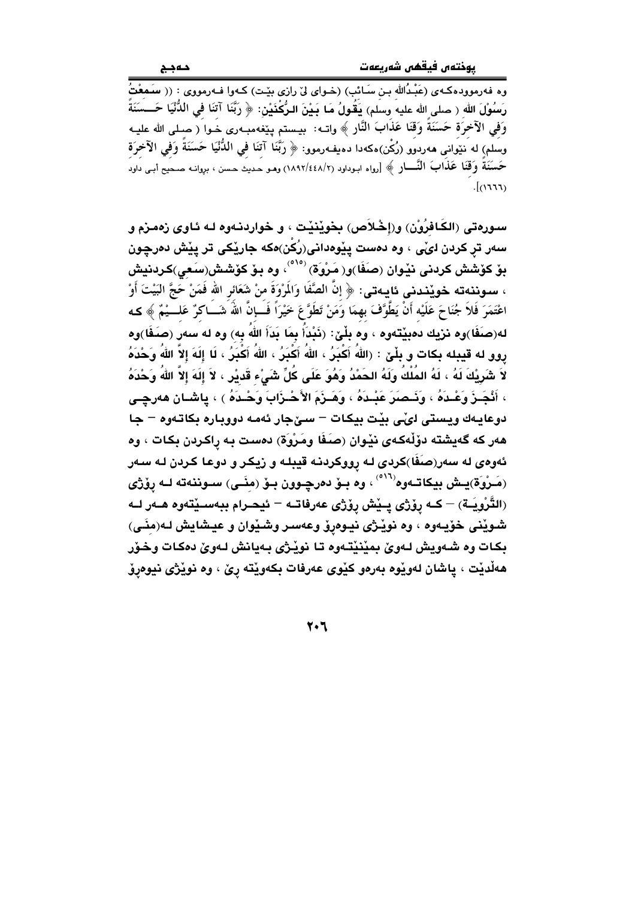وه فەرموودەكـەی (عَبْدُالله بـن سَـائب) (خـوای لیّ رازی بیّـت) كـەوا فـەرمووی : (( سَمِعْتُ رَسُوْلَ الله ( صلى الله عليه وسلم) يَقُولُ مَا بَيْنَ الـرُّكْنَيْن: ﴿ رَبَّنَا آتنَا في الدُّنْيَا حَـسَنَةً وَفي الآخرَة حَسَنَةً وَقنَا عَذَابَ النَّار ﴾ واتـە: بیستم پێغەمبـەری خـوا ( صـلى الله عليـه وسلم) لە نێوانی هەردوو (رُكْن)ەكەدا دەيفـەرموو: ﴿ رَبَّنَا آتنَا في الدُّنْيَا حَسَنَةً وَفي الآخرَة حَسَنَةً وَقنَا عَذَابَ النَّـــار ﴾ [رواه ابوداود (٢/٤٤٨/١٨٩٢) وهـو حديث حسن ، بروانـه صحيح أبـى داود (١٦٦٦)].

سورەتی (الكَافرُوْن) و(إخْلاَص) بخوێنێت ، و خواردنـەوە لـە ئـاوی زەمـزم و سەر تڕ كردن لێی ، وە دەست پێوەدانی(رُكْن)ەكە جارێكی تر پێش دەرچون بۆ كۆشش كردنی نێوان (صَفَا)و( مَرْوَة)[٥١٥]، وە بـۆ كۆشش(سَعي)كردنيش ، سـوننەتە خوێنـدنی ئايـەتی: ﴿ إنَّ الصَّفَا وَالمَرْوَةَ منْ شَعَائر الله فَمَنْ حَجَّ البَيْتَ أَوْ اعْتَمَرَ فَلاَ جُنَاحَ عَلَيْه أَنْ يَطَّوَّفَ بهمَا وَمَنْ تَطَوَّعَ خَيْرَاً فَـإنَّ اللهَ شَـاكرٌ عَلـيْمٌ ﴾ كـە لە(صَفَا)وە نزيك دەبێتەوە ، وە بڵێ: (نَبْدَأُ بمَا بَدَأَ اللهُ به) وە لە سەر (صـَفَا)وە روو لە قيبلە بكات و بڵێ : (اللهُ أَكْبَرُ ، اللهُ أَكْبَرُ ، اللهُ أَكْبَرُ ، لَا إلَهَ إلاَّ اللهُ وَحْدَهُ لاَ شَريْكَ لَهُ ، لَهُ المُلْكُ وَلَهُ الحَمْدُ وَهُوَ عَلَى كُلِّ شَيْء قَديْر ، لاَ إلَهَ إلاَّ اللهُ وَحْدَهُ ، أَنْجَـزَ وَعْـدَهُ ، وَنَـصَرَ عَبْـدَهُ ، وَهَـزَمَ الأَحْـزَابَ وَحْـدَهُ ) ، پاشـان هەرچـی دوعايـەك ويستی لێی بێت بيكات – سێ‌جار ئەمە دووبارە بكاتـەوە – جا هەر كە گەيشتە دۆڵەكەی نێوان (صَفَا ومَرْوَة) دەست بە ڕاكردن بكات ، وە ئەوەی لە سەر(صَفَا)كردی لە ڕووكردنە قيبلـە و زيكر و دوعا كردن لە سـەر (مَـرْوَة)يـش بيكاتـەوە[٥١٦] ، وە بـۆ دەرچـوون بـۆ (منَـى) سـوننەتە لـە ڕۆژی (التَّرْويَـة) – كـە ڕۆژی پـێش ڕۆژی عەرفاتـە – ئيحـرام ببەسـێتەوە هـەر لـە شـوێنی خۆيـەوە ، وە نوێـژی نيـوەڕۆ وعەسـر وشـێوان و عيـشايش لـە(منَـى) بكات وە شـەويش لـەوێ بمێنێتـەوە تـا نوێـژی بـەيانيش لـەوێ دەكـات وخـۆر هەڵديێت ، پاشان لەوێوە بەرەو كێوی عەرفات بكەوێتە ڕێ ، وە نوێژی نيوەڕۆ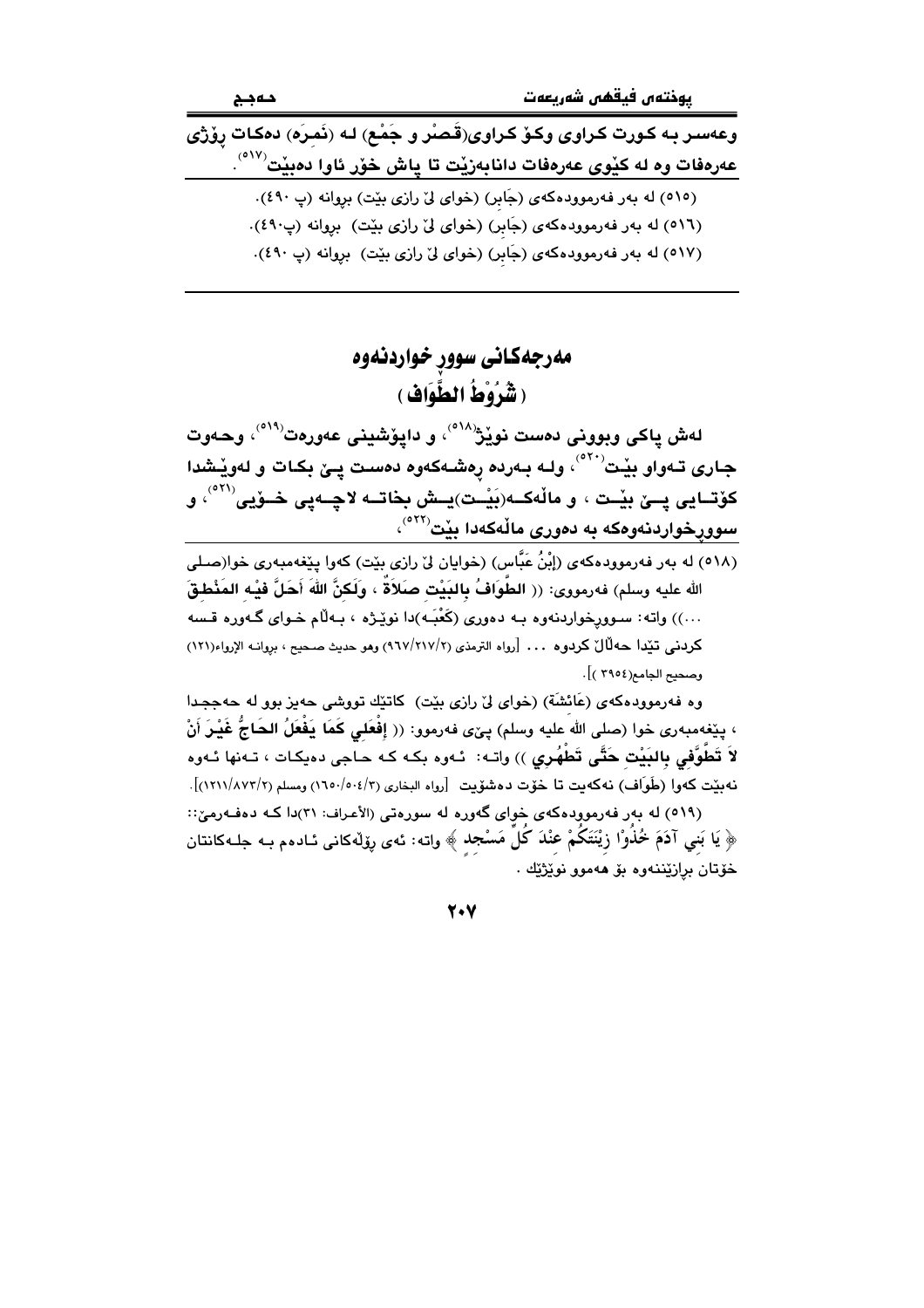**وعەسر بە کورت کراوی وکۆ کراوی(قَصْر و جَمْع) لە (نَمِرَه) دەکات ڕۆژی عەرەفات وە لە کێوی عەرەفات دانابەزێت تا پاش خۆر ئاوا دەبێت[٥١٧].**

(٥١٥) لە بەر فەرموودەکەی (جَابِر) (خوای لێ رازی بێت) بروانە (پ ٤٩٠).

(٥١٦) لە بەر فەرموودەکەی (جَابِر) (خوای لێ رازی بێت) بروانە (پ٤٩٠).

(٥١٧) لە بەر فەرموودەکەی (جَابِر) (خوای لێ رازی بێت) بروانە (پ ٤٩٠).

## مەرجەکانی سوڕ خواردنەوە
## ( شُرُوْطُ الطَّوَاف )

**لەش پاکی وبوونی دەست نوێژ[٥١٨]، و داپۆشینی عەورەت[٥١٩]، وحەوت جاری تەواو بێت[٥٢٠]، ولە بەردە ڕەشەکەوە دەست پێ بکات و لەوێشدا کۆتایی پێ بێت ، و ماڵەکە(بَیْت)یش بخاتە لاچەپی خۆیی[٥٢١]، و سووڕخواردنەوەکە بە دەوری ماڵەکەدا بێت[٥٢٢]،**

(٥١٨) لە بەر فەرموودەکەی (إِبْنُ عَبَّاس) (خوایان لێ رازی بێت) کەوا پێغەمبەری خوا(صلى الله عليه وسلم) فەرمووی: (( **الطَّوَافُ بِالبَيْتِ صَلَاةٌ** ، وَلَكِنَّ اللهَ أَحَلَّ فِيْهِ المَنْطِقَ ...)) واتە: سووڕخواردنەوە بە دەوری (کَعْبَە)دا نوێژە ، بەڵام خوای گەورە قسە کردنی تێدا حەڵاڵ کردوە ... [رواه الترمذی (٩٦٧/٢١٧/٢) وهو حدیث صحیح ، بروانە الإرواء(١٢١) وصحیح الجامع(٣٩٥٤ )].

وە فەرموودەکەی (عَائِشَة) (خوای لێ رازی بێت) کاتێك تووشی حەیز بوو لە حەججدا ، پێغەمبەری خوا (صلى الله عليه وسلم) پێی فەرموو: (( **إِفْعَلِي كَمَا يَفْعَلُ الحَاجُّ غَيْرَ أَنْ لاَ تَطُوَّفِي بِالبَيْتِ حَتَّى تَطْهُرِي** )) واتە: ئەوە بکە کە حاجی دەیکات ، تەنها ئەوە نەبێت کەوا (طَوَاف) نەکەیت تا خۆت دەشۆیت [رواه البخاری (١٦٥٠/٥٠٤/٣) ومسلم (١٢١١/٨٧٣/٢)].

(٥١٩) لە بەر فەرموودەکەی خوای گەورە لە سورەتی (الأعراف: ٣١)دا کە دەفەرمێ:: ﴿ يَا بَنِي آدَمَ خُذُوْا زِيْنَتَكُمْ عِنْدَ كُلِّ مَسْجِدٍ ﴾ واتە: ئەی ڕۆڵەکانی ئادەم بە جلەکانتان خۆتان برازێننەوە بۆ هەموو نوێژێك .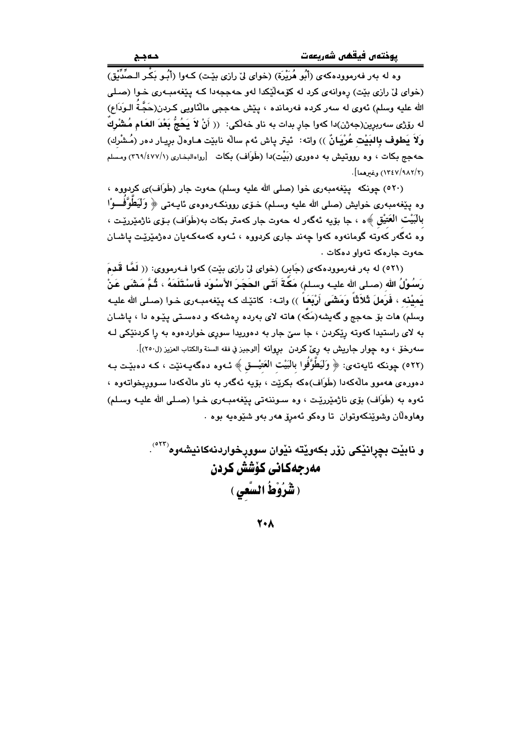وه له بهر فهرموودهكهى (أَبُو هُرَيْرَة) (خواى لىّ رازى بێت) كهوا (أَبُو بَكْر الصِّدِّيْق) (خواى لىّ رازى بێت) رهوانهى كرد له كۆمهڵێكدا لهو حهججهدا كه پێغهمبهرى خوا (صلى الله عليه وسلم) ئهوى له سهر كرده فهرمانده ، پێش حهججى ماڵئاوايى كردن(حَجَّةُ الوَدَاع) له رۆژى سهربڕين(جهژن)دا كهوا جاڕ بدات به ناو خهڵكى: (( أَنْ لاَ يَحُجُّ بَعْدَ العَامِ مُشْرِكٌ وَلاَ يَطوف بِالبَيْتِ عُرْيَانٌ )) واته: ئيتر پاش ئهم ساڵه نابێت هاوهڵ بڕيار دهر (مُشْرِك) حهجج بكات ، وه رووتيش به دهورى (بَيْت)دا (طَوَاف) بكات [رواه البخاري (١/٤٧٧/٣٦٩) ومسلم (٢/٩٨٢/١٣٤٧) وغيرهما].

(٥٢٠) چونكه پێغهمبهرى خوا (صلى الله عليه وسلم) حهوت جار (طَوَاف)ى كردووه ، وه پێغهمبهرى خوايش (صلى الله عليه وسلم) خۆى روونكهرهوهى ئايهتى ﴿ وَلْيَطَّوَّفُوْا بِالْبَيْتِ العَتِيْقِ ﴾ه ، جا بۆيه ئهگهر له حهوت جار كهمتر بكات به(طَوَاف) بۆى ناژمێررێت ، وه ئهگهر كهوته گومانهوه كهوا چهند جارى كردووه ، ئهوه كهمهكهيان دهژمێرێت پاشان حهوت جارهكه تهواو دهكات .

(٥٢١) له بهر فهرموودهكهى (جَابِر) (خواى لىّ رازى بێت) كهوا فهرمووى: (( لَمَّا قَدِمَ رَسُوْلُ الله (صلى الله عليه وسلم) مَكَّةَ أَتَى الحَجَرَ الأَسْوَد فَاسْتَلَمَهُ ، ثُمَّ مَشَى عَنْ يَمِيْنِه ، فَرَمَلَ ثَلاَثاً وَمَشَى أَرْبَعاً )) واته: كاتێك كه پێغهمبهرى خوا (صلى الله عليه وسلم) هات بۆ حهجج و گهيشته(مَكَّه) هاته لاى بهرده رهشهكه و دهستى پێوه دا ، پاشان به لاى راستيدا كهوته رێكردن ، جا سىّ جار به دهوريدا سوڕى خواردهوه به ڕا كردنێكى له سهرخۆ ، وه چوار جاريش به ڕىّ كردن بڕوانه [الوجيز في فقه السنة والكتاب العزيز (ل٢٥٠)].

(٥٢٢) چونكه ئايهتهى: ﴿ وَلْيَطَّوَّفُوا بِالبَيْتِ العَتِيْقِ ﴾ ئهوه دهگهيهنێت ، كه دهبێت به دهورهى ههموو ماڵهكهدا (طَوَاف)هكه بكرێت ، بۆيه ئهگهر به ناو ماڵهكهدا سووڕبخواتهوه ، ئهوه به (طَوَاف) بۆى ناژمێررێت ، وه سوننهتى پێغهمبهرى خوا (صلى الله عليه وسلم) وهاوهڵان وشوێنكهوتوان تا وهكو ئهمڕۆ ههر بهو شێوهيه بوه .

و نابێت بچڕانێكى زۆر بكهوێته نێوان سوورخواردنهكانيشهوه[٥٢٣].

## مهرجهكانى كۆشش كردن
## ( شُرُوْطُ السَّعي )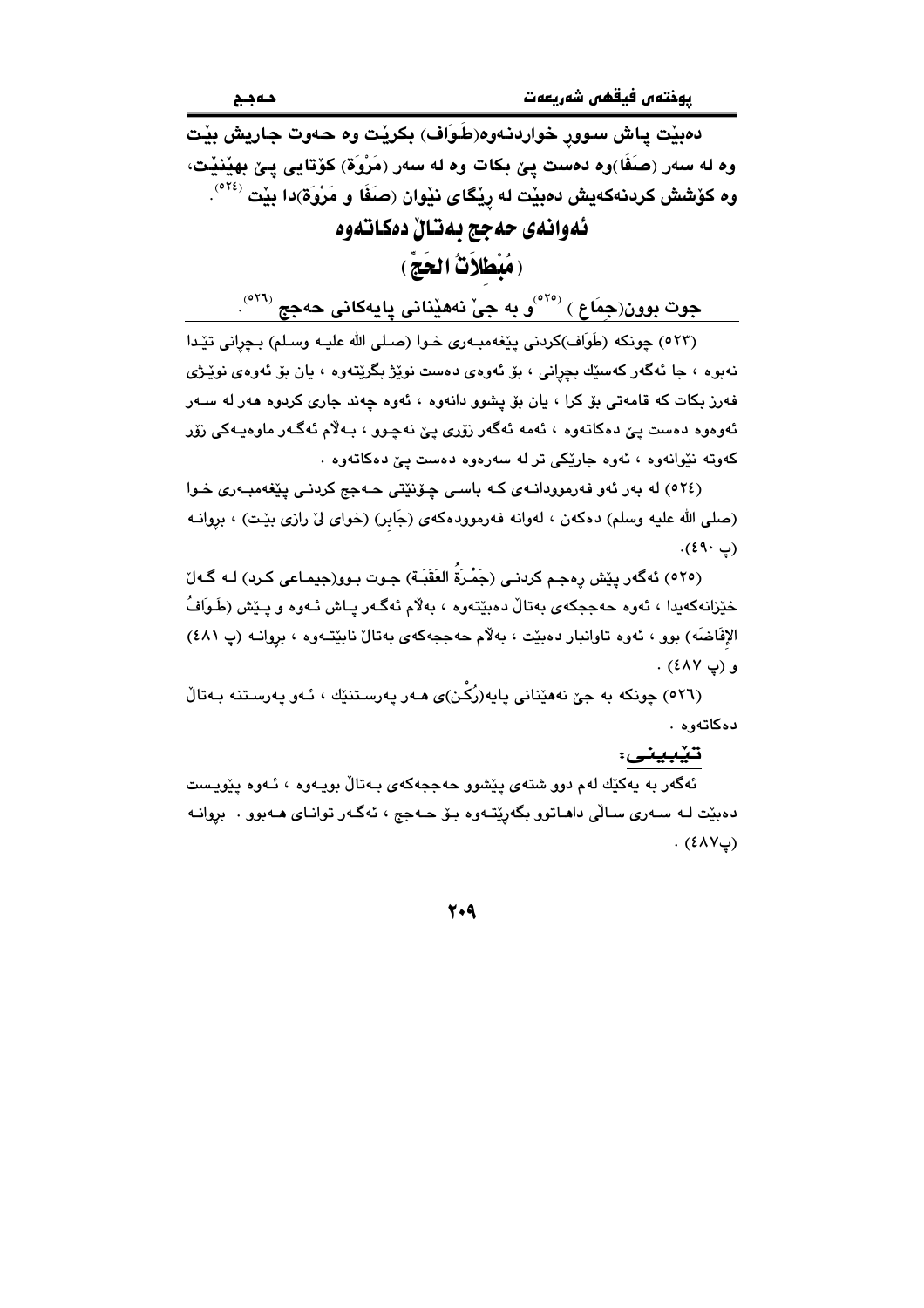دەبێت پاش سووڕ خواردنەوە(طَوَاف) بکرێت وە حەوت جاریش بێت وە لە سەر (صَفَا)وە دەست پێ بکات وە لە سەر (مَرْوَة) کۆتایی پێ بهێنێت، وە کۆشش کردنەکەیش دەبێت لە ڕێگای نێوان (صَفَا و مَرْوَة)دا بێت [٥٢٤].

## ئەوانەی حەجج بەتاڵ دەکاتەوە

## ( مُبْطلاَتُ الحَجِّ )

**جوت بوون(جِمَاع ) [٥٢٥]و بە جێ نەهێنانی پایەکانی حەجج [٥٢٦].**

(٥٢٣) چونکە (طَوَاف)کردنی پێغەمبەری خوا (صلی الله علیە وسلم) بـچڕانی تێدا نەبوە ، جا ئەگەر کەسێك بچڕانی ، بۆ ئەوەی دەست نوێژ بگرێتەوە ، یان بۆ ئەوەی نوێـژی فەرز بکات کە قامەتی بۆ کرا ، یان بۆ پشوو دانەوە ، ئەوە چەند جاری کردوە هەر لە سـەر ئەوەوە دەست پێ دەکاتەوە ، ئەمە ئەگەر زۆری پێ نەچـوو ، بـەڵام ئەگـەر ماوەیـەکی زۆر کەوتە نێوانەوە ، ئەوە جارێکی تر لە سەرەوە دەست پێ دەکاتەوە .

(٥٢٤) لە بەر ئەو فەرموودانـەی کـە باسـی چـۆنێتی حـەجج کردنـی پێغەمبـەری خـوا (صلی الله علیە وسلم) دەکەن ، لەوانە فەرموودەکەی (جَابِر) (خوای لێ ڕازی بێـت) ، بڕوانـە (پ ٤٩٠).

(٥٢٥) ئەگەر پێش ڕەجـم کردنـی (جَمْـرَةُ العَقَبَـة) جـوت بـوو(جیمـاعی کـرد) لـە گـەڵ خێزانەکەیدا ، ئەوە حەججەکەی بەتاڵ دەبێتەوە ، بەڵام ئەگـەر پـاش ئـەوە و پـێش (طَـوَافُ الإِفَاضَە) بوو ، ئەوە تاوانبار دەبێت ، بەڵام حەججەکەی بەتاڵ نابێتـەوە ، بڕوانـە (پ ٤٨١) و (پ ٤٨٧) .

(٥٢٦) چونکە بە جێ نەهێنانی پایە(رُکْن)ی هـەر پەرستنێك ، ئـەو پەرسـتنە بـەتاڵ دەکاتەوە .

تێبینی:

ئەگەر بە یەکێك لەم دوو شتەی پێشوو حەججەکەی بـەتاڵ بویـەوە ، ئـەوە پێویـست دەبێت لـە سـەری سـاڵی داهـاتوو بگەڕێتـەوە بـۆ حـەجج ، ئەگـەر توانـای هـەبوو . بڕوانـە (پ٤٨٧) .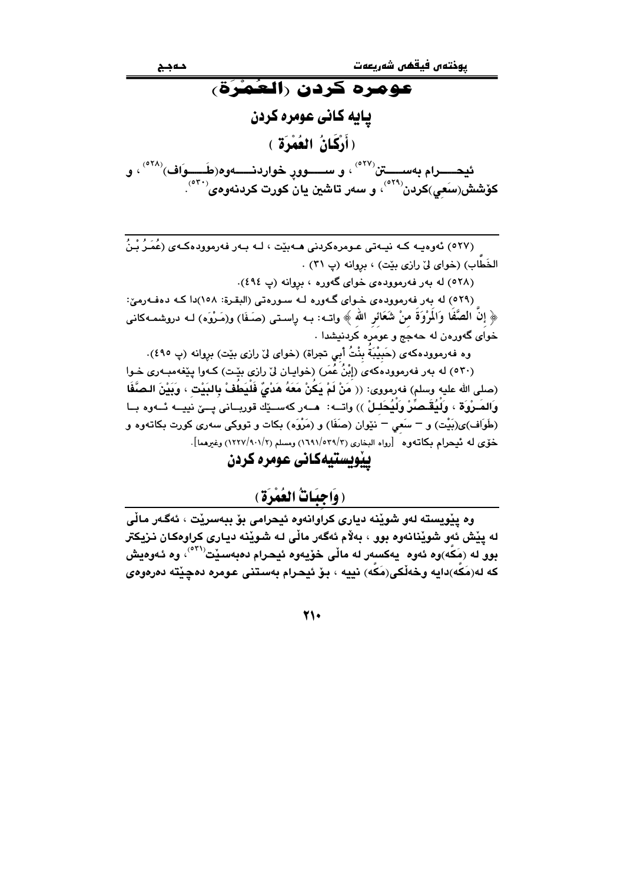# عومره کردن (العُمْرَة)

## پایه کانی عومره کردن

## ( أَرْكَانُ العُمْرَة )

**ئیحـــــرام بەســـــتن[٥٢٧] ، و ســـــووڕ خواردنـــــەوە(طَـــــوَاف)[٥٢٨] ، و کۆشش(سَعِي)کردن[٥٢٩] ، و سەر تاشین یان کورت کردنەوەی[٥٣٠].**

---

(٥٢٧) ئەوەیـە کـە نیـەتی عـومرەکردنی هـەبێت ، لـە بـەر فەرموودەکـەی (عُمَـرُ بْـنُ الخَطَّاب) (خوای لێ رازی بێت) ، بڕوانە (پ ٣١) .

(٥٢٨) لە بەر فەرموودەی خوای گەورە ، بڕوانە (پ ٤٩٤).

(٥٢٩) لە بەر فەرموودەی خـوای گـەورە لـە سـورەتی (البقرة: ١٥٨)دا کـە دەفـەرمێ: ﴿ إِنَّ الصَّفَا وَالْمَرْوَةَ مِنْ شَعَائِرِ اللهِ ﴾ واتـە: بـە ڕاسـتی (صَـفَا) و(مَـرْوَه) لـە دروشمـەکانی خوای گەورەن لە حەجج و عومرە کردنیشدا .

وە فەرموودەکەی (حَبِيْبَةُ بِنْتُ أَبِي تجراة) (خوای لێ رازی بێت) بڕوانە (پ ٤٩٥).

(٥٣٠) لە بەر فەرموودەکەی (اِبْنُ عُمَر) (خوایان لێ رازی بێـت) کـەوا پێغەمبـەری خـوا (صلی الله علیه وسلم) فەرمووی: (( مَنْ لَمْ يَكُنْ مَعَهُ هَدْيٌ فَلْيَطُفْ بِالبَيْتِ ، وَبَيْنَ الصَّفَا وَالمَـرْوَة ، وَلْيُقَـصِّرْ وَلْيُحَلِـلْ )) واتـە: هـەر کەسـێك قوربـانی پـێ نییـە ئـەوە بـا (طَوَاف)ی(بَيْت) و – سَعي – نێوان (صَفَا) و (مَرْوَه) بکات و تووکی سەری کورت بکاتەوە و خۆی لە ئیحرام بکاتەوە [رواه البخاري (٣/٥٣٩/١٦٩١) ومسلم (٢/٩٠١/١٢٢٧) وغیرهما].

## پێویستیەکانی عومرە کردن

## ( وَاجِبَاتُ العُمْرَة )

**وە پێویستە لەو شوێنە دیاری کراوانەوە ئیحرامی بۆ ببەسرێت ، ئەگەر ماڵی لە پێش ئەو شوێنانەوە بوو ، بەڵام ئەگەر ماڵی لـە شـوێنە دیـاری کراوەکـان نـزیکتر بوو لە (مَكَّه)وە ئەوە یەکسەر لە ماڵی خۆیەوە ئیحرام دەبەسێت[٥٣١]، وە ئـەوەیش کە لە(مَكَّه)دایە وخەڵکی(مَكَّه) نییە ، بـۆ ئیحـرام بەسـتنی عـومرە دەچێتە دەرەوەی**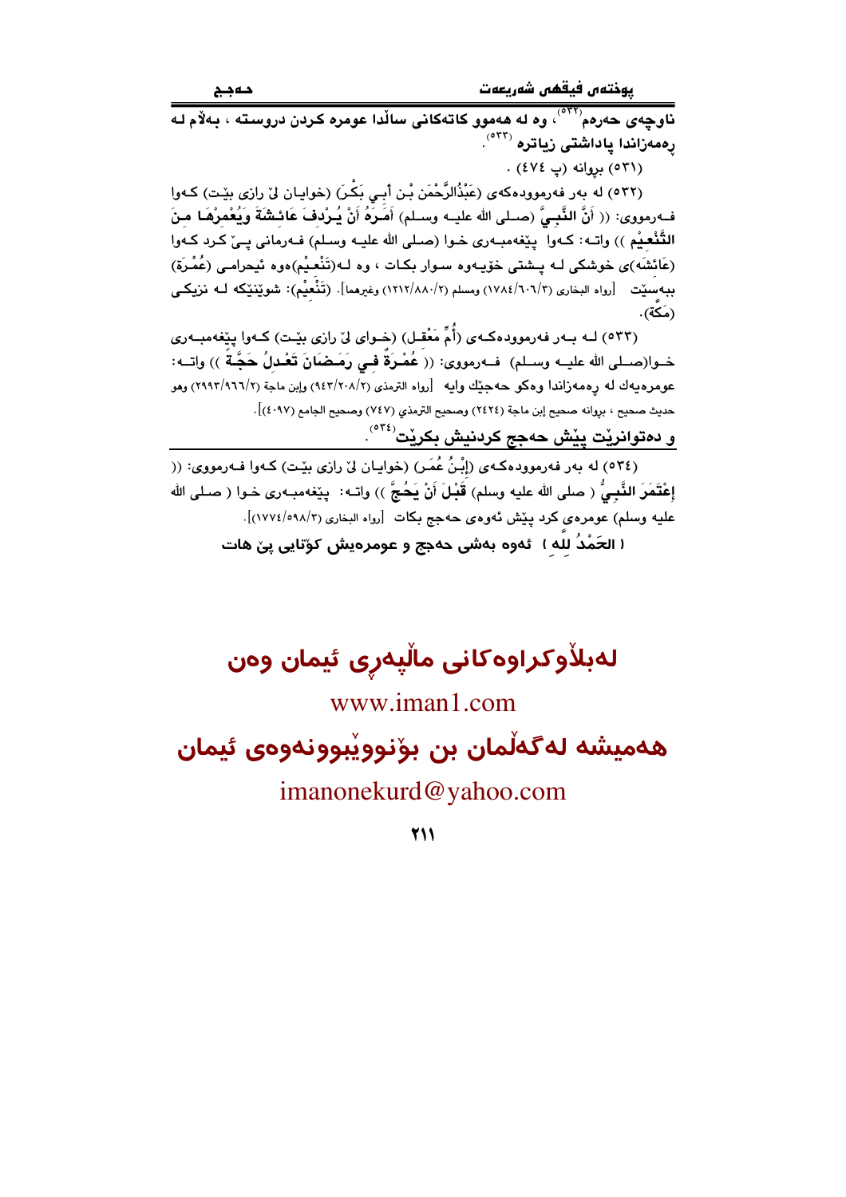ناوچەی حەرەم[532]، وە لە هەموو کاتەکانی ساڵدا عومرە کردن دروستە ، بەڵام لە ڕەمەزاندا پاداشتی زیاترە [533].

(٥٣١) بڕوانە (پ ٤٧٤) .

(٥٣٢) لە بەر فەرموودەکەی (عَبْدُالرَّحْمَن بْـن أَبِـي بَكْـرٍ) (خوایـان لێ ڕازی بێـت) کـەوا فـەرمووی: (( أَنَّ النَّبِـيَّ (صـلى الله عليـه وسـلم) أَمَـرَهُ أَنْ يُـرْدِفَ عَائـشَةَ وَيُعْمِرْهَـا مِـنَ التَّنْعِيْمِ )) واتـە: کـەوا پێغەمبـەری خـوا (صـلى الله عليـه وسـلم) فـەرمانی پـێ کـرد کـەوا (عَائشَة)ی خوشکی لـە پـشتی خۆیـەوە سـوار بکـات ، وە لـە(تَنْعِيْم)ەوە ئیحرامـی (عُمْـرَة) ببەستێت [رواه البخاري (١٧٨٤/٦٠٦/٣) ومسلم (١٢١٢/٨٨٠/٢) وغيرهما]. (تَنْعِيْم): شوێنێکە لـە نزیکـی (مَكَّة).

(٥٣٣) لـە بـەر فەرموودەکـەی (أُمِّ مَعْقِـل) (خـوای لێ ڕازی بێـت) کـەوا پێغەمبـەری خـوا(صـلى الله عليـه وسـلم) فـەرمووی: (( عُمْـرَةٌ فـي رَمَـضَانَ تَعْـدِلُ حَجَّـةً )) واتـە: عومرەیەك لە ڕەمەزاندا وەکو حەجێك وایە [رواه الترمذي (٩٤٣/٢٠٨/٢) وإبن ماجة (٢٩٩٣/٩٦٦/٢) وهو حديث صحيح ، بڕوانە صحيح إبن ماجة (٢٤٢٤) وصحيح الترمذي (٧٤٧) وصحيح الجامع (٤٠٩٧)].

**و دەتوانرێت پێش حەجج کردنیش بکرێت**[534].

(٥٣٤) لە بەر فەرموودەکـەی (إِبْـنُ عُمَـر) (خوایـان لێ ڕازی بێـت) کـەوا فـەرمووی: (( إِعْتَمَرَ النَّبِيُّ ( صلى الله عليه وسلم) قَبْلَ أَنْ يَحُجَّ )) واتـە: پێغەمبـەری خـوا ( صـلى الله عليه وسلم) عومرەی کرد پێش ئەوەی حەجج بکات [رواه البخاري (١٧٧٤/٥٩٨/٣)].

**( الحَمْدُ لِلَّهِ ) ئەوە بەشی حەجج و عومرەیش کۆتایی پێ هات**

## لەبڵاوکراوەکانی ماڵپەڕی ئیمان وەن

www.iman1.com

## هەمیشە لەگەڵمان بن بۆنوویبوونەوەی ئیمان

imanonekurd@yahoo.com